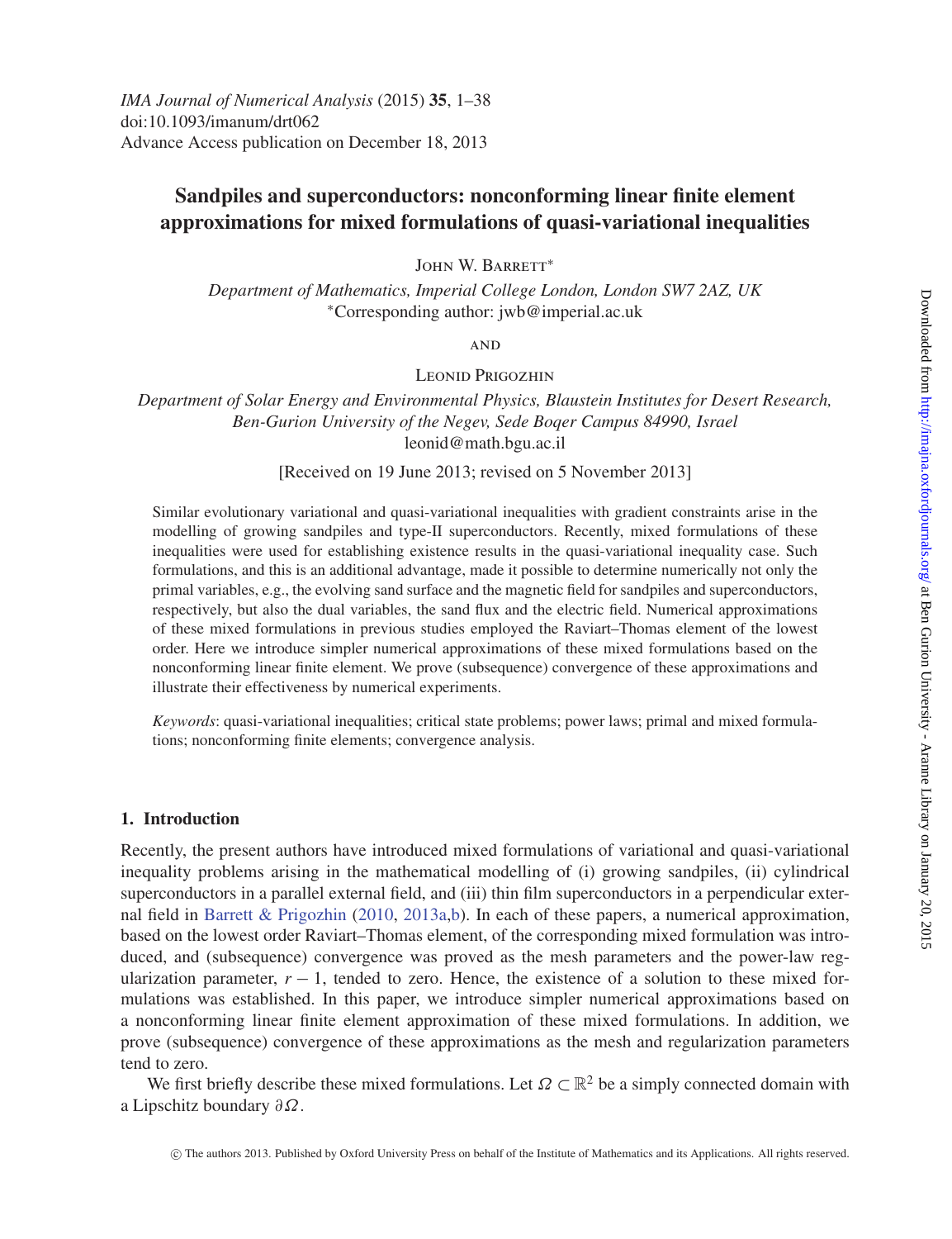# Sandpiles and superconductors: nonconforming linear finite element approximations for mixed formulations of quasi-variational inequalities

John W. Barrett*

*Department of Mathematics, Imperial College London, London SW7 2AZ, UK*
*Corresponding author: jwb@imperial.ac.uk

AND

Leonid Prigozhin

*Department of Solar Energy and Environmental Physics, Blaustein Institutes for Desert Research, Ben-Gurion University of the Negev, Sede Boqer Campus 84990, Israel*
leonid@math.bgu.ac.il

[Received on 19 June 2013; revised on 5 November 2013]

Similar evolutionary variational and quasi-variational inequalities with gradient constraints arise in the modelling of growing sandpiles and type-II superconductors. Recently, mixed formulations of these inequalities were used for establishing existence results in the quasi-variational inequality case. Such formulations, and this is an additional advantage, made it possible to determine numerically not only the primal variables, e.g., the evolving sand surface and the magnetic field for sandpiles and superconductors, respectively, but also the dual variables, the sand flux and the electric field. Numerical approximations of these mixed formulations in previous studies employed the Raviart–Thomas element of the lowest order. Here we introduce simpler numerical approximations of these mixed formulations based on the nonconforming linear finite element. We prove (subsequence) convergence of these approximations and illustrate their effectiveness by numerical experiments.

*Keywords*: quasi-variational inequalities; critical state problems; power laws; primal and mixed formulations; nonconforming finite elements; convergence analysis.

## 1. Introduction

Recently, the present authors have introduced mixed formulations of variational and quasi-variational inequality problems arising in the mathematical modelling of (i) growing sandpiles, (ii) cylindrical superconductors in a parallel external field, and (iii) thin film superconductors in a perpendicular external field in Barrett & Prigozhin (2010, 2013a,b). In each of these papers, a numerical approximation, based on the lowest order Raviart–Thomas element, of the corresponding mixed formulation was introduced, and (subsequence) convergence was proved as the mesh parameters and the power-law regularization parameter, $r - 1$, tended to zero. Hence, the existence of a solution to these mixed formulations was established. In this paper, we introduce simpler numerical approximations based on a nonconforming linear finite element approximation of these mixed formulations. In addition, we prove (subsequence) convergence of these approximations as the mesh and regularization parameters tend to zero.

We first briefly describe these mixed formulations. Let $\Omega \subset \mathbb{R}^2$ be a simply connected domain with a Lipschitz boundary $\partial\Omega$.

© The authors 2013. Published by Oxford University Press on behalf of the Institute of Mathematics and its Applications. All rights reserved.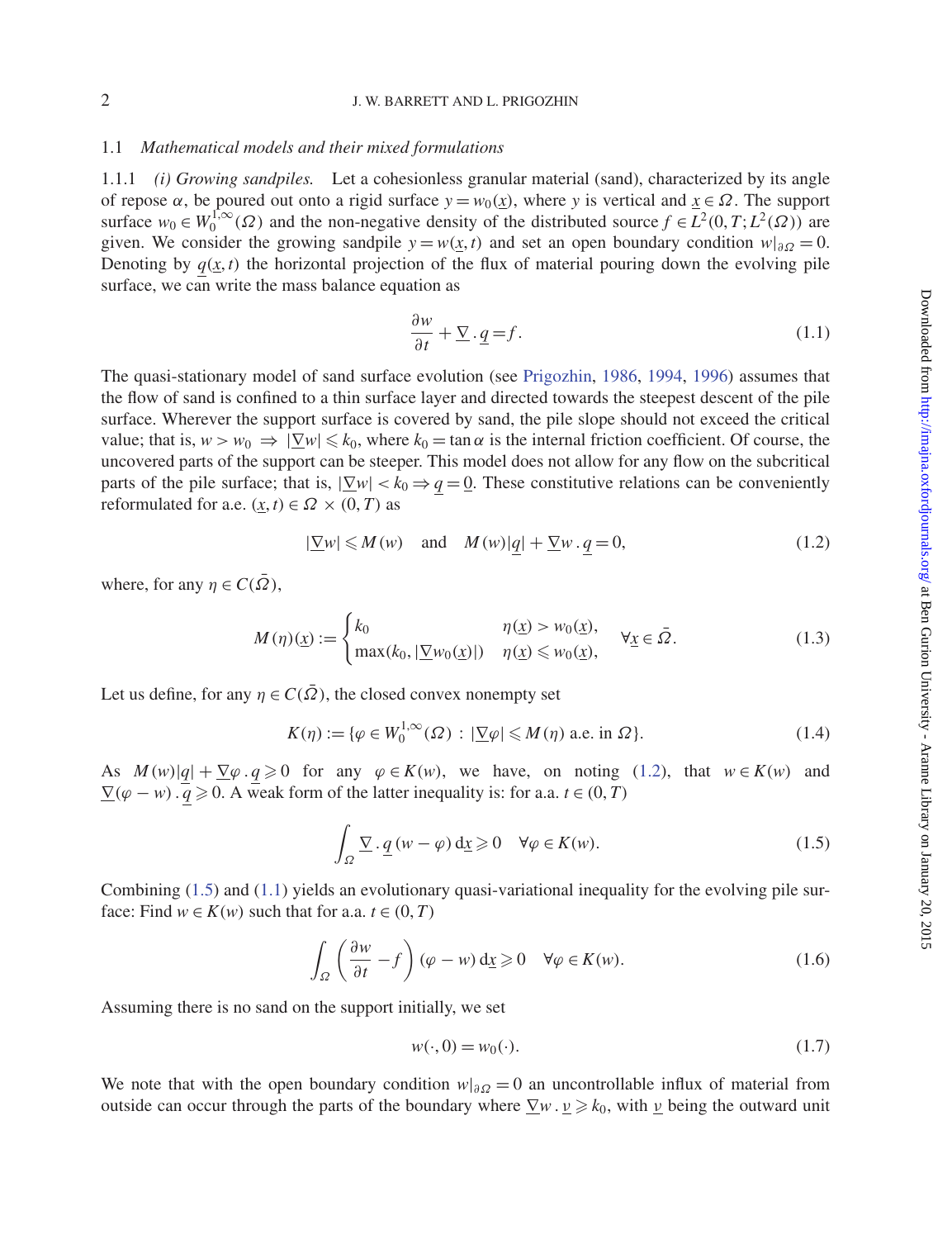### 1.1 *Mathematical models and their mixed formulations*

1.1.1 *(i) Growing sandpiles.* Let a cohesionless granular material (sand), characterized by its angle of repose $\alpha$, be poured out onto a rigid surface $y = w_0(\underline{x})$, where $y$ is vertical and $\underline{x} \in \Omega$. The support surface $w_0 \in W_0^{1,\infty}(\Omega)$ and the non-negative density of the distributed source $f \in L^2(0, T; L^2(\Omega))$ are given. We consider the growing sandpile $y = w(\underline{x}, t)$ and set an open boundary condition $w|_{\partial\Omega} = 0$. Denoting by $\underline{q}(\underline{x}, t)$ the horizontal projection of the flux of material pouring down the evolving pile surface, we can write the mass balance equation as

$$\frac{\partial w}{\partial t} + \underline{\nabla} \, . \, \underline{q} = f. \tag{1.1}$$

The quasi-stationary model of sand surface evolution (see Prigozhin, 1986, 1994, 1996) assumes that the flow of sand is confined to a thin surface layer and directed towards the steepest descent of the pile surface. Wherever the support surface is covered by sand, the pile slope should not exceed the critical value; that is, $w > w_0 \;\Rightarrow\; |\underline{\nabla} w| \leqslant k_0$, where $k_0 = \tan\alpha$ is the internal friction coefficient. Of course, the uncovered parts of the support can be steeper. This model does not allow for any flow on the subcritical parts of the pile surface; that is, $|\underline{\nabla} w| < k_0 \Rightarrow \underline{q} = \underline{0}$. These constitutive relations can be conveniently reformulated for a.e. $(\underline{x}, t) \in \Omega \times (0, T)$ as

$$|\underline{\nabla} w| \leqslant M(w) \quad \text{and} \quad M(w)|\underline{q}| + \underline{\nabla} w \, . \, \underline{q} = 0, \tag{1.2}$$

where, for any $\eta \in C(\bar{\Omega})$,

$$M(\eta)(\underline{x}) := \begin{cases} k_0 & \eta(\underline{x}) > w_0(\underline{x}), \\ \max(k_0, |\underline{\nabla} w_0(\underline{x})|) & \eta(\underline{x}) \leqslant w_0(\underline{x}), \end{cases} \quad \forall \underline{x} \in \bar{\Omega}. \tag{1.3}$$

Let us define, for any $\eta \in C(\bar{\Omega})$, the closed convex nonempty set

$$K(\eta) := \{\varphi \in W_0^{1,\infty}(\Omega) : |\underline{\nabla} \varphi| \leqslant M(\eta) \text{ a.e. in } \Omega\}. \tag{1.4}$$

As $M(w)|\underline{q}| + \underline{\nabla}\varphi \, . \, \underline{q} \geqslant 0$ for any $\varphi \in K(w)$, we have, on noting (1.2), that $w \in K(w)$ and $\underline{\nabla}(\varphi - w) \, . \, \underline{q} \geqslant 0$. A weak form of the latter inequality is: for a.a. $t \in (0, T)$

$$\int_\Omega \underline{\nabla} \, . \, \underline{q} \, (w - \varphi) \, \mathrm{d}\underline{x} \geqslant 0 \quad \forall \varphi \in K(w). \tag{1.5}$$

Combining (1.5) and (1.1) yields an evolutionary quasi-variational inequality for the evolving pile surface: Find $w \in K(w)$ such that for a.a. $t \in (0, T)$

$$\int_\Omega \left( \frac{\partial w}{\partial t} - f \right) (\varphi - w) \, \mathrm{d}\underline{x} \geqslant 0 \quad \forall \varphi \in K(w). \tag{1.6}$$

Assuming there is no sand on the support initially, we set

$$w(\cdot, 0) = w_0(\cdot). \tag{1.7}$$

We note that with the open boundary condition $w|_{\partial\Omega} = 0$ an uncontrollable influx of material from outside can occur through the parts of the boundary where $\underline{\nabla} w \, . \, \underline{\nu} \geqslant k_0$, with $\underline{\nu}$ being the outward unit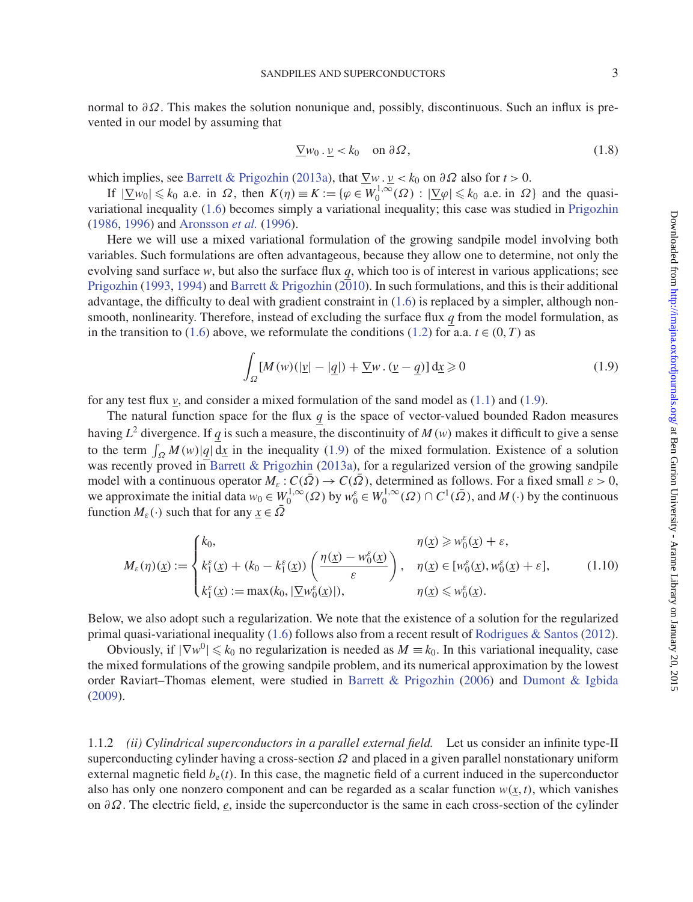normal to $\partial\Omega$. This makes the solution nonunique and, possibly, discontinuous. Such an influx is prevented in our model by assuming that

$$\underline{\nabla} w_0 \,.\, \underline{\nu} < k_0 \quad \text{on } \partial\Omega, \tag{1.8}$$

which implies, see Barrett & Prigozhin (2013a), that $\underline{\nabla} w \,.\, \underline{\nu} < k_0$ on $\partial\Omega$ also for $t > 0$.

If $|\underline{\nabla} w_0| \leqslant k_0$ a.e. in $\Omega$, then $K(\eta) \equiv K := \{\varphi \in W_0^{1,\infty}(\Omega) : |\underline{\nabla}\varphi| \leqslant k_0 \text{ a.e. in } \Omega\}$ and the quasi-variational inequality (1.6) becomes simply a variational inequality; this case was studied in Prigozhin (1986, 1996) and Aronsson *et al.* (1996).

Here we will use a mixed variational formulation of the growing sandpile model involving both variables. Such formulations are often advantageous, because they allow one to determine, not only the evolving sand surface $w$, but also the surface flux $\underline{q}$, which too is of interest in various applications; see Prigozhin (1993, 1994) and Barrett & Prigozhin (2010). In such formulations, and this is their additional advantage, the difficulty to deal with gradient constraint in (1.6) is replaced by a simpler, although nonsmooth, nonlinearity. Therefore, instead of excluding the surface flux $\underline{q}$ from the model formulation, as in the transition to (1.6) above, we reformulate the conditions (1.2) for a.a. $t \in (0, T)$ as

$$\int_\Omega [M(w)(|\underline{v}| - |\underline{q}|) + \underline{\nabla} w \,.\, (\underline{v} - \underline{q})] \,\mathrm{d}\underline{x} \geqslant 0 \tag{1.9}$$

for any test flux $\underline{v}$, and consider a mixed formulation of the sand model as (1.1) and (1.9).

The natural function space for the flux $\underline{q}$ is the space of vector-valued bounded Radon measures having $L^2$ divergence. If $\underline{q}$ is such a measure, the discontinuity of $M(w)$ makes it difficult to give a sense to the term $\int_\Omega M(w)|\underline{q}| \,\mathrm{d}\underline{x}$ in the inequality (1.9) of the mixed formulation. Existence of a solution was recently proved in Barrett & Prigozhin (2013a), for a regularized version of the growing sandpile model with a continuous operator $M_\varepsilon : C(\bar{\Omega}) \to C(\bar{\Omega})$, determined as follows. For a fixed small $\varepsilon > 0$, we approximate the initial data $w_0 \in W_0^{1,\infty}(\Omega)$ by $w_0^\varepsilon \in W_0^{1,\infty}(\Omega) \cap C^1(\bar{\Omega})$, and $M(\cdot)$ by the continuous function $M_\varepsilon(\cdot)$ such that for any $\underline{x} \in \bar{\Omega}$

$$M_\varepsilon(\eta)(\underline{x}) := \begin{cases} k_0, & \eta(\underline{x}) \geqslant w_0^\varepsilon(\underline{x}) + \varepsilon, \\ k_1^\varepsilon(\underline{x}) + (k_0 - k_1^\varepsilon(\underline{x}))\left(\dfrac{\eta(\underline{x}) - w_0^\varepsilon(\underline{x})}{\varepsilon}\right), & \eta(\underline{x}) \in [w_0^\varepsilon(\underline{x}), w_0^\varepsilon(\underline{x}) + \varepsilon], \\ k_1^\varepsilon(\underline{x}) := \max(k_0, |\underline{\nabla} w_0^\varepsilon(\underline{x})|), & \eta(\underline{x}) \leqslant w_0^\varepsilon(\underline{x}). \end{cases} \tag{1.10}$$

Below, we also adopt such a regularization. We note that the existence of a solution for the regularized primal quasi-variational inequality (1.6) follows also from a recent result of Rodrigues & Santos (2012).

Obviously, if $|\nabla w^0| \leqslant k_0$ no regularization is needed as $M \equiv k_0$. In this variational inequality, case the mixed formulations of the growing sandpile problem, and its numerical approximation by the lowest order Raviart–Thomas element, were studied in Barrett & Prigozhin (2006) and Dumont & Igbida (2009).

1.1.2 *(ii) Cylindrical superconductors in a parallel external field.* Let us consider an infinite type-II superconducting cylinder having a cross-section $\Omega$ and placed in a given parallel nonstationary uniform external magnetic field $b_\mathrm{e}(t)$. In this case, the magnetic field of a current induced in the superconductor also has only one nonzero component and can be regarded as a scalar function $w(\underline{x}, t)$, which vanishes on $\partial\Omega$. The electric field, $\underline{e}$, inside the superconductor is the same in each cross-section of the cylinder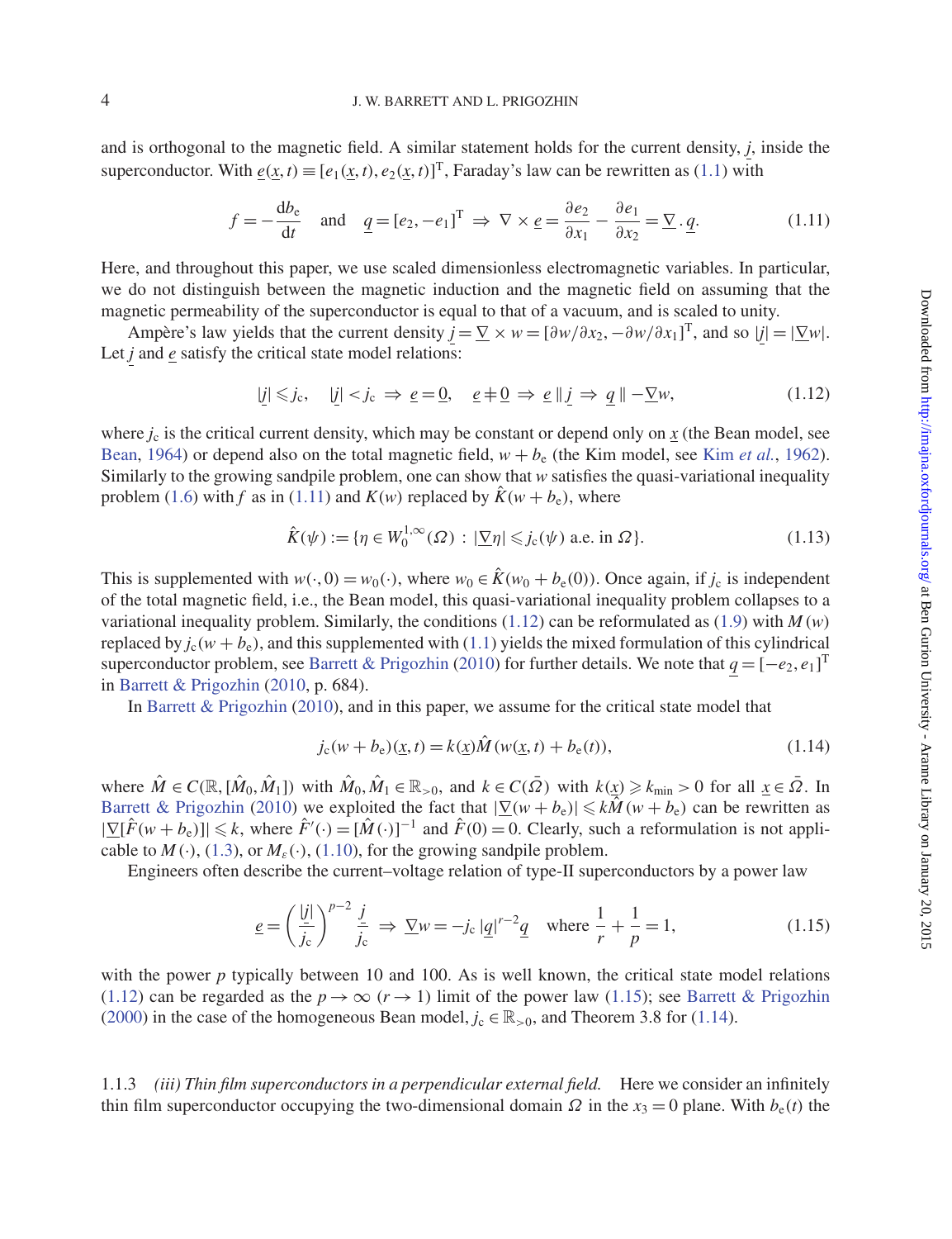and is orthogonal to the magnetic field. A similar statement holds for the current density, $\underline{j}$, inside the superconductor. With $\underline{e}(\underline{x},t) \equiv [e_1(\underline{x},t), e_2(\underline{x},t)]^{\mathrm{T}}$, Faraday's law can be rewritten as (1.1) with

$$f = -\frac{\mathrm{d}b_{\mathrm{e}}}{\mathrm{d}t} \quad \text{and} \quad \underline{q} = [e_2, -e_1]^{\mathrm{T}} \Rightarrow \nabla \times \underline{e} = \frac{\partial e_2}{\partial x_1} - \frac{\partial e_1}{\partial x_2} = \underline{\nabla} \cdot \underline{q}. \tag{1.11}$$

Here, and throughout this paper, we use scaled dimensionless electromagnetic variables. In particular, we do not distinguish between the magnetic induction and the magnetic field on assuming that the magnetic permeability of the superconductor is equal to that of a vacuum, and is scaled to unity.

Ampère's law yields that the current density $\underline{j} = \underline{\nabla} \times w = [\partial w/\partial x_2, -\partial w/\partial x_1]^{\mathrm{T}}$, and so $|\underline{j}| = |\underline{\nabla} w|$. Let $\underline{j}$ and $\underline{e}$ satisfy the critical state model relations:

$$|\underline{j}| \leqslant j_{\mathrm{c}}, \quad |\underline{j}| < j_{\mathrm{c}} \Rightarrow \underline{e} = \underline{0}, \quad \underline{e} \neq \underline{0} \Rightarrow \underline{e} \parallel \underline{j} \Rightarrow \underline{q} \parallel -\underline{\nabla} w, \tag{1.12}$$

where $j_{\mathrm{c}}$ is the critical current density, which may be constant or depend only on $\underline{x}$ (the Bean model, see Bean, 1964) or depend also on the total magnetic field, $w + b_{\mathrm{e}}$ (the Kim model, see Kim *et al.*, 1962). Similarly to the growing sandpile problem, one can show that $w$ satisfies the quasi-variational inequality problem (1.6) with $f$ as in (1.11) and $K(w)$ replaced by $\hat{K}(w + b_{\mathrm{e}})$, where

$$\hat{K}(\psi) := \{\eta \in W_0^{1,\infty}(\Omega) : |\underline{\nabla} \eta| \leqslant j_{\mathrm{c}}(\psi) \text{ a.e. in } \Omega\}. \tag{1.13}$$

This is supplemented with $w(\cdot,0) = w_0(\cdot)$, where $w_0 \in \hat{K}(w_0 + b_{\mathrm{e}}(0))$. Once again, if $j_{\mathrm{c}}$ is independent of the total magnetic field, i.e., the Bean model, this quasi-variational inequality problem collapses to a variational inequality problem. Similarly, the conditions (1.12) can be reformulated as (1.9) with $M(w)$ replaced by $j_{\mathrm{c}}(w + b_{\mathrm{e}})$, and this supplemented with (1.1) yields the mixed formulation of this cylindrical superconductor problem, see Barrett & Prigozhin (2010) for further details. We note that $\underline{q} = [-e_2, e_1]^{\mathrm{T}}$ in Barrett & Prigozhin (2010, p. 684).

In Barrett & Prigozhin (2010), and in this paper, we assume for the critical state model that

$$j_{\mathrm{c}}(w + b_{\mathrm{e}})(\underline{x},t) = k(\underline{x}) \hat{M}(w(\underline{x},t) + b_{\mathrm{e}}(t)), \tag{1.14}$$

where $\hat{M} \in C(\mathbb{R}, [\hat{M}_0, \hat{M}_1])$ with $\hat{M}_0, \hat{M}_1 \in \mathbb{R}_{>0}$, and $k \in C(\bar{\Omega})$ with $k(\underline{x}) \geqslant k_{\min} > 0$ for all $\underline{x} \in \bar{\Omega}$. In Barrett & Prigozhin (2010) we exploited the fact that $|\underline{\nabla}(w + b_{\mathrm{e}})| \leqslant k \hat{M}(w + b_{\mathrm{e}})$ can be rewritten as $|\underline{\nabla}[\hat{F}(w + b_{\mathrm{e}})]| \leqslant k$, where $\hat{F}'(\cdot) = [\hat{M}(\cdot)]^{-1}$ and $\hat{F}(0) = 0$. Clearly, such a reformulation is not applicable to $M(\cdot)$, (1.3), or $M_\varepsilon(\cdot)$, (1.10), for the growing sandpile problem.

Engineers often describe the current–voltage relation of type-II superconductors by a power law

$$\underline{e} = \left(\frac{|\underline{j}|}{j_{\mathrm{c}}}\right)^{p-2} \frac{\underline{j}}{j_{\mathrm{c}}} \Rightarrow \underline{\nabla} w = -j_{\mathrm{c}} \, |\underline{q}|^{r-2} \underline{q} \quad \text{where } \frac{1}{r} + \frac{1}{p} = 1, \tag{1.15}$$

with the power $p$ typically between 10 and 100. As is well known, the critical state model relations (1.12) can be regarded as the $p \to \infty$ ($r \to 1$) limit of the power law (1.15); see Barrett & Prigozhin (2000) in the case of the homogeneous Bean model, $j_{\mathrm{c}} \in \mathbb{R}_{>0}$, and Theorem 3.8 for (1.14).

1.1.3 *(iii) Thin film superconductors in a perpendicular external field.* Here we consider an infinitely thin film superconductor occupying the two-dimensional domain $\Omega$ in the $x_3 = 0$ plane. With $b_{\mathrm{e}}(t)$ the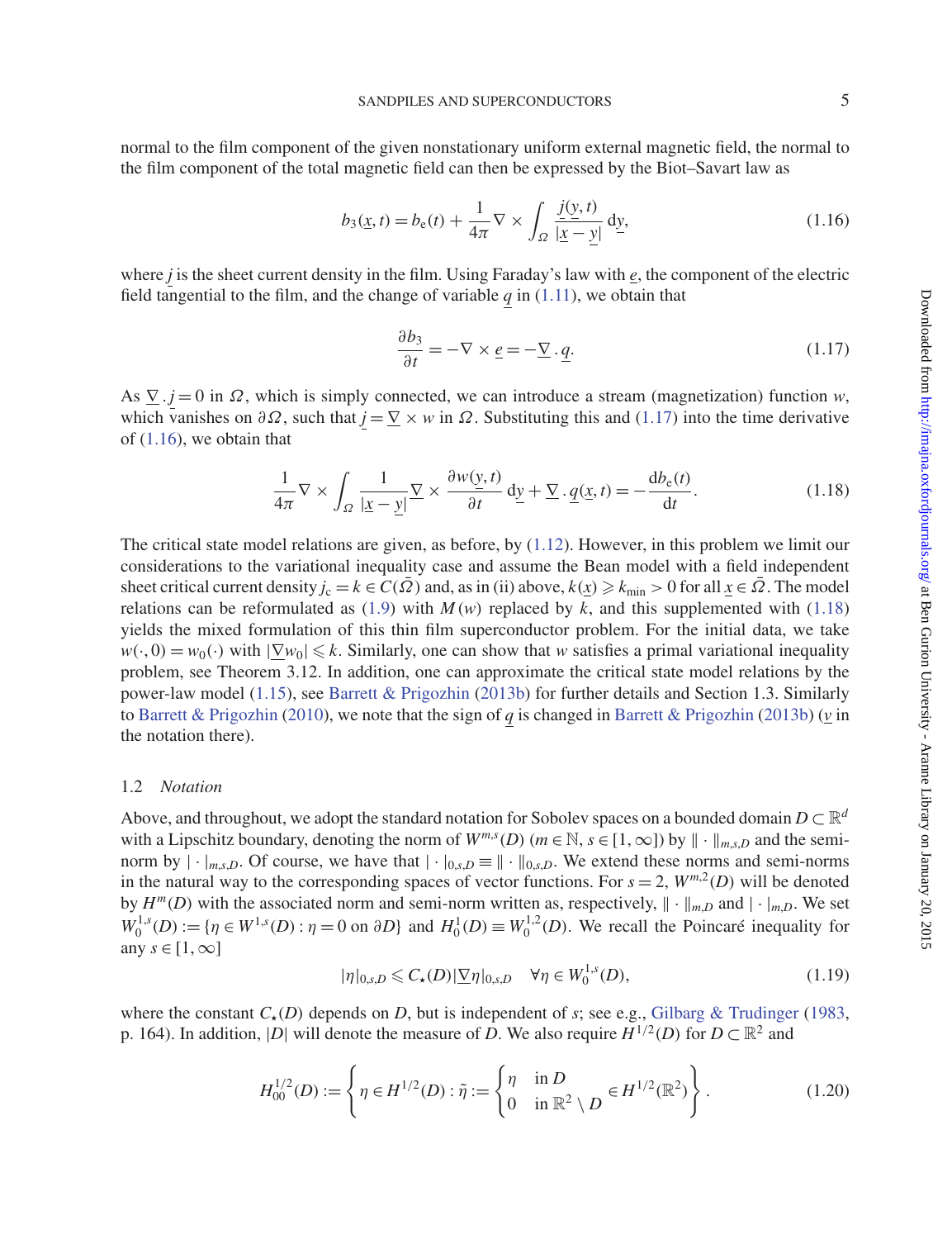normal to the film component of the given nonstationary uniform external magnetic field, the normal to the film component of the total magnetic field can then be expressed by the Biot–Savart law as

$$b_3(\underline{x},t) = b_e(t) + \frac{1}{4\pi}\nabla \times \int_\Omega \frac{\underline{j}(\underline{y},t)}{|\underline{x}-\underline{y}|}\,\mathrm{d}\underline{y}, \tag{1.16}$$

where $\underline{j}$ is the sheet current density in the film. Using Faraday's law with $\underline{e}$, the component of the electric field tangential to the film, and the change of variable $\underline{q}$ in (1.11), we obtain that

$$\frac{\partial b_3}{\partial t} = -\nabla \times \underline{e} = -\underline{\nabla}\,.\,\underline{q}. \tag{1.17}$$

As $\underline{\nabla}\,.\,\underline{j} = 0$ in $\Omega$, which is simply connected, we can introduce a stream (magnetization) function $w$, which vanishes on $\partial\Omega$, such that $\underline{j} = \underline{\nabla} \times w$ in $\Omega$. Substituting this and (1.17) into the time derivative of (1.16), we obtain that

$$\frac{1}{4\pi}\nabla \times \int_\Omega \frac{1}{|\underline{x}-\underline{y}|}\underline{\nabla} \times \frac{\partial w(\underline{y},t)}{\partial t}\,\mathrm{d}\underline{y} + \underline{\nabla}\,.\,\underline{q}(\underline{x},t) = -\frac{\mathrm{d}b_e(t)}{\mathrm{d}t}. \tag{1.18}$$

The critical state model relations are given, as before, by (1.12). However, in this problem we limit our considerations to the variational inequality case and assume the Bean model with a field independent sheet critical current density $j_c = k \in C(\bar{\Omega})$ and, as in (ii) above, $k(\underline{x}) \geqslant k_{\min} > 0$ for all $\underline{x} \in \bar{\Omega}$. The model relations can be reformulated as (1.9) with $M(w)$ replaced by $k$, and this supplemented with (1.18) yields the mixed formulation of this thin film superconductor problem. For the initial data, we take $w(\cdot,0) = w_0(\cdot)$ with $|\underline{\nabla} w_0| \leqslant k$. Similarly, one can show that $w$ satisfies a primal variational inequality problem, see Theorem 3.12. In addition, one can approximate the critical state model relations by the power-law model (1.15), see Barrett & Prigozhin (2013b) for further details and Section 1.3. Similarly to Barrett & Prigozhin (2010), we note that the sign of $\underline{q}$ is changed in Barrett & Prigozhin (2013b) ($\underline{v}$ in the notation there).

### 1.2 *Notation*

Above, and throughout, we adopt the standard notation for Sobolev spaces on a bounded domain $D \subset \mathbb{R}^d$ with a Lipschitz boundary, denoting the norm of $W^{m,s}(D)$ ($m \in \mathbb{N}$, $s \in [1,\infty]$) by $\|\cdot\|_{m,s,D}$ and the semi-norm by $|\cdot|_{m,s,D}$. Of course, we have that $|\cdot|_{0,s,D} \equiv \|\cdot\|_{0,s,D}$. We extend these norms and semi-norms in the natural way to the corresponding spaces of vector functions. For $s = 2$, $W^{m,2}(D)$ will be denoted by $H^m(D)$ with the associated norm and semi-norm written as, respectively, $\|\cdot\|_{m,D}$ and $|\cdot|_{m,D}$. We set $W_0^{1,s}(D) := \{\eta \in W^{1,s}(D) : \eta = 0 \text{ on } \partial D\}$ and $H_0^1(D) \equiv W_0^{1,2}(D)$. We recall the Poincaré inequality for any $s \in [1,\infty]$

$$|\eta|_{0,s,D} \leqslant C_\star(D)|\underline{\nabla}\eta|_{0,s,D} \quad \forall \eta \in W_0^{1,s}(D), \tag{1.19}$$

where the constant $C_\star(D)$ depends on $D$, but is independent of $s$; see e.g., Gilbarg & Trudinger (1983, p. 164). In addition, $|D|$ will denote the measure of $D$. We also require $H^{1/2}(D)$ for $D \subset \mathbb{R}^2$ and

$$H_{00}^{1/2}(D) := \left\{ \eta \in H^{1/2}(D) : \tilde{\eta} := \begin{cases} \eta & \text{in } D \\ 0 & \text{in } \mathbb{R}^2 \setminus D \end{cases} \in H^{1/2}(\mathbb{R}^2) \right\}. \tag{1.20}$$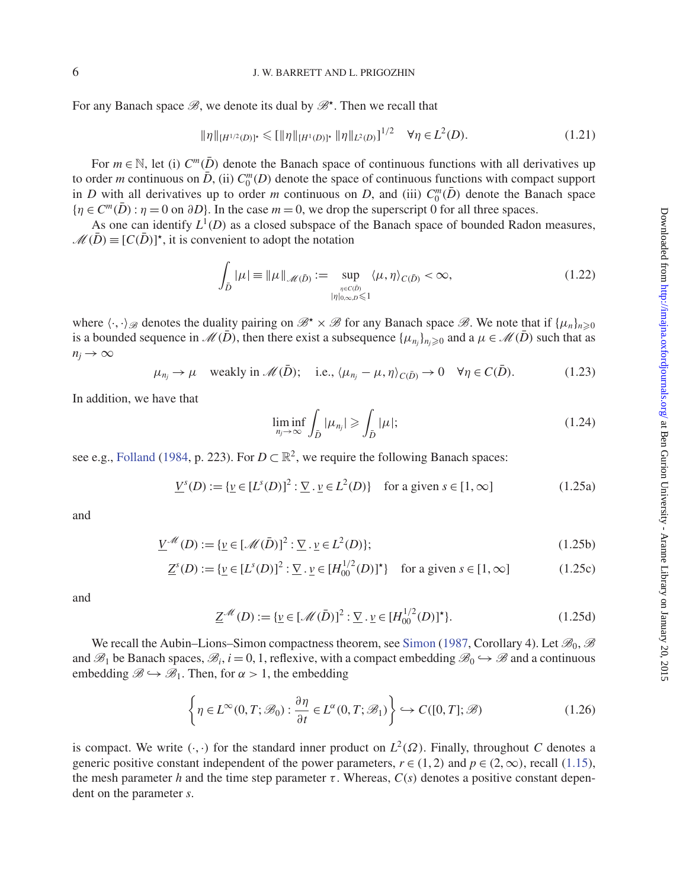For any Banach space $\mathscr{B}$, we denote its dual by $\mathscr{B}^\star$. Then we recall that

$$\|\eta\|_{[H^{1/2}(D)]^\star} \leqslant [\|\eta\|_{[H^1(D)]^\star} \, \|\eta\|_{L^2(D)}]^{1/2} \quad \forall \eta \in L^2(D). \tag{1.21}$$

For $m \in \mathbb{N}$, let (i) $C^m(\bar{D})$ denote the Banach space of continuous functions with all derivatives up to order $m$ continuous on $\bar{D}$, (ii) $C_0^m(D)$ denote the space of continuous functions with compact support in $D$ with all derivatives up to order $m$ continuous on $D$, and (iii) $C_0^m(\bar{D})$ denote the Banach space $\{\eta \in C^m(\bar{D}) : \eta = 0 \text{ on } \partial D\}$. In the case $m = 0$, we drop the superscript 0 for all three spaces.

As one can identify $L^1(D)$ as a closed subspace of the Banach space of bounded Radon measures, $\mathscr{M}(\bar{D}) \equiv [C(\bar{D})]^\star$, it is convenient to adopt the notation

$$\int_{\bar{D}} |\mu| \equiv \|\mu\|_{\mathscr{M}(\bar{D})} := \sup_{\substack{\eta \in C(\bar{D}) \\ |\eta|_{0,\infty,D} \leqslant 1}} \langle \mu, \eta \rangle_{C(\bar{D})} < \infty, \tag{1.22}$$

where $\langle \cdot, \cdot \rangle_{\mathscr{B}}$ denotes the duality pairing on $\mathscr{B}^\star \times \mathscr{B}$ for any Banach space $\mathscr{B}$. We note that if $\{\mu_n\}_{n \geqslant 0}$ is a bounded sequence in $\mathscr{M}(\bar{D})$, then there exist a subsequence $\{\mu_{n_j}\}_{n_j \geqslant 0}$ and a $\mu \in \mathscr{M}(\bar{D})$ such that as $n_j \to \infty$

$$\mu_{n_j} \to \mu \quad \text{weakly in } \mathscr{M}(\bar{D}); \quad \text{i.e., } \langle \mu_{n_j} - \mu, \eta \rangle_{C(\bar{D})} \to 0 \quad \forall \eta \in C(\bar{D}). \tag{1.23}$$

In addition, we have that

$$\liminf_{n_j \to \infty} \int_{\bar{D}} |\mu_{n_j}| \geqslant \int_{\bar{D}} |\mu|; \tag{1.24}$$

see e.g., Folland (1984, p. 223). For $D \subset \mathbb{R}^2$, we require the following Banach spaces:

$$\underline{V}^s(D) := \{\underline{v} \in [L^s(D)]^2 : \underline{\nabla} \, . \, \underline{v} \in L^2(D)\} \quad \text{for a given } s \in [1, \infty] \tag{1.25a}$$

and

$$\underline{V}^{\mathscr{M}}(D) := \{\underline{v} \in [\mathscr{M}(\bar{D})]^2 : \underline{\nabla} \, . \, \underline{v} \in L^2(D)\}; \tag{1.25b}$$

$$\underline{Z}^s(D) := \{\underline{v} \in [L^s(D)]^2 : \underline{\nabla} \, . \, \underline{v} \in [H_{00}^{1/2}(D)]^\star\} \quad \text{for a given } s \in [1, \infty] \tag{1.25c}$$

and

$$\underline{Z}^{\mathscr{M}}(D) := \{\underline{v} \in [\mathscr{M}(\bar{D})]^2 : \underline{\nabla} \, . \, \underline{v} \in [H_{00}^{1/2}(D)]^\star\}. \tag{1.25d}$$

We recall the Aubin–Lions–Simon compactness theorem, see Simon (1987, Corollary 4). Let $\mathscr{B}_0$, $\mathscr{B}$ and $\mathscr{B}_1$ be Banach spaces, $\mathscr{B}_i$, $i = 0, 1$, reflexive, with a compact embedding $\mathscr{B}_0 \hookrightarrow \mathscr{B}$ and a continuous embedding $\mathscr{B} \hookrightarrow \mathscr{B}_1$. Then, for $\alpha > 1$, the embedding

$$\left\{ \eta \in L^\infty(0, T; \mathscr{B}_0) : \frac{\partial \eta}{\partial t} \in L^\alpha(0, T; \mathscr{B}_1) \right\} \hookrightarrow C([0, T]; \mathscr{B}) \tag{1.26}$$

is compact. We write $(\cdot, \cdot)$ for the standard inner product on $L^2(\Omega)$. Finally, throughout $C$ denotes a generic positive constant independent of the power parameters, $r \in (1, 2)$ and $p \in (2, \infty)$, recall (1.15), the mesh parameter $h$ and the time step parameter $\tau$. Whereas, $C(s)$ denotes a positive constant dependent on the parameter $s$.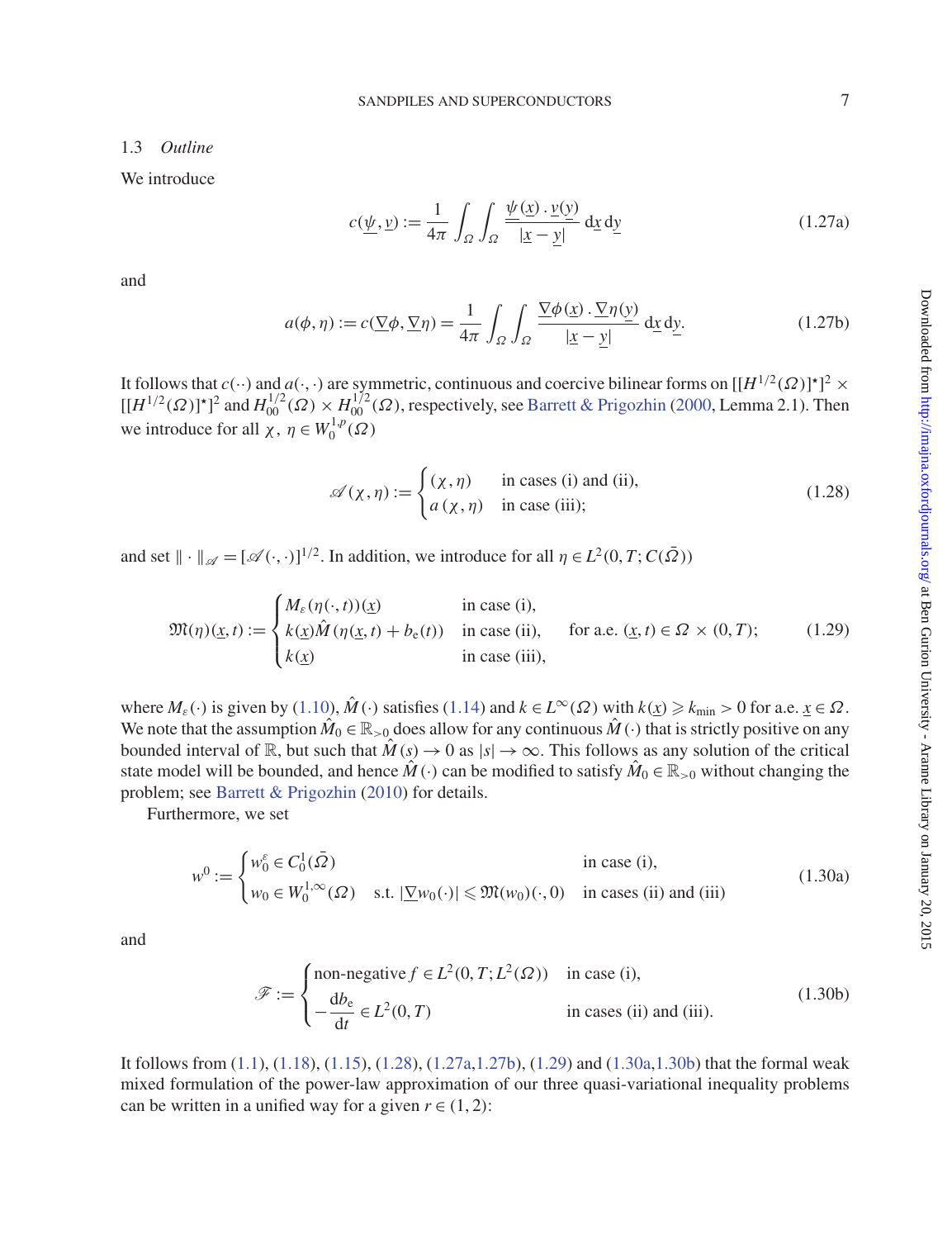### 1.3 *Outline*

We introduce

$$c(\underline{\psi}, \underline{v}) := \frac{1}{4\pi} \int_{\Omega} \int_{\Omega} \frac{\underline{\psi}(\underline{x}) \,.\, \underline{v}(\underline{y})}{|\underline{x} - \underline{y}|} \,\mathrm{d}\underline{x}\,\mathrm{d}\underline{y} \tag{1.27a}$$

and

$$a(\phi, \eta) := c(\underline{\nabla}\phi, \underline{\nabla}\eta) = \frac{1}{4\pi} \int_{\Omega} \int_{\Omega} \frac{\underline{\nabla}\phi(\underline{x}) \,.\, \underline{\nabla}\eta(\underline{y})}{|\underline{x} - \underline{y}|} \,\mathrm{d}\underline{x}\,\mathrm{d}\underline{y}. \tag{1.27b}$$

It follows that $c(\cdot\cdot)$ and $a(\cdot,\cdot)$ are symmetric, continuous and coercive bilinear forms on $[[H^{1/2}(\Omega)]^\star]^2 \times [[H^{1/2}(\Omega)]^\star]^2$ and $H^{1/2}_{00}(\Omega) \times H^{1/2}_{00}(\Omega)$, respectively, see Barrett & Prigozhin (2000, Lemma 2.1). Then we introduce for all $\chi,\ \eta \in W^{1,p}_0(\Omega)$

$$\mathscr{A}(\chi, \eta) := \begin{cases} (\chi, \eta) & \text{in cases (i) and (ii),} \\ a\,(\chi, \eta) & \text{in case (iii);} \end{cases} \tag{1.28}$$

and set $\|\cdot\|_{\mathscr{A}} = [\mathscr{A}(\cdot,\cdot)]^{1/2}$. In addition, we introduce for all $\eta \in L^2(0,T; C(\bar{\Omega}))$

$$\mathfrak{M}(\eta)(\underline{x},t) := \begin{cases} M_\varepsilon(\eta(\cdot,t))(\underline{x}) & \text{in case (i),} \\ k(\underline{x})\hat{M}(\eta(\underline{x},t) + b_{\mathrm{e}}(t)) & \text{in case (ii),} \\ k(\underline{x}) & \text{in case (iii),} \end{cases} \quad \text{for a.e. } (\underline{x},t) \in \Omega \times (0,T); \tag{1.29}$$

where $M_\varepsilon(\cdot)$ is given by (1.10), $\hat{M}(\cdot)$ satisfies (1.14) and $k \in L^\infty(\Omega)$ with $k(\underline{x}) \geqslant k_{\min} > 0$ for a.e. $\underline{x} \in \Omega$. We note that the assumption $\hat{M}_0 \in \mathbb{R}_{>0}$ does allow for any continuous $\hat{M}(\cdot)$ that is strictly positive on any bounded interval of $\mathbb{R}$, but such that $\hat{M}(s) \to 0$ as $|s| \to \infty$. This follows as any solution of the critical state model will be bounded, and hence $\hat{M}(\cdot)$ can be modified to satisfy $\hat{M}_0 \in \mathbb{R}_{>0}$ without changing the problem; see Barrett & Prigozhin (2010) for details.

Furthermore, we set

$$w^0 := \begin{cases} w^\varepsilon_0 \in C^1_0(\bar{\Omega}) & \text{in case (i),} \\ w_0 \in W^{1,\infty}_0(\Omega) \quad \text{s.t. } |\underline{\nabla} w_0(\cdot)| \leqslant \mathfrak{M}(w_0)(\cdot,0) & \text{in cases (ii) and (iii)} \end{cases} \tag{1.30a}$$

and

$$\mathscr{F} := \begin{cases} \text{non-negative } f \in L^2(0,T; L^2(\Omega)) & \text{in case (i),} \\ -\dfrac{\mathrm{d}b_{\mathrm{e}}}{\mathrm{d}t} \in L^2(0,T) & \text{in cases (ii) and (iii).} \end{cases} \tag{1.30b}$$

It follows from (1.1), (1.18), (1.15), (1.28), (1.27a,1.27b), (1.29) and (1.30a,1.30b) that the formal weak mixed formulation of the power-law approximation of our three quasi-variational inequality problems can be written in a unified way for a given $r \in (1,2)$: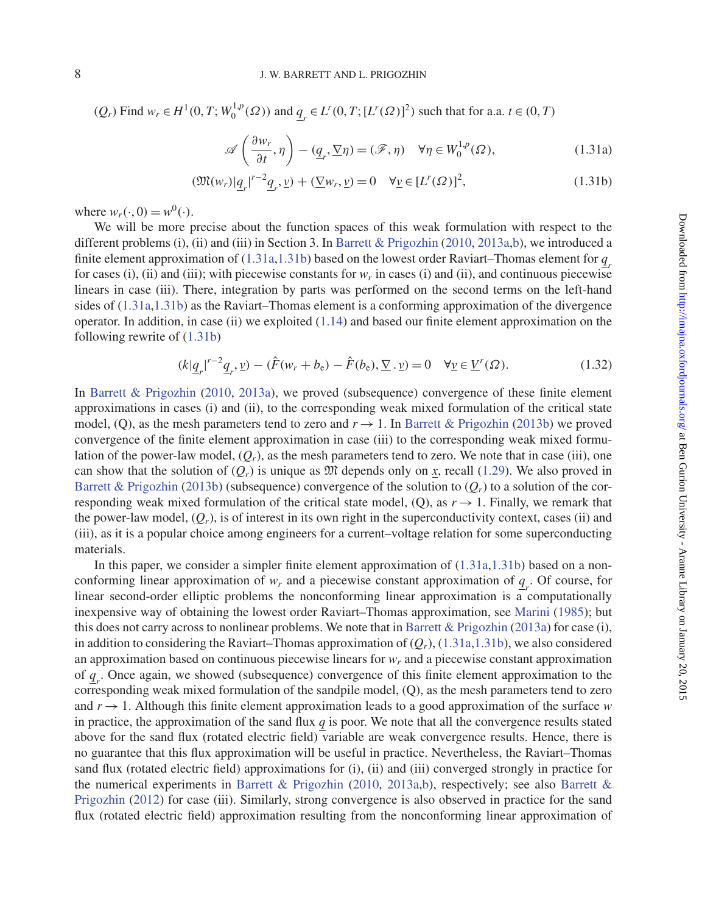$(Q_r)$ Find $w_r \in H^1(0,T;W_0^{1,p}(\Omega))$ and $\underline{q}_r \in L^r(0,T;[L^r(\Omega)]^2)$ such that for a.a. $t \in (0,T)$

$$\mathscr{A}\left(\frac{\partial w_r}{\partial t}, \eta\right) - (\underline{q}_r, \underline{\nabla}\eta) = (\mathscr{F}, \eta) \quad \forall \eta \in W_0^{1,p}(\Omega), \tag{1.31a}$$

$$(\mathfrak{M}(w_r)|\underline{q}_r|^{r-2}\underline{q}_r, \underline{v}) + (\underline{\nabla} w_r, \underline{v}) = 0 \quad \forall \underline{v} \in [L^r(\Omega)]^2, \tag{1.31b}$$

where $w_r(\cdot, 0) = w^0(\cdot)$.

We will be more precise about the function spaces of this weak formulation with respect to the different problems (i), (ii) and (iii) in Section 3. In Barrett & Prigozhin (2010, 2013a,b), we introduced a finite element approximation of (1.31a,1.31b) based on the lowest order Raviart–Thomas element for $\underline{q}_r$ for cases (i), (ii) and (iii); with piecewise constants for $w_r$ in cases (i) and (ii), and continuous piecewise linears in case (iii). There, integration by parts was performed on the second terms on the left-hand sides of (1.31a,1.31b) as the Raviart–Thomas element is a conforming approximation of the divergence operator. In addition, in case (ii) we exploited (1.14) and based our finite element approximation on the following rewrite of (1.31b)

$$(k|\underline{q}_r|^{r-2}\underline{q}_r, \underline{v}) - (\hat{F}(w_r + b_{\mathrm{e}}) - \hat{F}(b_{\mathrm{e}}), \underline{\nabla} \, . \, \underline{v}) = 0 \quad \forall \underline{v} \in \underline{V}^r(\Omega). \tag{1.32}$$

In Barrett & Prigozhin (2010, 2013a), we proved (subsequence) convergence of these finite element approximations in cases (i) and (ii), to the corresponding weak mixed formulation of the critical state model, (Q), as the mesh parameters tend to zero and $r \to 1$. In Barrett & Prigozhin (2013b) we proved convergence of the finite element approximation in case (iii) to the corresponding weak mixed formulation of the power-law model, $(Q_r)$, as the mesh parameters tend to zero. We note that in case (iii), one can show that the solution of $(Q_r)$ is unique as $\mathfrak{M}$ depends only on $\underline{x}$, recall (1.29). We also proved in Barrett & Prigozhin (2013b) (subsequence) convergence of the solution to $(Q_r)$ to a solution of the corresponding weak mixed formulation of the critical state model, (Q), as $r \to 1$. Finally, we remark that the power-law model, $(Q_r)$, is of interest in its own right in the superconductivity context, cases (ii) and (iii), as it is a popular choice among engineers for a current–voltage relation for some superconducting materials.

In this paper, we consider a simpler finite element approximation of (1.31a,1.31b) based on a nonconforming linear approximation of $w_r$ and a piecewise constant approximation of $\underline{q}_r$. Of course, for linear second-order elliptic problems the nonconforming linear approximation is a computationally inexpensive way of obtaining the lowest order Raviart–Thomas approximation, see Marini (1985); but this does not carry across to nonlinear problems. We note that in Barrett & Prigozhin (2013a) for case (i), in addition to considering the Raviart–Thomas approximation of $(Q_r)$, (1.31a,1.31b), we also considered an approximation based on continuous piecewise linears for $w_r$ and a piecewise constant approximation of $\underline{q}_r$. Once again, we showed (subsequence) convergence of this finite element approximation to the corresponding weak mixed formulation of the sandpile model, (Q), as the mesh parameters tend to zero and $r \to 1$. Although this finite element approximation leads to a good approximation of the surface $w$ in practice, the approximation of the sand flux $\underline{q}$ is poor. We note that all the convergence results stated above for the sand flux (rotated electric field) variable are weak convergence results. Hence, there is no guarantee that this flux approximation will be useful in practice. Nevertheless, the Raviart–Thomas sand flux (rotated electric field) approximations for (i), (ii) and (iii) converged strongly in practice for the numerical experiments in Barrett & Prigozhin (2010, 2013a,b), respectively; see also Barrett & Prigozhin (2012) for case (iii). Similarly, strong convergence is also observed in practice for the sand flux (rotated electric field) approximation resulting from the nonconforming linear approximation of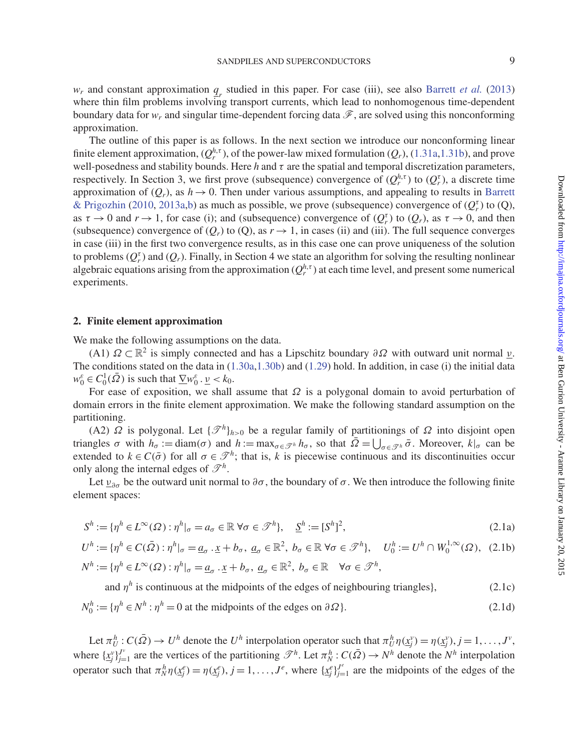$w_r$ and constant approximation $\underline{q}_r$ studied in this paper. For case (iii), see also Barrett *et al.* (2013) where thin film problems involving transport currents, which lead to nonhomogenous time-dependent boundary data for $w_r$ and singular time-dependent forcing data $\mathscr{F}$, are solved using this nonconforming approximation.

The outline of this paper is as follows. In the next section we introduce our nonconforming linear finite element approximation, $(Q_r^{h,\tau})$, of the power-law mixed formulation $(Q_r)$, (1.31a,1.31b), and prove well-posedness and stability bounds. Here $h$ and $\tau$ are the spatial and temporal discretization parameters, respectively. In Section 3, we first prove (subsequence) convergence of $(Q_r^{h,\tau})$ to $(Q_r^{\tau})$, a discrete time approximation of $(Q_r)$, as $h \to 0$. Then under various assumptions, and appealing to results in Barrett & Prigozhin (2010, 2013a,b) as much as possible, we prove (subsequence) convergence of $(Q_r^{\tau})$ to (Q), as $\tau \to 0$ and $r \to 1$, for case (i); and (subsequence) convergence of $(Q_r^{\tau})$ to $(Q_r)$, as $\tau \to 0$, and then (subsequence) convergence of $(Q_r)$ to (Q), as $r \to 1$, in cases (ii) and (iii). The full sequence converges in case (iii) in the first two convergence results, as in this case one can prove uniqueness of the solution to problems $(Q_r^{\tau})$ and $(Q_r)$. Finally, in Section 4 we state an algorithm for solving the resulting nonlinear algebraic equations arising from the approximation $(Q_r^{h,\tau})$ at each time level, and present some numerical experiments.

## 2. Finite element approximation

We make the following assumptions on the data.

(A1) $\Omega \subset \mathbb{R}^2$ is simply connected and has a Lipschitz boundary $\partial\Omega$ with outward unit normal $\underline{\nu}$. The conditions stated on the data in (1.30a,1.30b) and (1.29) hold. In addition, in case (i) the initial data $w_0^{\varepsilon} \in C_0^1(\bar{\Omega})$ is such that $\underline{\nabla} w_0^{\varepsilon} . \underline{\nu} < k_0$.

For ease of exposition, we shall assume that $\Omega$ is a polygonal domain to avoid perturbation of domain errors in the finite element approximation. We make the following standard assumption on the partitioning.

(A2) $\Omega$ is polygonal. Let $\{\mathscr{T}^h\}_{h>0}$ be a regular family of partitionings of $\Omega$ into disjoint open triangles $\sigma$ with $h_\sigma := \text{diam}(\sigma)$ and $h := \max_{\sigma \in \mathscr{T}^h} h_\sigma$, so that $\bar{\Omega} = \bigcup_{\sigma \in \mathscr{T}^h} \bar{\sigma}$. Moreover, $k|_\sigma$ can be extended to $k \in C(\bar{\sigma})$ for all $\sigma \in \mathscr{T}^h$; that is, $k$ is piecewise continuous and its discontinuities occur only along the internal edges of $\mathscr{T}^h$.

Let $\underline{\nu}_{\partial\sigma}$ be the outward unit normal to $\partial\sigma$, the boundary of $\sigma$. We then introduce the following finite element spaces:

$$S^h := \{\eta^h \in L^\infty(\Omega) : \eta^h|_\sigma = a_\sigma \in \mathbb{R} \ \forall \sigma \in \mathscr{T}^h\}, \quad \underline{S}^h := [S^h]^2, \tag{2.1a}$$

$$U^h := \{\eta^h \in C(\bar{\Omega}) : \eta^h|_\sigma = \underline{a}_\sigma . \underline{x} + b_\sigma, \ \underline{a}_\sigma \in \mathbb{R}^2, \ b_\sigma \in \mathbb{R} \ \forall \sigma \in \mathscr{T}^h\}, \quad U_0^h := U^h \cap W_0^{1,\infty}(\Omega), \tag{2.1b}$$

$$\begin{aligned} N^h := \{\eta^h \in L^\infty(\Omega) : \eta^h|_\sigma = \underline{a}_\sigma . \underline{x} + b_\sigma, \ \underline{a}_\sigma \in \mathbb{R}^2, \ b_\sigma \in \mathbb{R} \quad \forall \sigma \in \mathscr{T}^h, \\ \text{and } \eta^h \text{ is continuous at the midpoints of the edges of neighbouring triangles}\}, \end{aligned} \tag{2.1c}$$

$$N_0^h := \{\eta^h \in N^h : \eta^h = 0 \text{ at the midpoints of the edges on } \partial\Omega\}. \tag{2.1d}$$

Let $\pi_U^h : C(\bar{\Omega}) \to U^h$ denote the $U^h$ interpolation operator such that $\pi_U^h \eta(\underline{x}_j^v) = \eta(\underline{x}_j^v), j = 1, \ldots, J^v$, where $\{\underline{x}_j^v\}_{j=1}^{J^v}$ are the vertices of the partitioning $\mathscr{T}^h$. Let $\pi_N^h : C(\bar{\Omega}) \to N^h$ denote the $N^h$ interpolation operator such that $\pi_N^h \eta(\underline{x}_j^e) = \eta(\underline{x}_j^e), j = 1, \ldots, J^e$, where $\{\underline{x}_j^e\}_{j=1}^{J^e}$ are the midpoints of the edges of the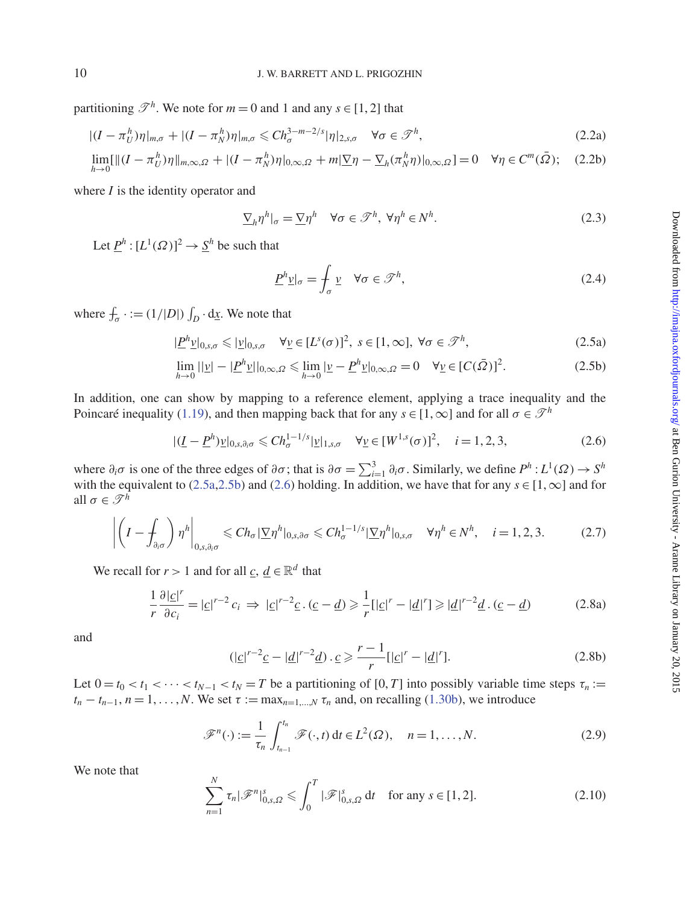partitioning $\mathscr{T}^h$. We note for $m = 0$ and 1 and any $s \in [1,2]$ that

$$|(I-\pi_U^h)\eta|_{m,\sigma} + |(I-\pi_N^h)\eta|_{m,\sigma} \leqslant C h_\sigma^{3-m-2/s} |\eta|_{2,s,\sigma} \quad \forall \sigma \in \mathscr{T}^h, \tag{2.2a}$$

$$\lim_{h\to 0} [\|(I-\pi_U^h)\eta\|_{m,\infty,\Omega} + |(I-\pi_N^h)\eta|_{0,\infty,\Omega} + m|\underline{\nabla}\eta - \underline{\nabla}_h(\pi_N^h\eta)|_{0,\infty,\Omega}] = 0 \quad \forall \eta \in C^m(\bar{\Omega}); \tag{2.2b}$$

where $I$ is the identity operator and

$$\underline{\nabla}_h \eta^h|_\sigma = \underline{\nabla}\eta^h \quad \forall \sigma \in \mathscr{T}^h,\ \forall \eta^h \in N^h. \tag{2.3}$$

Let $\underline{P}^h : [L^1(\Omega)]^2 \to \underline{S}^h$ be such that

$$\underline{P}^h \underline{v}|_\sigma = \fint_\sigma \underline{v} \quad \forall \sigma \in \mathscr{T}^h, \tag{2.4}$$

where $\fint_\sigma \cdot := (1/|D|)\int_D \cdot \, \mathrm{d}\underline{x}$. We note that

$$|\underline{P}^h \underline{v}|_{0,s,\sigma} \leqslant |\underline{v}|_{0,s,\sigma} \quad \forall \underline{v} \in [L^s(\sigma)]^2,\ s\in[1,\infty],\ \forall \sigma \in \mathscr{T}^h, \tag{2.5a}$$

$$\lim_{h\to 0} ||\underline{v}| - |\underline{P}^h\underline{v}||_{0,\infty,\Omega} \leqslant \lim_{h\to 0} |\underline{v} - \underline{P}^h\underline{v}|_{0,\infty,\Omega} = 0 \quad \forall \underline{v} \in [C(\bar{\Omega})]^2. \tag{2.5b}$$

In addition, one can show by mapping to a reference element, applying a trace inequality and the Poincaré inequality (1.19), and then mapping back that for any $s \in [1,\infty]$ and for all $\sigma \in \mathscr{T}^h$

$$|(\underline{I} - \underline{P}^h)\underline{v}|_{0,s,\partial_i\sigma} \leqslant C h_\sigma^{1-1/s} |\underline{v}|_{1,s,\sigma} \quad \forall \underline{v} \in [W^{1,s}(\sigma)]^2, \quad i=1,2,3, \tag{2.6}$$

where $\partial_i\sigma$ is one of the three edges of $\partial\sigma$; that is $\partial\sigma = \sum_{i=1}^3 \partial_i\sigma$. Similarly, we define $P^h : L^1(\Omega) \to S^h$ with the equivalent to (2.5a,2.5b) and (2.6) holding. In addition, we have that for any $s\in[1,\infty]$ and for all $\sigma \in \mathscr{T}^h$

$$\left|\left(I - \fint_{\partial_i\sigma}\right)\eta^h\right|_{0,s,\partial_i\sigma} \leqslant C h_\sigma |\underline{\nabla}\eta^h|_{0,s,\partial\sigma} \leqslant C h_\sigma^{1-1/s} |\underline{\nabla}\eta^h|_{0,s,\sigma} \quad \forall \eta^h \in N^h, \quad i=1,2,3. \tag{2.7}$$

We recall for $r > 1$ and for all $\underline{c},\ \underline{d} \in \mathbb{R}^d$ that

$$\frac{1}{r}\frac{\partial |\underline{c}|^r}{\partial c_i} = |\underline{c}|^{r-2} c_i \ \Rightarrow\ |\underline{c}|^{r-2}\underline{c}\,.\,(\underline{c}-\underline{d}) \geqslant \frac{1}{r}[|\underline{c}|^r - |\underline{d}|^r] \geqslant |\underline{d}|^{r-2}\underline{d}\,.\,(\underline{c}-\underline{d}) \tag{2.8a}$$

and

$$(|\underline{c}|^{r-2}\underline{c} - |\underline{d}|^{r-2}\underline{d})\,.\,\underline{c} \geqslant \frac{r-1}{r}[|\underline{c}|^r - |\underline{d}|^r]. \tag{2.8b}$$

Let $0 = t_0 < t_1 < \cdots < t_{N-1} < t_N = T$ be a partitioning of $[0,T]$ into possibly variable time steps $\tau_n := t_n - t_{n-1}$, $n = 1,\ldots,N$. We set $\tau := \max_{n=1,\ldots,N} \tau_n$ and, on recalling (1.30b), we introduce

$$\mathscr{F}^n(\cdot) := \frac{1}{\tau_n}\int_{t_{n-1}}^{t_n} \mathscr{F}(\cdot,t)\,\mathrm{d}t \in L^2(\Omega), \quad n=1,\ldots,N. \tag{2.9}$$

We note that

$$\sum_{n=1}^N \tau_n |\mathscr{F}^n|_{0,s,\Omega}^s \leqslant \int_0^T |\mathscr{F}|_{0,s,\Omega}^s \,\mathrm{d}t \quad \text{for any } s\in[1,2]. \tag{2.10}$$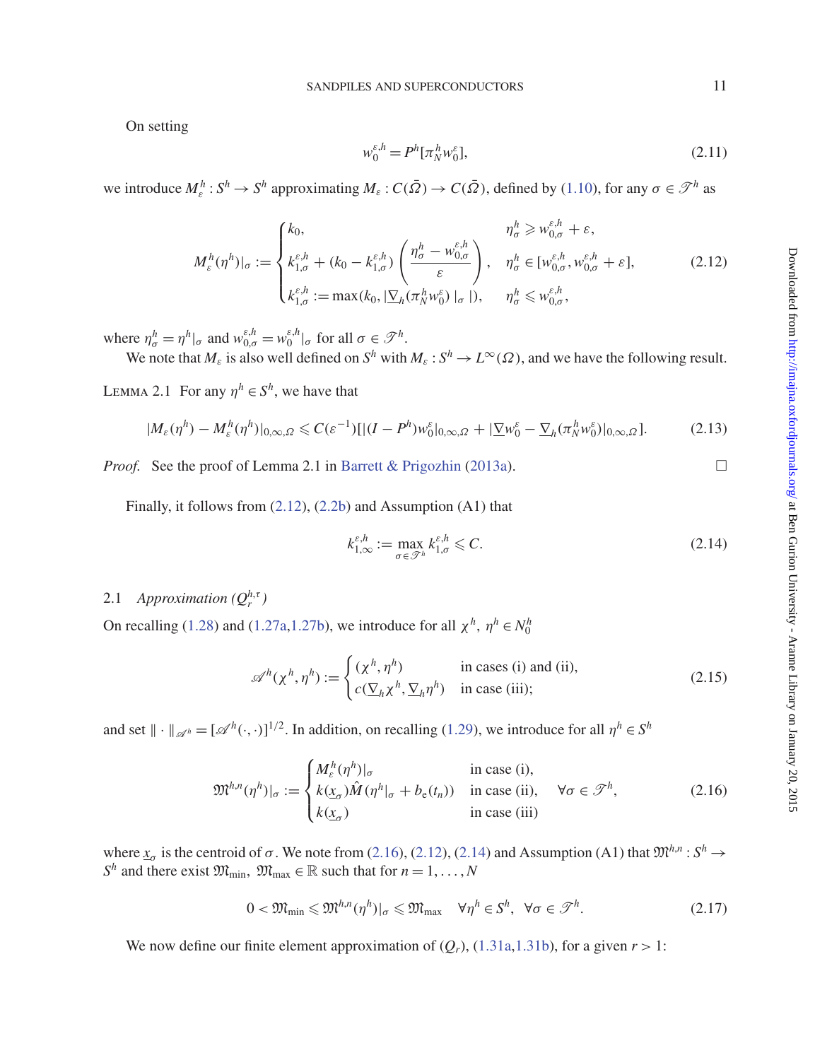On setting

$$w_0^{\varepsilon,h} = P^h[\pi_N^h w_0^\varepsilon], \tag{2.11}$$

we introduce $M_\varepsilon^h : S^h \to S^h$ approximating $M_\varepsilon : C(\bar{\Omega}) \to C(\bar{\Omega})$, defined by (1.10), for any $\sigma \in \mathscr{T}^h$ as

$$M_\varepsilon^h(\eta^h)|_\sigma := \begin{cases} k_0, & \eta_\sigma^h \geqslant w_{0,\sigma}^{\varepsilon,h} + \varepsilon, \\ k_{1,\sigma}^{\varepsilon,h} + (k_0 - k_{1,\sigma}^{\varepsilon,h}) \left( \dfrac{\eta_\sigma^h - w_{0,\sigma}^{\varepsilon,h}}{\varepsilon} \right), & \eta_\sigma^h \in [w_{0,\sigma}^{\varepsilon,h}, w_{0,\sigma}^{\varepsilon,h} + \varepsilon], \\ k_{1,\sigma}^{\varepsilon,h} := \max(k_0, |\underline{\nabla}_h(\pi_N^h w_0^\varepsilon)|_\sigma|), & \eta_\sigma^h \leqslant w_{0,\sigma}^{\varepsilon,h}, \end{cases} \tag{2.12}$$

where $\eta_\sigma^h = \eta^h|_\sigma$ and $w_{0,\sigma}^{\varepsilon,h} = w_0^{\varepsilon,h}|_\sigma$ for all $\sigma \in \mathscr{T}^h$.

We note that $M_\varepsilon$ is also well defined on $S^h$ with $M_\varepsilon : S^h \to L^\infty(\Omega)$, and we have the following result.

Lemma 2.1 For any $\eta^h \in S^h$, we have that

$$|M_\varepsilon(\eta^h) - M_\varepsilon^h(\eta^h)|_{0,\infty,\Omega} \leqslant C(\varepsilon^{-1})[|(I - P^h)w_0^\varepsilon|_{0,\infty,\Omega} + |\underline{\nabla} w_0^\varepsilon - \underline{\nabla}_h(\pi_N^h w_0^\varepsilon)|_{0,\infty,\Omega}]. \tag{2.13}$$

*Proof.* See the proof of Lemma 2.1 in Barrett & Prigozhin (2013a). □

Finally, it follows from (2.12), (2.2b) and Assumption (A1) that

$$k_{1,\infty}^{\varepsilon,h} := \max_{\sigma \in \mathscr{T}^h} k_{1,\sigma}^{\varepsilon,h} \leqslant C. \tag{2.14}$$

## 2.1 *Approximation* $(Q_r^{h,\tau})$

On recalling (1.28) and (1.27a,1.27b), we introduce for all $\chi^h,\ \eta^h \in N_0^h$

$$\mathscr{A}^h(\chi^h, \eta^h) := \begin{cases} (\chi^h, \eta^h) & \text{in cases (i) and (ii),} \\ c(\underline{\nabla}_h \chi^h, \underline{\nabla}_h \eta^h) & \text{in case (iii);} \end{cases} \tag{2.15}$$

and set $\|\cdot\|_{\mathscr{A}^h} = [\mathscr{A}^h(\cdot,\cdot)]^{1/2}$. In addition, on recalling (1.29), we introduce for all $\eta^h \in S^h$

$$\mathfrak{M}^{h,n}(\eta^h)|_\sigma := \begin{cases} M_\varepsilon^h(\eta^h)|_\sigma & \text{in case (i),} \\ k(\underline{x}_\sigma)\hat{M}(\eta^h|_\sigma + b_e(t_n)) & \text{in case (ii),} \\ k(\underline{x}_\sigma) & \text{in case (iii)} \end{cases} \quad \forall \sigma \in \mathscr{T}^h, \tag{2.16}$$

where $\underline{x}_\sigma$ is the centroid of $\sigma$. We note from (2.16), (2.12), (2.14) and Assumption (A1) that $\mathfrak{M}^{h,n} : S^h \to S^h$ and there exist $\mathfrak{M}_{\min},\ \mathfrak{M}_{\max} \in \mathbb{R}$ such that for $n = 1, \ldots, N$

$$0 < \mathfrak{M}_{\min} \leqslant \mathfrak{M}^{h,n}(\eta^h)|_\sigma \leqslant \mathfrak{M}_{\max} \quad \forall \eta^h \in S^h, \ \ \forall \sigma \in \mathscr{T}^h. \tag{2.17}$$

We now define our finite element approximation of $(Q_r)$, (1.31a,1.31b), for a given $r > 1$: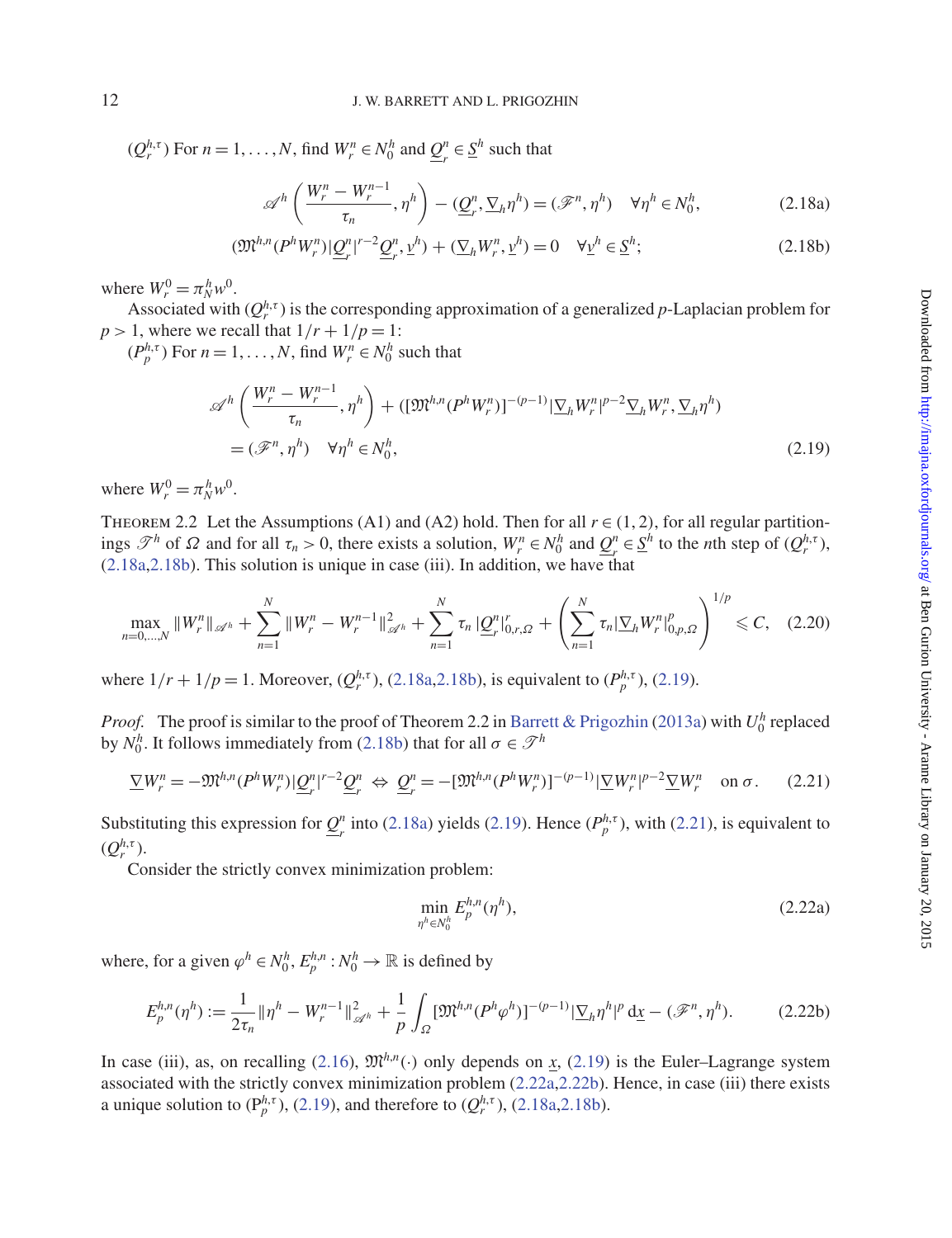$(Q_r^{h,\tau})$ For $n = 1, \ldots, N$, find $W_r^n \in N_0^h$ and $\underline{Q}_r^n \in \underline{S}^h$ such that

$$\mathscr{A}^h\left(\frac{W_r^n - W_r^{n-1}}{\tau_n}, \eta^h\right) - (\underline{Q}_r^n, \underline{\nabla}_h \eta^h) = (\mathscr{F}^n, \eta^h) \quad \forall \eta^h \in N_0^h, \tag{2.18a}$$

$$(\mathfrak{M}^{h,n}(P^h W_r^n)|\underline{Q}_r^n|^{r-2}\underline{Q}_r^n, \underline{v}^h) + (\underline{\nabla}_h W_r^n, \underline{v}^h) = 0 \quad \forall \underline{v}^h \in \underline{S}^h; \tag{2.18b}$$

where $W_r^0 = \pi_N^h w^0$.

Associated with $(Q_r^{h,\tau})$ is the corresponding approximation of a generalized $p$-Laplacian problem for $p > 1$, where we recall that $1/r + 1/p = 1$:

$(P_p^{h,\tau})$ For $n = 1, \ldots, N$, find $W_r^n \in N_0^h$ such that

$$\begin{aligned}
&\mathscr{A}^h\left(\frac{W_r^n - W_r^{n-1}}{\tau_n}, \eta^h\right) + ([\mathfrak{M}^{h,n}(P^h W_r^n)]^{-(p-1)}|\underline{\nabla}_h W_r^n|^{p-2}\underline{\nabla}_h W_r^n, \underline{\nabla}_h \eta^h) \\
&\quad = (\mathscr{F}^n, \eta^h) \quad \forall \eta^h \in N_0^h,
\end{aligned} \tag{2.19}$$

where $W_r^0 = \pi_N^h w^0$.

THEOREM 2.2 Let the Assumptions (A1) and (A2) hold. Then for all $r \in (1, 2)$, for all regular partitionings $\mathscr{T}^h$ of $\Omega$ and for all $\tau_n > 0$, there exists a solution, $W_r^n \in N_0^h$ and $\underline{Q}_r^n \in \underline{S}^h$ to the $n$th step of $(Q_r^{h,\tau})$, (2.18a,2.18b). This solution is unique in case (iii). In addition, we have that

$$\max_{n=0,\ldots,N} \|W_r^n\|_{\mathscr{A}^h} + \sum_{n=1}^N \|W_r^n - W_r^{n-1}\|_{\mathscr{A}^h}^2 + \sum_{n=1}^N \tau_n |\underline{Q}_r^n|_{0,r,\Omega}^r + \left(\sum_{n=1}^N \tau_n |\underline{\nabla}_h W_r^n|_{0,p,\Omega}^p\right)^{1/p} \leqslant C, \tag{2.20}$$

where $1/r + 1/p = 1$. Moreover, $(Q_r^{h,\tau})$, (2.18a,2.18b), is equivalent to $(P_p^{h,\tau})$, (2.19).

*Proof.* The proof is similar to the proof of Theorem 2.2 in Barrett & Prigozhin (2013a) with $U_0^h$ replaced by $N_0^h$. It follows immediately from (2.18b) that for all $\sigma \in \mathscr{T}^h$

$$\underline{\nabla} W_r^n = -\mathfrak{M}^{h,n}(P^h W_r^n)|\underline{Q}_r^n|^{r-2}\underline{Q}_r^n \;\Leftrightarrow\; \underline{Q}_r^n = -[\mathfrak{M}^{h,n}(P^h W_r^n)]^{-(p-1)}|\underline{\nabla} W_r^n|^{p-2}\underline{\nabla} W_r^n \quad \text{on } \sigma. \tag{2.21}$$

Substituting this expression for $\underline{Q}_r^n$ into (2.18a) yields (2.19). Hence $(P_p^{h,\tau})$, with (2.21), is equivalent to $(Q_r^{h,\tau})$.

Consider the strictly convex minimization problem:

$$\min_{\eta^h \in N_0^h} E_p^{h,n}(\eta^h), \tag{2.22a}$$

where, for a given $\varphi^h \in N_0^h$, $E_p^{h,n} : N_0^h \to \mathbb{R}$ is defined by

$$E_p^{h,n}(\eta^h) := \frac{1}{2\tau_n}\|\eta^h - W_r^{n-1}\|_{\mathscr{A}^h}^2 + \frac{1}{p}\int_\Omega [\mathfrak{M}^{h,n}(P^h \varphi^h)]^{-(p-1)}|\underline{\nabla}_h \eta^h|^p \, d\underline{x} - (\mathscr{F}^n, \eta^h). \tag{2.22b}$$

In case (iii), as, on recalling (2.16), $\mathfrak{M}^{h,n}(\cdot)$ only depends on $\underline{x}$, (2.19) is the Euler–Lagrange system associated with the strictly convex minimization problem (2.22a,2.22b). Hence, in case (iii) there exists a unique solution to $(\mathrm{P}_p^{h,\tau})$, (2.19), and therefore to $(Q_r^{h,\tau})$, (2.18a,2.18b).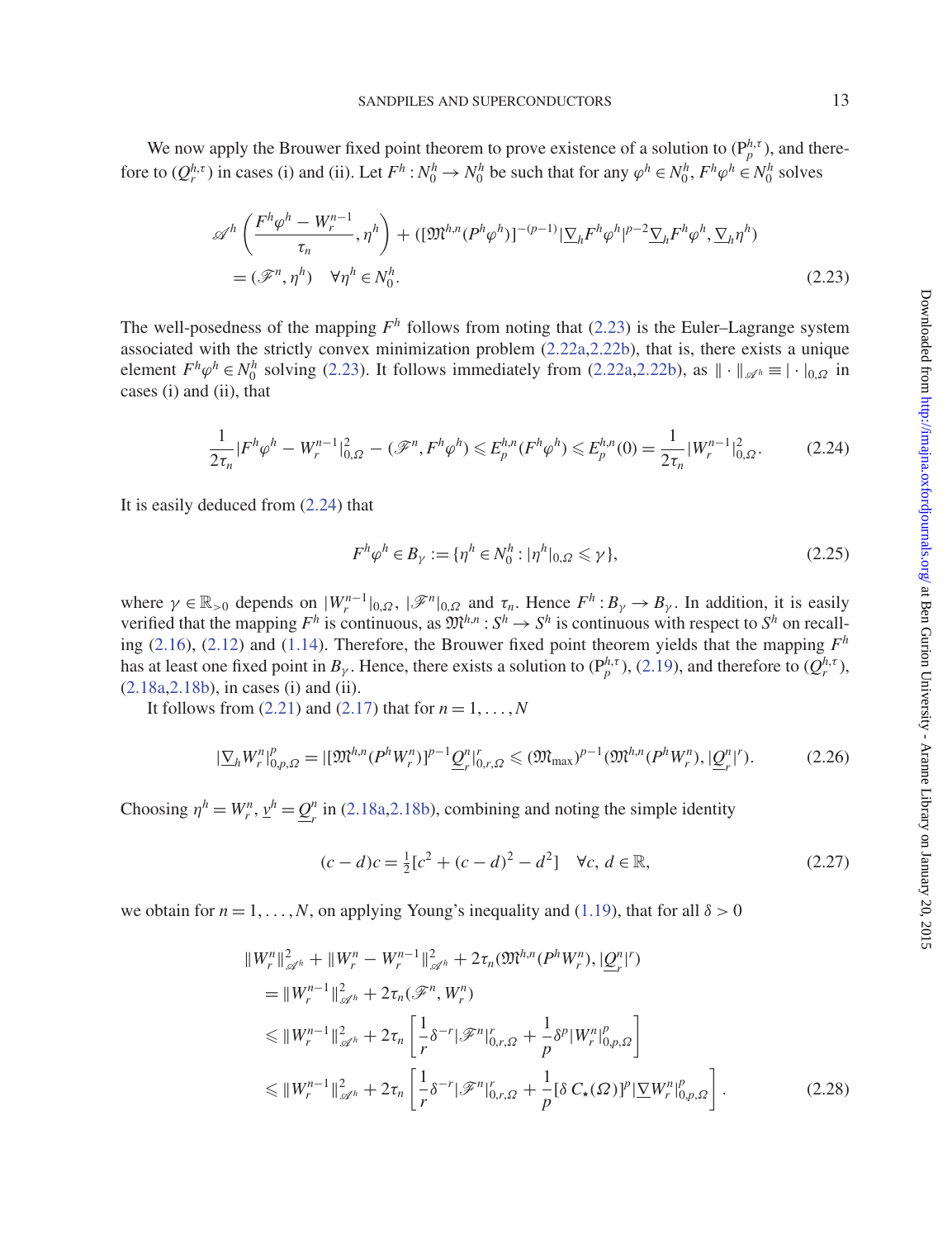We now apply the Brouwer fixed point theorem to prove existence of a solution to $(\mathrm{P}_p^{h,\tau})$, and therefore to $(Q_r^{h,\tau})$ in cases (i) and (ii). Let $F^h : N_0^h \to N_0^h$ be such that for any $\varphi^h \in N_0^h$, $F^h\varphi^h \in N_0^h$ solves

$$
\begin{aligned}
&\mathscr{A}^h\left(\frac{F^h\varphi^h - W_r^{n-1}}{\tau_n}, \eta^h\right) + ([\mathfrak{M}^{h,n}(P^h\varphi^h)]^{-(p-1)}|\underline{\nabla}_h F^h\varphi^h|^{p-2}\underline{\nabla}_h F^h\varphi^h, \underline{\nabla}_h \eta^h) \\
&\quad = (\mathscr{F}^n, \eta^h) \quad \forall \eta^h \in N_0^h.
\end{aligned} \tag{2.23}
$$

The well-posedness of the mapping $F^h$ follows from noting that (2.23) is the Euler–Lagrange system associated with the strictly convex minimization problem (2.22a,2.22b), that is, there exists a unique element $F^h\varphi^h \in N_0^h$ solving (2.23). It follows immediately from (2.22a,2.22b), as $\|\cdot\|_{\mathscr{A}^h} \equiv |\cdot|_{0,\Omega}$ in cases (i) and (ii), that

$$
\frac{1}{2\tau_n}|F^h\varphi^h - W_r^{n-1}|_{0,\Omega}^2 - (\mathscr{F}^n, F^h\varphi^h) \leqslant E_p^{h,n}(F^h\varphi^h) \leqslant E_p^{h,n}(0) = \frac{1}{2\tau_n}|W_r^{n-1}|_{0,\Omega}^2. \tag{2.24}
$$

It is easily deduced from (2.24) that

$$
F^h\varphi^h \in B_\gamma := \{\eta^h \in N_0^h : |\eta^h|_{0,\Omega} \leqslant \gamma\}, \tag{2.25}
$$

where $\gamma \in \mathbb{R}_{>0}$ depends on $|W_r^{n-1}|_{0,\Omega}$, $|\mathscr{F}^n|_{0,\Omega}$ and $\tau_n$. Hence $F^h : B_\gamma \to B_\gamma$. In addition, it is easily verified that the mapping $F^h$ is continuous, as $\mathfrak{M}^{h,n} : S^h \to S^h$ is continuous with respect to $S^h$ on recalling (2.16), (2.12) and (1.14). Therefore, the Brouwer fixed point theorem yields that the mapping $F^h$ has at least one fixed point in $B_\gamma$. Hence, there exists a solution to $(\mathrm{P}_p^{h,\tau})$, (2.19), and therefore to $(Q_r^{h,\tau})$, (2.18a,2.18b), in cases (i) and (ii).

It follows from (2.21) and (2.17) that for $n = 1, \ldots, N$

$$
|\underline{\nabla}_h W_r^n|_{0,p,\Omega}^p = |[\mathfrak{M}^{h,n}(P^hW_r^n)]^{p-1}\underline{Q}_r^n|_{0,r,\Omega}^r \leqslant (\mathfrak{M}_{\max})^{p-1}(\mathfrak{M}^{h,n}(P^hW_r^n), |\underline{Q}_r^n|^r). \tag{2.26}
$$

Choosing $\eta^h = W_r^n$, $\underline{v}^h = \underline{Q}_r^n$ in (2.18a,2.18b), combining and noting the simple identity

$$
(c-d)c = \tfrac{1}{2}[c^2 + (c-d)^2 - d^2] \quad \forall c, d \in \mathbb{R}, \tag{2.27}
$$

we obtain for $n = 1, \ldots, N$, on applying Young's inequality and (1.19), that for all $\delta > 0$

$$
\begin{aligned}
&\|W_r^n\|_{\mathscr{A}^h}^2 + \|W_r^n - W_r^{n-1}\|_{\mathscr{A}^h}^2 + 2\tau_n(\mathfrak{M}^{h,n}(P^hW_r^n), |\underline{Q}_r^n|^r) \\
&\quad = \|W_r^{n-1}\|_{\mathscr{A}^h}^2 + 2\tau_n(\mathscr{F}^n, W_r^n) \\
&\quad \leqslant \|W_r^{n-1}\|_{\mathscr{A}^h}^2 + 2\tau_n\left[\frac{1}{r}\delta^{-r}|\mathscr{F}^n|_{0,r,\Omega}^r + \frac{1}{p}\delta^p|W_r^n|_{0,p,\Omega}^p\right] \\
&\quad \leqslant \|W_r^{n-1}\|_{\mathscr{A}^h}^2 + 2\tau_n\left[\frac{1}{r}\delta^{-r}|\mathscr{F}^n|_{0,r,\Omega}^r + \frac{1}{p}[\delta\, C_\star(\Omega)]^p|\underline{\nabla} W_r^n|_{0,p,\Omega}^p\right].
\end{aligned} \tag{2.28}
$$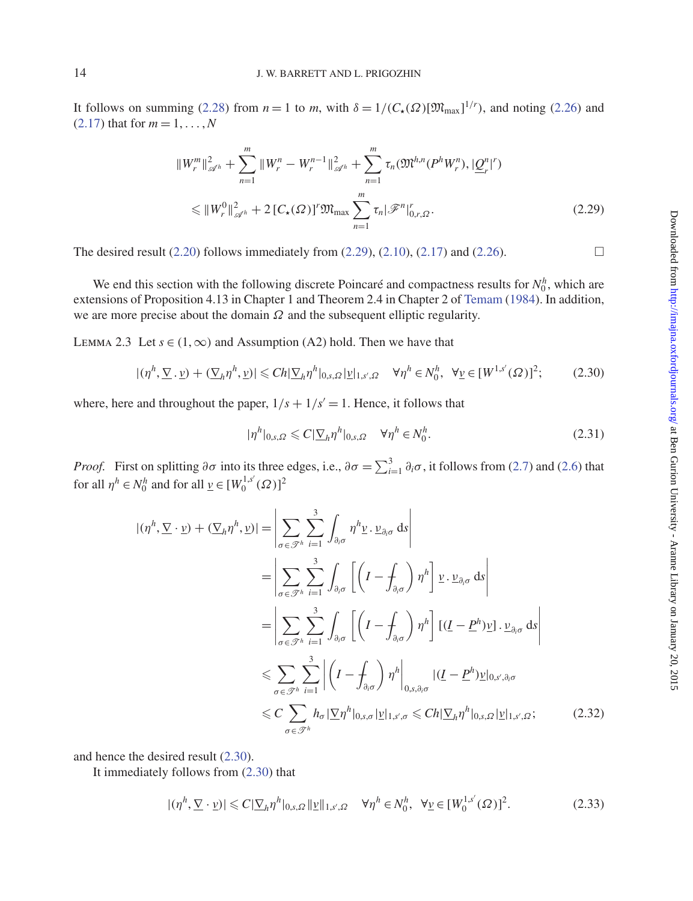It follows on summing (2.28) from $n = 1$ to $m$, with $\delta = 1/(C_\star(\Omega)[\mathfrak{M}_{\max}]^{1/r})$, and noting (2.26) and (2.17) that for $m = 1, \ldots, N$

$$
\begin{aligned}
\|W_r^m\|_{\mathscr{A}^h}^2 + \sum_{n=1}^{m} \|W_r^n - W_r^{n-1}\|_{\mathscr{A}^h}^2 + \sum_{n=1}^{m} \tau_n(\mathfrak{M}^{h,n}(P^h W_r^n), |\underline{Q}_r^n|^r) \\
\leqslant \|W_r^0\|_{\mathscr{A}^h}^2 + 2\,[C_\star(\Omega)]^r \mathfrak{M}_{\max} \sum_{n=1}^{m} \tau_n |\mathscr{F}^n|_{0,r,\Omega}^r.
\end{aligned}
\tag{2.29}
$$

The desired result (2.20) follows immediately from (2.29), (2.10), (2.17) and (2.26). $\square$

We end this section with the following discrete Poincaré and compactness results for $N_0^h$, which are extensions of Proposition 4.13 in Chapter 1 and Theorem 2.4 in Chapter 2 of Temam (1984). In addition, we are more precise about the domain $\Omega$ and the subsequent elliptic regularity.

LEMMA 2.3 Let $s \in (1, \infty)$ and Assumption (A2) hold. Then we have that

$$
|(\eta^h, \underline{\nabla} \cdot \underline{v}) + (\underline{\nabla}_h \eta^h, \underline{v})| \leqslant Ch |\underline{\nabla}_h \eta^h|_{0,s,\Omega} |\underline{v}|_{1,s',\Omega} \quad \forall \eta^h \in N_0^h, \ \ \forall \underline{v} \in [W^{1,s'}(\Omega)]^2; \tag{2.30}
$$

where, here and throughout the paper, $1/s + 1/s' = 1$. Hence, it follows that

$$
|\eta^h|_{0,s,\Omega} \leqslant C |\underline{\nabla}_h \eta^h|_{0,s,\Omega} \quad \forall \eta^h \in N_0^h. \tag{2.31}
$$

*Proof.* First on splitting $\partial\sigma$ into its three edges, i.e., $\partial\sigma = \sum_{i=1}^{3} \partial_i\sigma$, it follows from (2.7) and (2.6) that for all $\eta^h \in N_0^h$ and for all $\underline{v} \in [W_0^{1,s'}(\Omega)]^2$

$$
\begin{aligned}
|(\eta^h, \underline{\nabla} \cdot \underline{v}) + (\underline{\nabla}_h \eta^h, \underline{v})| &= \left| \sum_{\sigma \in \mathscr{T}^h} \sum_{i=1}^{3} \int_{\partial_i\sigma} \eta^h \underline{v} \,.\, \underline{\nu}_{\partial_i\sigma} \, \mathrm{d}s \right| \\
&= \left| \sum_{\sigma \in \mathscr{T}^h} \sum_{i=1}^{3} \int_{\partial_i\sigma} \left[ \left( I - \fint_{\partial_i\sigma} \right) \eta^h \right] \underline{v} \,.\, \underline{\nu}_{\partial_i\sigma} \, \mathrm{d}s \right| \\
&= \left| \sum_{\sigma \in \mathscr{T}^h} \sum_{i=1}^{3} \int_{\partial_i\sigma} \left[ \left( I - \fint_{\partial_i\sigma} \right) \eta^h \right] [(\underline{I} - \underline{P}^h)\underline{v}] \,.\, \underline{\nu}_{\partial_i\sigma} \, \mathrm{d}s \right| \\
&\leqslant \sum_{\sigma \in \mathscr{T}^h} \sum_{i=1}^{3} \left| \left( I - \fint_{\partial_i\sigma} \right) \eta^h \right|_{0,s,\partial_i\sigma} |(\underline{I} - \underline{P}^h)\underline{v}|_{0,s',\partial_i\sigma} \\
&\leqslant C \sum_{\sigma \in \mathscr{T}^h} h_\sigma |\underline{\nabla} \eta^h|_{0,s,\sigma} |\underline{v}|_{1,s',\sigma} \leqslant Ch |\underline{\nabla}_h \eta^h|_{0,s,\Omega} |\underline{v}|_{1,s',\Omega};
\end{aligned}
\tag{2.32}
$$

and hence the desired result (2.30).

It immediately follows from (2.30) that

$$
|(\eta^h, \underline{\nabla} \cdot \underline{v})| \leqslant C |\underline{\nabla}_h \eta^h|_{0,s,\Omega} \|\underline{v}\|_{1,s',\Omega} \quad \forall \eta^h \in N_0^h, \ \ \forall \underline{v} \in [W_0^{1,s'}(\Omega)]^2. \tag{2.33}
$$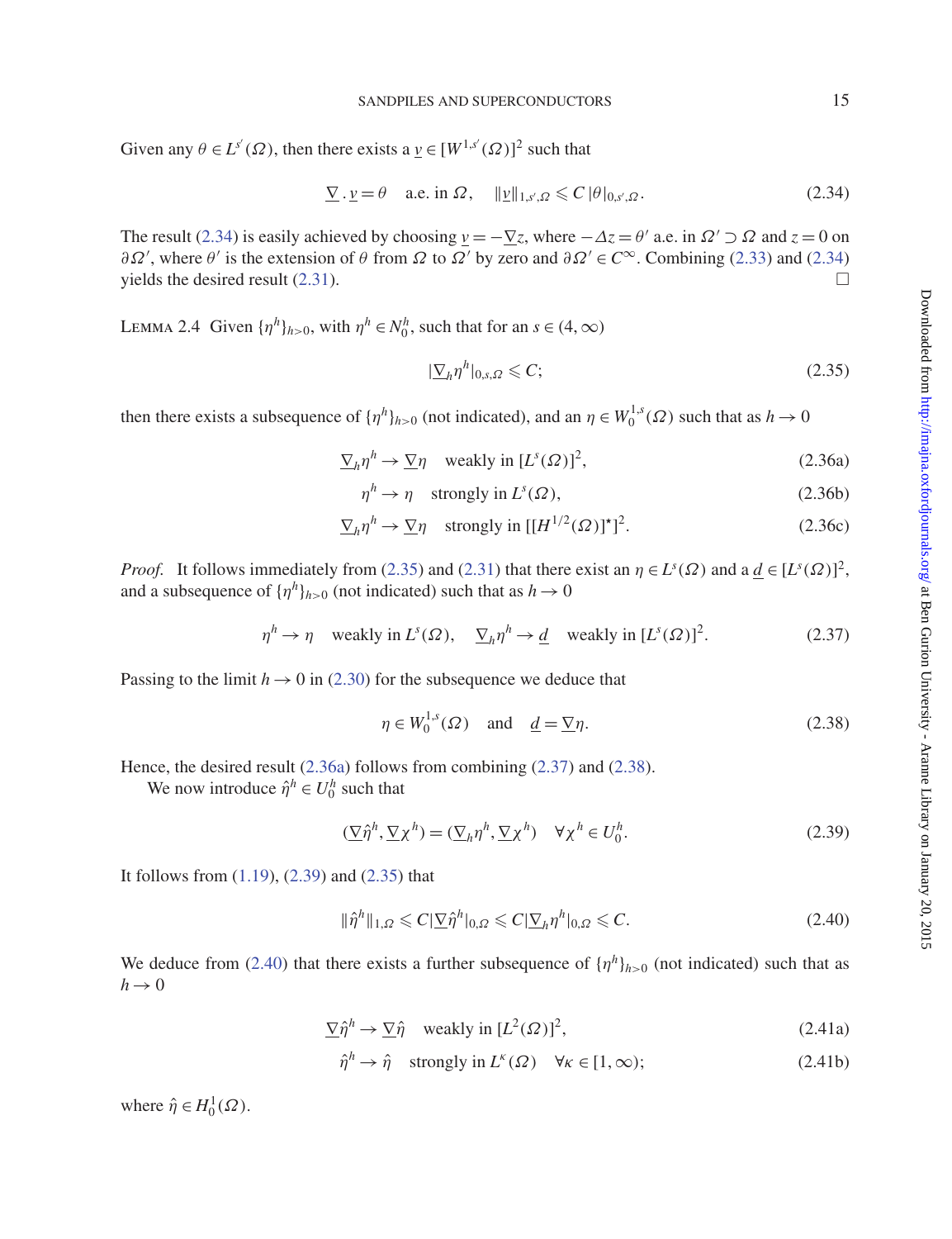Given any $\theta \in L^{s'}(\Omega)$, then there exists a $\underline{v} \in [W^{1,s'}(\Omega)]^2$ such that

$$\underline{\nabla} . \underline{v} = \theta \quad \text{a.e. in } \Omega, \quad \|\underline{v}\|_{1,s',\Omega} \leqslant C\,|\theta|_{0,s',\Omega}. \tag{2.34}$$

The result (2.34) is easily achieved by choosing $\underline{v} = -\underline{\nabla} z$, where $-\Delta z = \theta'$ a.e. in $\Omega' \supset \Omega$ and $z = 0$ on $\partial\Omega'$, where $\theta'$ is the extension of $\theta$ from $\Omega$ to $\Omega'$ by zero and $\partial\Omega' \in C^\infty$. Combining (2.33) and (2.34) yields the desired result (2.31). □

LEMMA 2.4 Given $\{\eta^h\}_{h>0}$, with $\eta^h \in N_0^h$, such that for an $s \in (4, \infty)$

$$|\underline{\nabla}_h \eta^h|_{0,s,\Omega} \leqslant C; \tag{2.35}$$

then there exists a subsequence of $\{\eta^h\}_{h>0}$ (not indicated), and an $\eta \in W_0^{1,s}(\Omega)$ such that as $h \to 0$

$$\underline{\nabla}_h \eta^h \to \underline{\nabla} \eta \quad \text{weakly in } [L^s(\Omega)]^2, \tag{2.36a}$$

$$\eta^h \to \eta \quad \text{strongly in } L^s(\Omega), \tag{2.36b}$$

$$\underline{\nabla}_h \eta^h \to \underline{\nabla} \eta \quad \text{strongly in } [[H^{1/2}(\Omega)]^\star]^2. \tag{2.36c}$$

*Proof.* It follows immediately from (2.35) and (2.31) that there exist an $\eta \in L^s(\Omega)$ and a $\underline{d} \in [L^s(\Omega)]^2$, and a subsequence of $\{\eta^h\}_{h>0}$ (not indicated) such that as $h \to 0$

$$\eta^h \to \eta \quad \text{weakly in } L^s(\Omega), \quad \underline{\nabla}_h \eta^h \to \underline{d} \quad \text{weakly in } [L^s(\Omega)]^2. \tag{2.37}$$

Passing to the limit $h \to 0$ in (2.30) for the subsequence we deduce that

$$\eta \in W_0^{1,s}(\Omega) \quad \text{and} \quad \underline{d} = \underline{\nabla} \eta. \tag{2.38}$$

Hence, the desired result (2.36a) follows from combining (2.37) and (2.38).

We now introduce $\hat{\eta}^h \in U_0^h$ such that

$$(\underline{\nabla} \hat{\eta}^h, \underline{\nabla} \chi^h) = (\underline{\nabla}_h \eta^h, \underline{\nabla} \chi^h) \quad \forall \chi^h \in U_0^h. \tag{2.39}$$

It follows from (1.19), (2.39) and (2.35) that

$$\|\hat{\eta}^h\|_{1,\Omega} \leqslant C|\underline{\nabla} \hat{\eta}^h|_{0,\Omega} \leqslant C|\underline{\nabla}_h \eta^h|_{0,\Omega} \leqslant C. \tag{2.40}$$

We deduce from (2.40) that there exists a further subsequence of $\{\eta^h\}_{h>0}$ (not indicated) such that as $h \to 0$

$$\underline{\nabla} \hat{\eta}^h \to \underline{\nabla} \hat{\eta} \quad \text{weakly in } [L^2(\Omega)]^2, \tag{2.41a}$$

$$\hat{\eta}^h \to \hat{\eta} \quad \text{strongly in } L^\kappa(\Omega) \quad \forall \kappa \in [1, \infty); \tag{2.41b}$$

where $\hat{\eta} \in H_0^1(\Omega)$.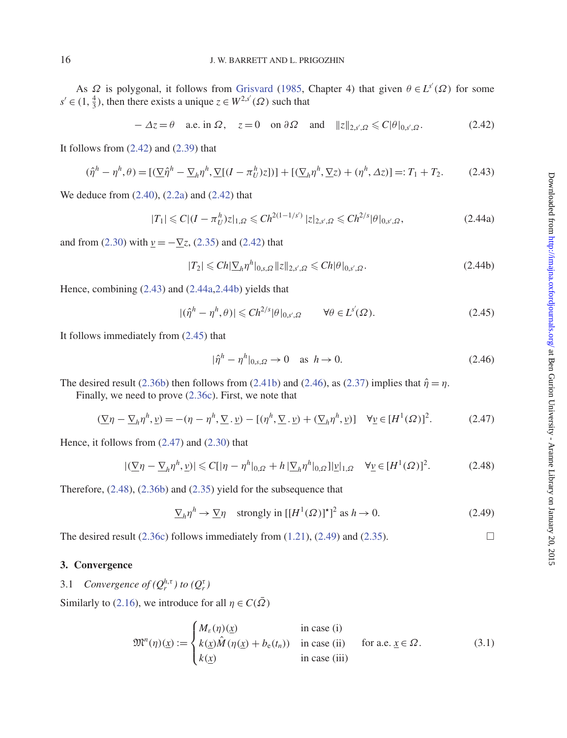As $\Omega$ is polygonal, it follows from Grisvard (1985, Chapter 4) that given $\theta \in L^{s'}(\Omega)$ for some $s' \in (1, \frac{4}{3})$, then there exists a unique $z \in W^{2,s'}(\Omega)$ such that

$$-\Delta z = \theta \quad \text{a.e. in } \Omega, \quad z = 0 \quad \text{on } \partial\Omega \quad \text{and} \quad \|z\|_{2,s',\Omega} \leqslant C|\theta|_{0,s',\Omega}. \tag{2.42}$$

It follows from (2.42) and (2.39) that

$$(\hat{\eta}^h - \eta^h, \theta) = [(\underline{\nabla}\hat{\eta}^h - \underline{\nabla}_h \eta^h, \underline{\nabla}[(I - \pi_U^h)z])] + [(\underline{\nabla}_h \eta^h, \underline{\nabla} z) + (\eta^h, \Delta z)] =: T_1 + T_2. \tag{2.43}$$

We deduce from (2.40), (2.2a) and (2.42) that

$$|T_1| \leqslant C|(I - \pi_U^h)z|_{1,\Omega} \leqslant Ch^{2(1-1/s')}\,|z|_{2,s',\Omega} \leqslant Ch^{2/s}|\theta|_{0,s',\Omega}, \tag{2.44a}$$

and from (2.30) with $\underline{v} = -\underline{\nabla} z$, (2.35) and (2.42) that

$$|T_2| \leqslant Ch|\underline{\nabla}_h \eta^h|_{0,s,\Omega}\|z\|_{2,s',\Omega} \leqslant Ch|\theta|_{0,s',\Omega}. \tag{2.44b}$$

Hence, combining (2.43) and (2.44a,2.44b) yields that

$$|(\hat{\eta}^h - \eta^h, \theta)| \leqslant Ch^{2/s}|\theta|_{0,s',\Omega} \qquad \forall \theta \in L^{s'}(\Omega). \tag{2.45}$$

It follows immediately from (2.45) that

$$|\hat{\eta}^h - \eta^h|_{0,s,\Omega} \to 0 \quad \text{as } h \to 0. \tag{2.46}$$

The desired result (2.36b) then follows from (2.41b) and (2.46), as (2.37) implies that $\hat{\eta} = \eta$.

Finally, we need to prove (2.36c). First, we note that

$$(\underline{\nabla}\eta - \underline{\nabla}_h \eta^h, \underline{v}) = -(\eta - \eta^h, \underline{\nabla}\,.\,\underline{v}) - [(\eta^h, \underline{\nabla}\,.\,\underline{v}) + (\underline{\nabla}_h \eta^h, \underline{v})] \quad \forall \underline{v} \in [H^1(\Omega)]^2. \tag{2.47}$$

Hence, it follows from (2.47) and (2.30) that

$$|(\underline{\nabla}\eta - \underline{\nabla}_h \eta^h, \underline{v})| \leqslant C[|\eta - \eta^h|_{0,\Omega} + h\,|\underline{\nabla}_h \eta^h|_{0,\Omega}]|\underline{v}|_{1,\Omega} \quad \forall \underline{v} \in [H^1(\Omega)]^2. \tag{2.48}$$

Therefore, (2.48), (2.36b) and (2.35) yield for the subsequence that

$$\underline{\nabla}_h \eta^h \to \underline{\nabla}\eta \quad \text{strongly in } [[H^1(\Omega)]^\star]^2 \text{ as } h \to 0. \tag{2.49}$$

The desired result (2.36c) follows immediately from (1.21), (2.49) and (2.35). $\square$

## 3. Convergence

### 3.1 *Convergence of $(Q_r^{h,\tau})$ to $(Q_r^\tau)$*

Similarly to (2.16), we introduce for all $\eta \in C(\bar{\Omega})$

$$\mathfrak{M}^n(\eta)(\underline{x}) := \begin{cases} M_\varepsilon(\eta)(\underline{x}) & \text{in case (i)} \\ k(\underline{x})\hat{M}(\eta(\underline{x}) + b_e(t_n)) & \text{in case (ii)} \\ k(\underline{x}) & \text{in case (iii)} \end{cases} \quad \text{for a.e. } \underline{x} \in \Omega. \tag{3.1}$$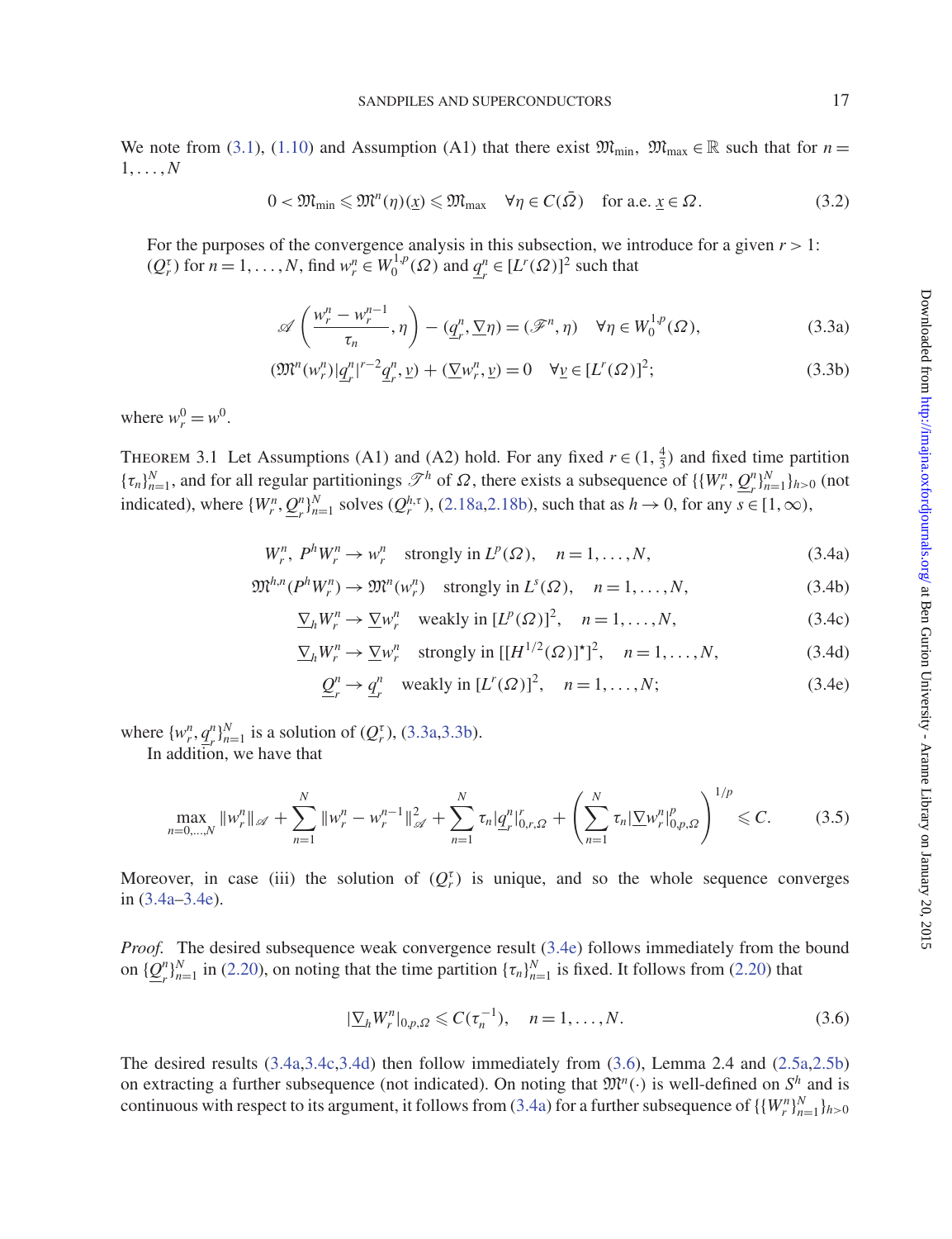We note from (3.1), (1.10) and Assumption (A1) that there exist $\mathfrak{M}_{\min},\ \mathfrak{M}_{\max} \in \mathbb{R}$ such that for $n = 1, \ldots, N$

$$0 < \mathfrak{M}_{\min} \leqslant \mathfrak{M}^n(\eta)(\underline{x}) \leqslant \mathfrak{M}_{\max} \quad \forall \eta \in C(\bar{\Omega}) \quad \text{for a.e. } \underline{x} \in \Omega. \tag{3.2}$$

For the purposes of the convergence analysis in this subsection, we introduce for a given $r > 1$: $(Q_r^\tau)$ for $n = 1, \ldots, N$, find $w_r^n \in W_0^{1,p}(\Omega)$ and $\underline{q}_r^n \in [L^r(\Omega)]^2$ such that

$$\mathscr{A}\left(\frac{w_r^n - w_r^{n-1}}{\tau_n}, \eta\right) - (\underline{q}_r^n, \underline{\nabla}\eta) = (\mathscr{F}^n, \eta) \quad \forall \eta \in W_0^{1,p}(\Omega), \tag{3.3a}$$

$$(\mathfrak{M}^n(w_r^n)|\underline{q}_r^n|^{r-2}\underline{q}_r^n, \underline{v}) + (\underline{\nabla} w_r^n, \underline{v}) = 0 \quad \forall \underline{v} \in [L^r(\Omega)]^2; \tag{3.3b}$$

where $w_r^0 = w^0$.

Theorem 3.1 Let Assumptions (A1) and (A2) hold. For any fixed $r \in (1, \frac{4}{3})$ and fixed time partition $\{\tau_n\}_{n=1}^N$, and for all regular partitionings $\mathscr{T}^h$ of $\Omega$, there exists a subsequence of $\{\{W_r^n, \underline{Q}_r^n\}_{n=1}^N\}_{h>0}$ (not indicated), where $\{W_r^n, \underline{Q}_r^n\}_{n=1}^N$ solves $(Q_r^{h,\tau})$, (2.18a,2.18b), such that as $h \to 0$, for any $s \in [1, \infty)$,

$$W_r^n,\ P^h W_r^n \to w_r^n \quad \text{strongly in } L^p(\Omega), \quad n = 1, \ldots, N, \tag{3.4a}$$

$$\mathfrak{M}^{h,n}(P^h W_r^n) \to \mathfrak{M}^n(w_r^n) \quad \text{strongly in } L^s(\Omega), \quad n = 1, \ldots, N, \tag{3.4b}$$

$$\underline{\nabla}_h W_r^n \to \underline{\nabla} w_r^n \quad \text{weakly in } [L^p(\Omega)]^2, \quad n = 1, \ldots, N, \tag{3.4c}$$

$$\underline{\nabla}_h W_r^n \to \underline{\nabla} w_r^n \quad \text{strongly in } [[H^{1/2}(\Omega)]^\star]^2, \quad n = 1, \ldots, N, \tag{3.4d}$$

$$\underline{Q}_r^n \to \underline{q}_r^n \quad \text{weakly in } [L^r(\Omega)]^2, \quad n = 1, \ldots, N; \tag{3.4e}$$

where $\{w_r^n, \underline{q}_r^n\}_{n=1}^N$ is a solution of $(Q_r^\tau)$, (3.3a,3.3b).

In addition, we have that

$$\max_{n=0,\ldots,N} \|w_r^n\|_{\mathscr{A}} + \sum_{n=1}^N \|w_r^n - w_r^{n-1}\|_{\mathscr{A}}^2 + \sum_{n=1}^N \tau_n |\underline{q}_r^n|_{0,r,\Omega}^r + \left(\sum_{n=1}^N \tau_n |\underline{\nabla} w_r^n|_{0,p,\Omega}^p\right)^{1/p} \leqslant C. \tag{3.5}$$

Moreover, in case (iii) the solution of $(Q_r^\tau)$ is unique, and so the whole sequence converges in (3.4a–3.4e).

*Proof.* The desired subsequence weak convergence result (3.4e) follows immediately from the bound on $\{\underline{Q}_r^n\}_{n=1}^N$ in (2.20), on noting that the time partition $\{\tau_n\}_{n=1}^N$ is fixed. It follows from (2.20) that

$$|\underline{\nabla}_h W_r^n|_{0,p,\Omega} \leqslant C(\tau_n^{-1}), \quad n = 1, \ldots, N. \tag{3.6}$$

The desired results (3.4a,3.4c,3.4d) then follow immediately from (3.6), Lemma 2.4 and (2.5a,2.5b) on extracting a further subsequence (not indicated). On noting that $\mathfrak{M}^n(\cdot)$ is well-defined on $S^h$ and is continuous with respect to its argument, it follows from (3.4a) for a further subsequence of $\{\{W_r^n\}_{n=1}^N\}_{h>0}$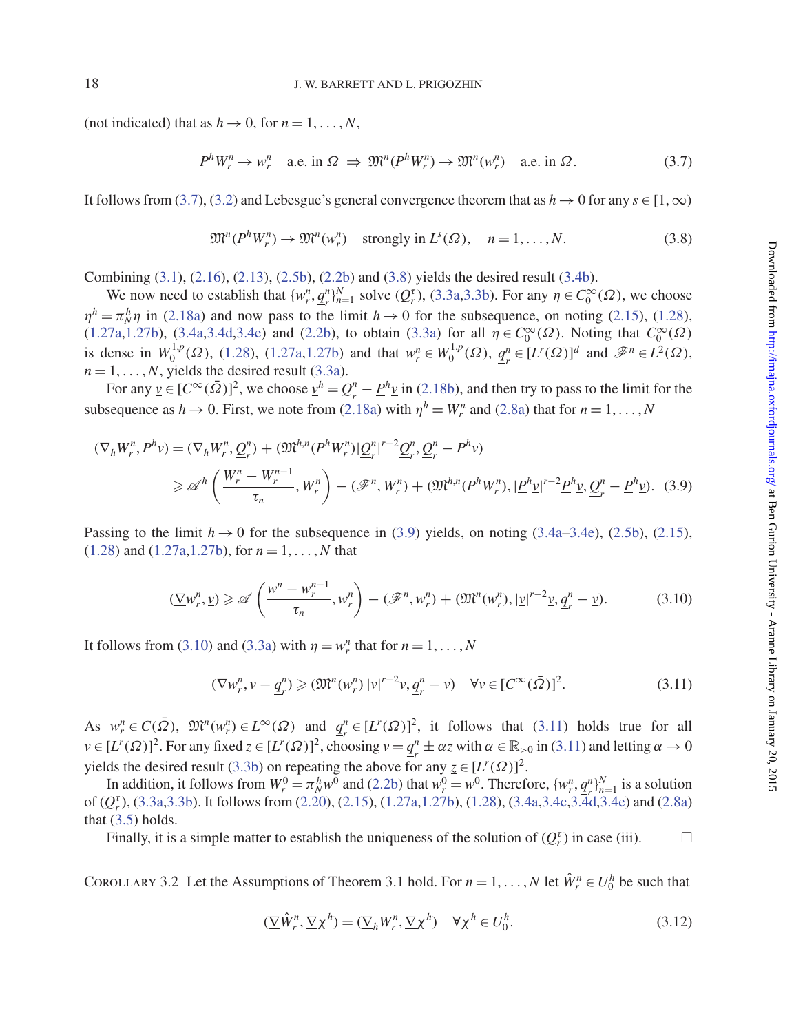(not indicated) that as $h \to 0$, for $n = 1, \ldots, N$,

$$P^h W_r^n \to w_r^n \quad \text{a.e. in } \Omega \;\Rightarrow\; \mathfrak{M}^n(P^h W_r^n) \to \mathfrak{M}^n(w_r^n) \quad \text{a.e. in } \Omega. \tag{3.7}$$

It follows from (3.7), (3.2) and Lebesgue's general convergence theorem that as $h \to 0$ for any $s \in [1, \infty)$

$$\mathfrak{M}^n(P^h W_r^n) \to \mathfrak{M}^n(w_r^n) \quad \text{strongly in } L^s(\Omega), \quad n = 1, \ldots, N. \tag{3.8}$$

Combining (3.1), (2.16), (2.13), (2.5b), (2.2b) and (3.8) yields the desired result (3.4b).

We now need to establish that $\{w_r^n, \underline{q}_r^n\}_{n=1}^N$ solve $(Q_r^\tau)$, (3.3a,3.3b). For any $\eta \in C_0^\infty(\Omega)$, we choose $\eta^h = \pi_N^h \eta$ in (2.18a) and now pass to the limit $h \to 0$ for the subsequence, on noting (2.15), (1.28), (1.27a,1.27b), (3.4a,3.4d,3.4e) and (2.2b), to obtain (3.3a) for all $\eta \in C_0^\infty(\Omega)$. Noting that $C_0^\infty(\Omega)$ is dense in $W_0^{1,p}(\Omega)$, (1.28), (1.27a,1.27b) and that $w_r^n \in W_0^{1,p}(\Omega)$, $\underline{q}_r^n \in [L^r(\Omega)]^d$ and $\mathscr{F}^n \in L^2(\Omega)$, $n = 1, \ldots, N$, yields the desired result (3.3a).

For any $\underline{v} \in [C^\infty(\bar{\Omega})]^2$, we choose $\underline{v}^h = \underline{Q}_r^n - \underline{P}^h \underline{v}$ in (2.18b), and then try to pass to the limit for the subsequence as $h \to 0$. First, we note from (2.18a) with $\eta^h = W_r^n$ and (2.8a) that for $n = 1, \ldots, N$

$$\begin{aligned}
(\underline{\nabla}_h W_r^n, \underline{P}^h \underline{v}) &= (\underline{\nabla}_h W_r^n, \underline{Q}_r^n) + (\mathfrak{M}^{h,n}(P^h W_r^n)|\underline{Q}_r^n|^{r-2}\underline{Q}_r^n, \underline{Q}_r^n - \underline{P}^h \underline{v}) \\
&\geqslant \mathscr{A}^h\left(\frac{W_r^n - W_r^{n-1}}{\tau_n}, W_r^n\right) - (\mathscr{F}^n, W_r^n) + (\mathfrak{M}^{h,n}(P^h W_r^n), |\underline{P}^h \underline{v}|^{r-2}\underline{P}^h \underline{v}, \underline{Q}_r^n - \underline{P}^h \underline{v}).
\end{aligned} \tag{3.9}$$

Passing to the limit $h \to 0$ for the subsequence in (3.9) yields, on noting (3.4a–3.4e), (2.5b), (2.15), (1.28) and (1.27a,1.27b), for $n = 1, \ldots, N$ that

$$(\underline{\nabla} w_r^n, \underline{v}) \geqslant \mathscr{A}\left(\frac{w^n - w_r^{n-1}}{\tau_n}, w_r^n\right) - (\mathscr{F}^n, w_r^n) + (\mathfrak{M}^n(w_r^n), |\underline{v}|^{r-2}\underline{v}, \underline{q}_r^n - \underline{v}). \tag{3.10}$$

It follows from (3.10) and (3.3a) with $\eta = w_r^n$ that for $n = 1, \ldots, N$

$$(\underline{\nabla} w_r^n, \underline{v} - \underline{q}_r^n) \geqslant (\mathfrak{M}^n(w_r^n)\,|\underline{v}|^{r-2}\underline{v}, \underline{q}_r^n - \underline{v}) \quad \forall \underline{v} \in [C^\infty(\bar{\Omega})]^2. \tag{3.11}$$

As $w_r^n \in C(\bar{\Omega})$, $\mathfrak{M}^n(w_r^n) \in L^\infty(\Omega)$ and $\underline{q}_r^n \in [L^r(\Omega)]^2$, it follows that (3.11) holds true for all $\underline{v} \in [L^r(\Omega)]^2$. For any fixed $\underline{z} \in [L^r(\Omega)]^2$, choosing $\underline{v} = \underline{q}_r^n \pm \alpha \underline{z}$ with $\alpha \in \mathbb{R}_{>0}$ in (3.11) and letting $\alpha \to 0$ yields the desired result (3.3b) on repeating the above for any $\underline{z} \in [L^r(\Omega)]^2$.

In addition, it follows from $W_r^0 = \pi_N^h w^0$ and (2.2b) that $w_r^0 = w^0$. Therefore, $\{w_r^n, \underline{q}_r^n\}_{n=1}^N$ is a solution of $(Q_r^\tau)$, (3.3a,3.3b). It follows from (2.20), (2.15), (1.27a,1.27b), (1.28), (3.4a,3.4c,3.4d,3.4e) and (2.8a) that (3.5) holds.

Finally, it is a simple matter to establish the uniqueness of the solution of $(Q_r^\tau)$ in case (iii). □

COROLLARY 3.2 Let the Assumptions of Theorem 3.1 hold. For $n = 1, \ldots, N$ let $\hat{W}_r^n \in U_0^h$ be such that

$$(\underline{\nabla} \hat{W}_r^n, \underline{\nabla} \chi^h) = (\underline{\nabla}_h W_r^n, \underline{\nabla} \chi^h) \quad \forall \chi^h \in U_0^h. \tag{3.12}$$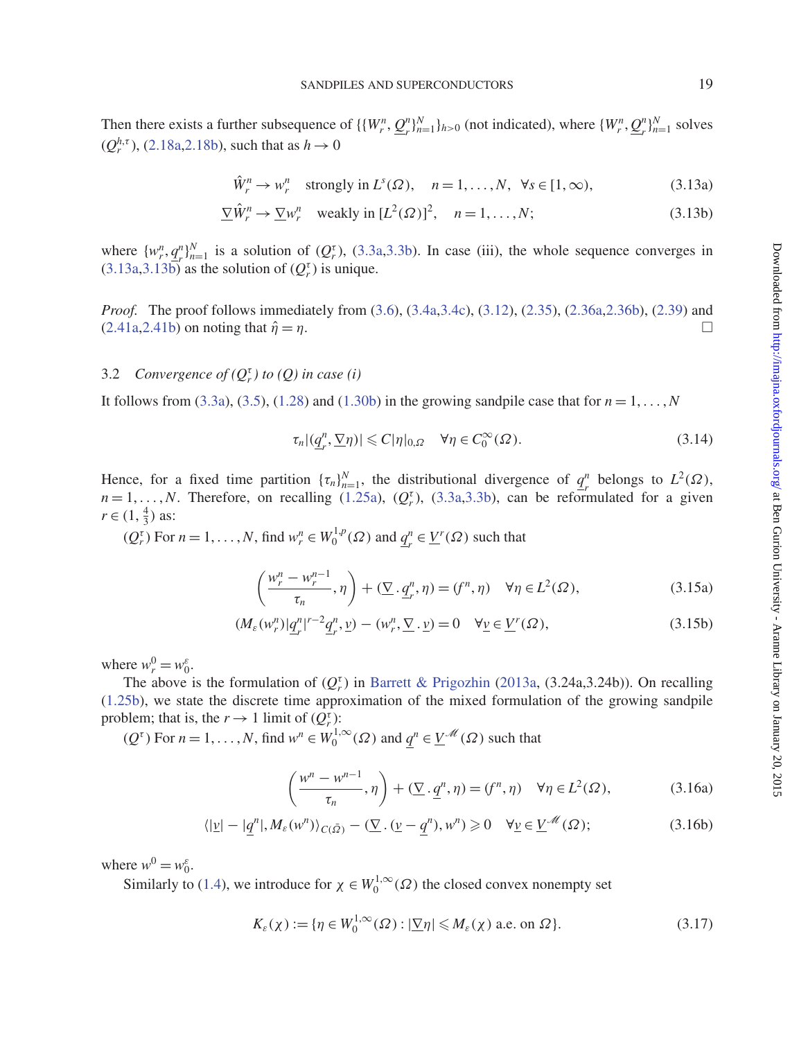Then there exists a further subsequence of $\{\{W_r^n, \underline{Q}_r^n\}_{n=1}^N\}_{h>0}$ (not indicated), where $\{W_r^n, \underline{Q}_r^n\}_{n=1}^N$ solves $(Q_r^{h,\tau})$, (2.18a,2.18b), such that as $h \to 0$

$$\hat{W}_r^n \to w_r^n \quad \text{strongly in } L^s(\Omega), \quad n = 1, \ldots, N, \ \ \forall s \in [1, \infty), \tag{3.13a}$$

$$\underline{\nabla} \hat{W}_r^n \to \underline{\nabla} w_r^n \quad \text{weakly in } [L^2(\Omega)]^2, \quad n = 1, \ldots, N; \tag{3.13b}$$

where $\{w_r^n, \underline{q}_r^n\}_{n=1}^N$ is a solution of $(Q_r^\tau)$, (3.3a,3.3b). In case (iii), the whole sequence converges in (3.13a,3.13b) as the solution of $(Q_r^\tau)$ is unique.

*Proof.* The proof follows immediately from (3.6), (3.4a,3.4c), (3.12), (2.35), (2.36a,2.36b), (2.39) and (2.41a,2.41b) on noting that $\hat{\eta} = \eta$. □

## 3.2 *Convergence of $(Q_r^\tau)$ to $(Q)$ in case (i)*

It follows from (3.3a), (3.5), (1.28) and (1.30b) in the growing sandpile case that for $n = 1, \ldots, N$

$$\tau_n |(\underline{q}_r^n, \underline{\nabla} \eta)| \leqslant C |\eta|_{0,\Omega} \quad \forall \eta \in C_0^\infty(\Omega). \tag{3.14}$$

Hence, for a fixed time partition $\{\tau_n\}_{n=1}^N$, the distributional divergence of $\underline{q}_r^n$ belongs to $L^2(\Omega)$, $n = 1, \ldots, N$. Therefore, on recalling (1.25a), $(Q_r^\tau)$, (3.3a,3.3b), can be reformulated for a given $r \in (1, \frac{4}{3})$ as:

$(Q_r^\tau)$ For $n = 1, \ldots, N$, find $w_r^n \in W_0^{1,p}(\Omega)$ and $\underline{q}_r^n \in \underline{V}^r(\Omega)$ such that

$$\left( \frac{w_r^n - w_r^{n-1}}{\tau_n}, \eta \right) + (\underline{\nabla} \cdot \underline{q}_r^n, \eta) = (f^n, \eta) \quad \forall \eta \in L^2(\Omega), \tag{3.15a}$$

$$(M_\varepsilon(w_r^n)|\underline{q}_r^n|^{r-2} \underline{q}_r^n, \underline{v}) - (w_r^n, \underline{\nabla} \cdot \underline{v}) = 0 \quad \forall \underline{v} \in \underline{V}^r(\Omega), \tag{3.15b}$$

where $w_r^0 = w_0^\varepsilon$.

The above is the formulation of $(Q_r^\tau)$ in Barrett & Prigozhin (2013a, (3.24a,3.24b)). On recalling (1.25b), we state the discrete time approximation of the mixed formulation of the growing sandpile problem; that is, the $r \to 1$ limit of $(Q_r^\tau)$:

$(Q^\tau)$ For $n = 1, \ldots, N$, find $w^n \in W_0^{1,\infty}(\Omega)$ and $\underline{q}^n \in \underline{V}^{\mathscr{M}}(\Omega)$ such that

$$\left( \frac{w^n - w^{n-1}}{\tau_n}, \eta \right) + (\underline{\nabla} \cdot \underline{q}^n, \eta) = (f^n, \eta) \quad \forall \eta \in L^2(\Omega), \tag{3.16a}$$

$$\langle |\underline{v}| - |\underline{q}^n|, M_\varepsilon(w^n) \rangle_{C(\bar{\Omega})} - (\underline{\nabla} \cdot (\underline{v} - \underline{q}^n), w^n) \geqslant 0 \quad \forall \underline{v} \in \underline{V}^{\mathscr{M}}(\Omega); \tag{3.16b}$$

where $w^0 = w_0^\varepsilon$.

Similarly to (1.4), we introduce for $\chi \in W_0^{1,\infty}(\Omega)$ the closed convex nonempty set

$$K_\varepsilon(\chi) := \{\eta \in W_0^{1,\infty}(\Omega) : |\underline{\nabla} \eta| \leqslant M_\varepsilon(\chi) \text{ a.e. on } \Omega\}. \tag{3.17}$$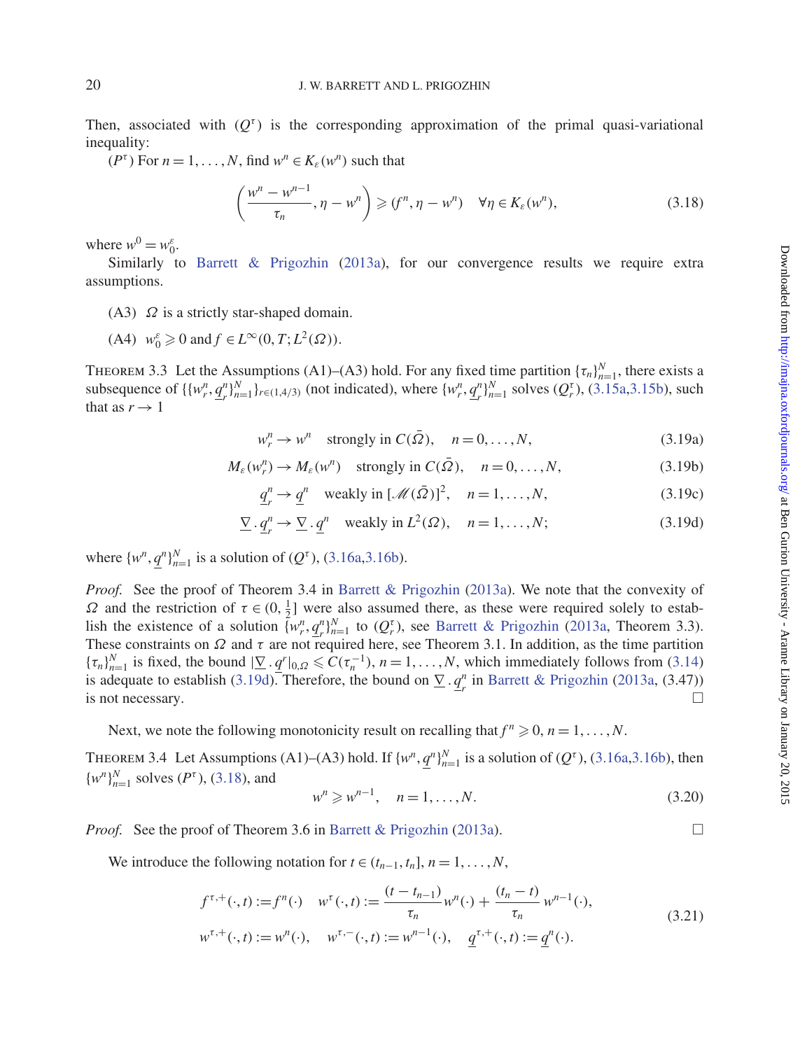Then, associated with $(Q^\tau)$ is the corresponding approximation of the primal quasi-variational inequality:

$(P^\tau)$ For $n = 1, \ldots, N$, find $w^n \in K_\varepsilon(w^n)$ such that

$$\left( \frac{w^n - w^{n-1}}{\tau_n}, \eta - w^n \right) \geqslant (f^n, \eta - w^n) \quad \forall \eta \in K_\varepsilon(w^n), \tag{3.18}$$

where $w^0 = w_0^\varepsilon$.

Similarly to Barrett & Prigozhin (2013a), for our convergence results we require extra assumptions.

(A3) $\Omega$ is a strictly star-shaped domain.

(A4) $w_0^\varepsilon \geqslant 0$ and $f \in L^\infty(0, T; L^2(\Omega))$.

THEOREM 3.3 Let the Assumptions (A1)–(A3) hold. For any fixed time partition $\{\tau_n\}_{n=1}^N$, there exists a subsequence of $\{\{w_r^n, \underline{q}_r^n\}_{n=1}^N\}_{r\in(1,4/3)}$ (not indicated), where $\{w_r^n, \underline{q}_r^n\}_{n=1}^N$ solves $(Q_r^\tau)$, (3.15a,3.15b), such that as $r \to 1$

$$w_r^n \to w^n \quad \text{strongly in } C(\bar{\Omega}), \quad n = 0, \ldots, N, \tag{3.19a}$$

$$M_\varepsilon(w_r^n) \to M_\varepsilon(w^n) \quad \text{strongly in } C(\bar{\Omega}), \quad n = 0, \ldots, N, \tag{3.19b}$$

$$\underline{q}_r^n \to \underline{q}^n \quad \text{weakly in } [\mathscr{M}(\bar{\Omega})]^2, \quad n = 1, \ldots, N, \tag{3.19c}$$

$$\underline{\nabla} \cdot \underline{q}_r^n \to \underline{\nabla} \cdot \underline{q}^n \quad \text{weakly in } L^2(\Omega), \quad n = 1, \ldots, N; \tag{3.19d}$$

where $\{w^n, \underline{q}^n\}_{n=1}^N$ is a solution of $(Q^\tau)$, (3.16a,3.16b).

*Proof.* See the proof of Theorem 3.4 in Barrett & Prigozhin (2013a). We note that the convexity of $\Omega$ and the restriction of $\tau \in (0, \frac{1}{2}]$ were also assumed there, as these were required solely to establish the existence of a solution $\{w_r^n, \underline{q}_r^n\}_{n=1}^N$ to $(Q_r^\tau)$, see Barrett & Prigozhin (2013a, Theorem 3.3). These constraints on $\Omega$ and $\tau$ are not required here, see Theorem 3.1. In addition, as the time partition $\{\tau_n\}_{n=1}^N$ is fixed, the bound $|\underline{\nabla} \cdot \underline{q}^r|_{0,\Omega} \leqslant C(\tau_n^{-1})$, $n = 1, \ldots, N$, which immediately follows from (3.14) is adequate to establish (3.19d). Therefore, the bound on $\underline{\nabla} \cdot \underline{q}_r^n$ in Barrett & Prigozhin (2013a, (3.47)) is not necessary. □

Next, we note the following monotonicity result on recalling that $f^n \geqslant 0$, $n = 1, \ldots, N$.

THEOREM 3.4 Let Assumptions (A1)–(A3) hold. If $\{w^n, \underline{q}^n\}_{n=1}^N$ is a solution of $(Q^\tau)$, (3.16a,3.16b), then $\{w^n\}_{n=1}^N$ solves $(P^\tau)$, (3.18), and

$$w^n \geqslant w^{n-1}, \quad n = 1, \ldots, N. \tag{3.20}$$

*Proof.* See the proof of Theorem 3.6 in Barrett & Prigozhin (2013a). □

We introduce the following notation for $t \in (t_{n-1}, t_n]$, $n = 1, \ldots, N$,

$$\begin{aligned} f^{\tau,+}(\cdot, t) &:= f^n(\cdot) \quad w^\tau(\cdot, t) := \frac{(t - t_{n-1})}{\tau_n} w^n(\cdot) + \frac{(t_n - t)}{\tau_n} w^{n-1}(\cdot), \\ w^{\tau,+}(\cdot, t) &:= w^n(\cdot), \quad w^{\tau,-}(\cdot, t) := w^{n-1}(\cdot), \quad \underline{q}^{\tau,+}(\cdot, t) := \underline{q}^n(\cdot). \end{aligned} \tag{3.21}$$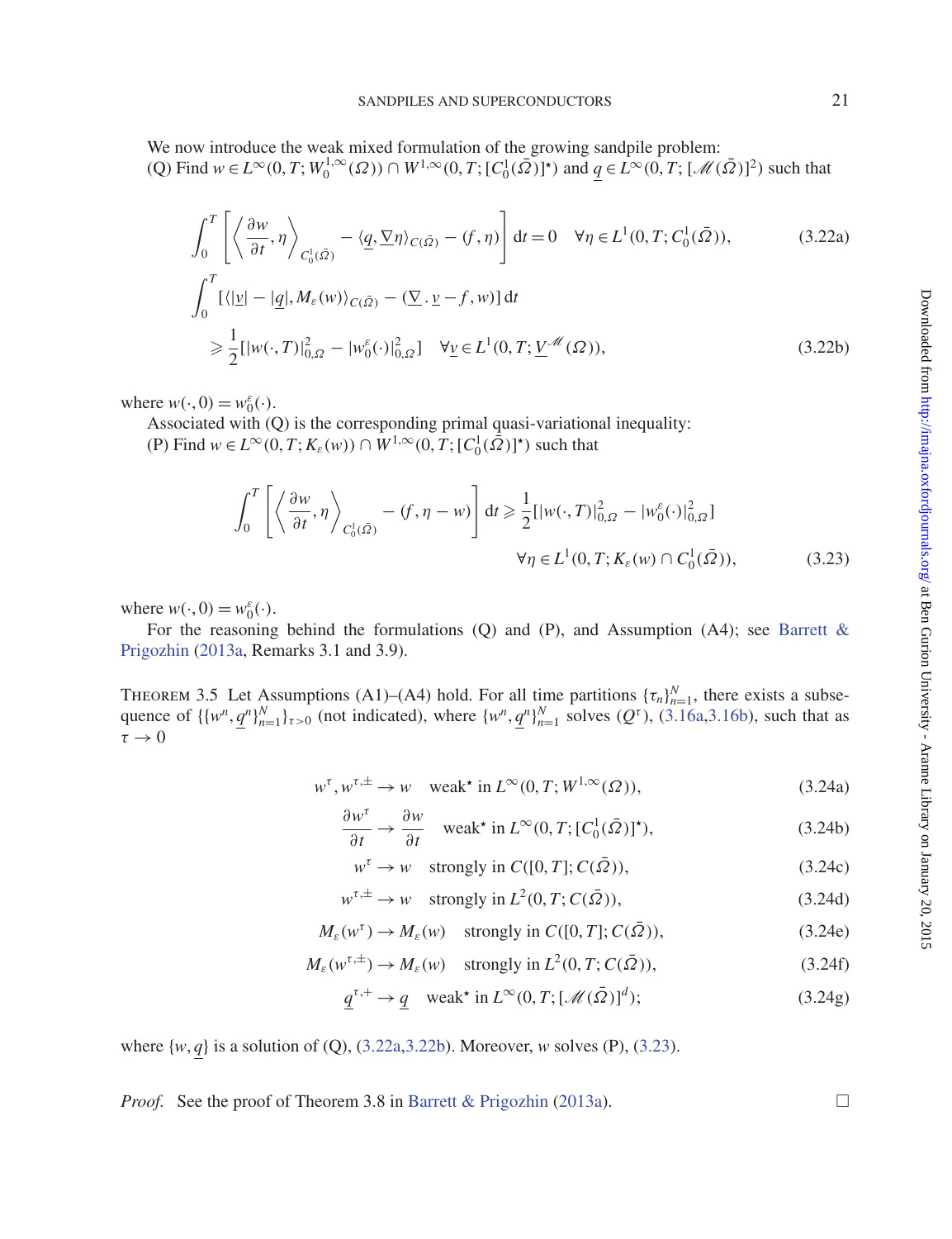We now introduce the weak mixed formulation of the growing sandpile problem:
(Q) Find $w \in L^\infty(0,T;W_0^{1,\infty}(\Omega)) \cap W^{1,\infty}(0,T;[C_0^1(\bar{\Omega})]^\star)$ and $\underline{q} \in L^\infty(0,T;[\mathscr{M}(\bar{\Omega})]^2)$ such that

$$\int_0^T \left[ \left\langle \frac{\partial w}{\partial t}, \eta \right\rangle_{C_0^1(\bar{\Omega})} - \langle \underline{q}, \underline{\nabla} \eta \rangle_{C(\bar{\Omega})} - (f, \eta) \right] \mathrm{d}t = 0 \quad \forall \eta \in L^1(0,T;C_0^1(\bar{\Omega})), \tag{3.22a}$$

$$\int_0^T [\langle |\underline{v}| - |\underline{q}|, M_\varepsilon(w) \rangle_{C(\bar{\Omega})} - (\underline{\nabla} \cdot \underline{v} - f, w)]\, \mathrm{d}t \geqslant \frac{1}{2}[|w(\cdot,T)|_{0,\Omega}^2 - |w_0^\varepsilon(\cdot)|_{0,\Omega}^2] \quad \forall \underline{v} \in L^1(0,T;\underline{V}^{\mathscr{M}}(\Omega)), \tag{3.22b}$$

where $w(\cdot,0) = w_0^\varepsilon(\cdot)$.

Associated with (Q) is the corresponding primal quasi-variational inequality:
(P) Find $w \in L^\infty(0,T;K_\varepsilon(w)) \cap W^{1,\infty}(0,T;[C_0^1(\bar{\Omega})]^\star)$ such that

$$\int_0^T \left[ \left\langle \frac{\partial w}{\partial t}, \eta \right\rangle_{C_0^1(\bar{\Omega})} - (f, \eta - w) \right] \mathrm{d}t \geqslant \frac{1}{2}[|w(\cdot,T)|_{0,\Omega}^2 - |w_0^\varepsilon(\cdot)|_{0,\Omega}^2] \quad \forall \eta \in L^1(0,T;K_\varepsilon(w) \cap C_0^1(\bar{\Omega})), \tag{3.23}$$

where $w(\cdot,0) = w_0^\varepsilon(\cdot)$.

For the reasoning behind the formulations (Q) and (P), and Assumption (A4); see Barrett & Prigozhin (2013a, Remarks 3.1 and 3.9).

THEOREM 3.5 Let Assumptions (A1)–(A4) hold. For all time partitions $\{\tau_n\}_{n=1}^N$, there exists a subsequence of $\{\{w^n, \underline{q}^n\}_{n=1}^N\}_{\tau>0}$ (not indicated), where $\{w^n, \underline{q}^n\}_{n=1}^N$ solves $(Q^\tau)$, (3.16a,3.16b), such that as $\tau \to 0$

$$w^\tau, w^{\tau,\pm} \to w \quad \text{weak}^\star \text{ in } L^\infty(0,T;W^{1,\infty}(\Omega)), \tag{3.24a}$$

$$\frac{\partial w^\tau}{\partial t} \to \frac{\partial w}{\partial t} \quad \text{weak}^\star \text{ in } L^\infty(0,T;[C_0^1(\bar{\Omega})]^\star), \tag{3.24b}$$

$$w^\tau \to w \quad \text{strongly in } C([0,T];C(\bar{\Omega})), \tag{3.24c}$$

$$w^{\tau,\pm} \to w \quad \text{strongly in } L^2(0,T;C(\bar{\Omega})), \tag{3.24d}$$

$$M_\varepsilon(w^\tau) \to M_\varepsilon(w) \quad \text{strongly in } C([0,T];C(\bar{\Omega})), \tag{3.24e}$$

$$M_\varepsilon(w^{\tau,\pm}) \to M_\varepsilon(w) \quad \text{strongly in } L^2(0,T;C(\bar{\Omega})), \tag{3.24f}$$

$$\underline{q}^{\tau,+} \to \underline{q} \quad \text{weak}^\star \text{ in } L^\infty(0,T;[\mathscr{M}(\bar{\Omega})]^d); \tag{3.24g}$$

where $\{w, \underline{q}\}$ is a solution of (Q), (3.22a,3.22b). Moreover, $w$ solves (P), (3.23).

*Proof.* See the proof of Theorem 3.8 in Barrett & Prigozhin (2013a). □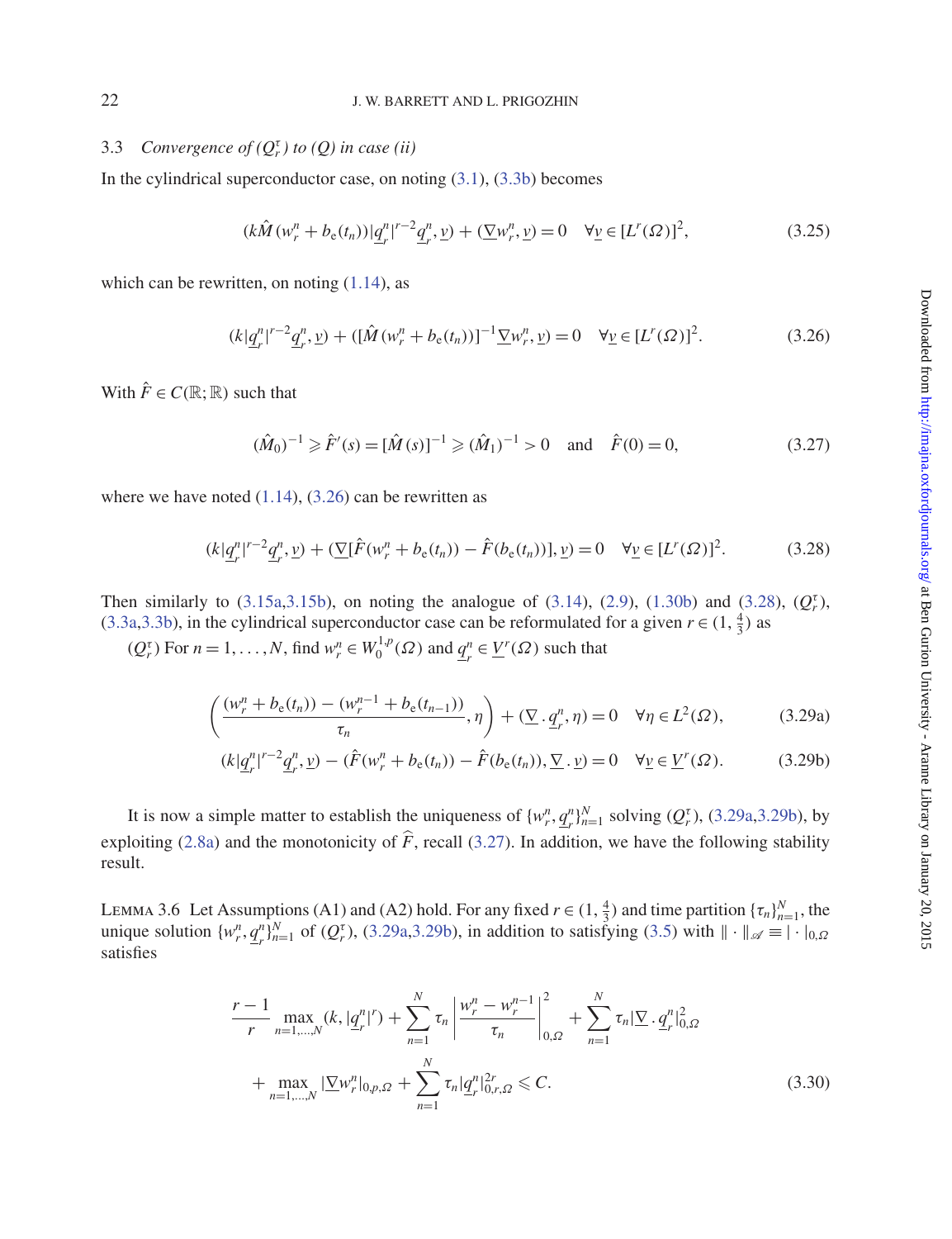### 3.3 *Convergence of* $(Q_r^\tau)$ *to* $(Q)$ *in case (ii)*

In the cylindrical superconductor case, on noting (3.1), (3.3b) becomes

$$(k\hat{M}(w_r^n + b_{\rm e}(t_n))|\underline{q}_r^n|^{r-2}\underline{q}_r^n, \underline{v}) + (\underline{\nabla} w_r^n, \underline{v}) = 0 \quad \forall \underline{v} \in [L^r(\Omega)]^2, \tag{3.25}$$

which can be rewritten, on noting (1.14), as

$$(k|\underline{q}_r^n|^{r-2}\underline{q}_r^n, \underline{v}) + ([\hat{M}(w_r^n + b_{\rm e}(t_n))]^{-1}\underline{\nabla} w_r^n, \underline{v}) = 0 \quad \forall \underline{v} \in [L^r(\Omega)]^2. \tag{3.26}$$

With $\hat{F} \in C(\mathbb{R};\mathbb{R})$ such that

$$(\hat{M}_0)^{-1} \geqslant \hat{F}'(s) = [\hat{M}(s)]^{-1} \geqslant (\hat{M}_1)^{-1} > 0 \quad \text{and} \quad \hat{F}(0) = 0, \tag{3.27}$$

where we have noted (1.14), (3.26) can be rewritten as

$$(k|\underline{q}_r^n|^{r-2}\underline{q}_r^n, \underline{v}) + (\underline{\nabla}[\hat{F}(w_r^n + b_{\rm e}(t_n)) - \hat{F}(b_{\rm e}(t_n))], \underline{v}) = 0 \quad \forall \underline{v} \in [L^r(\Omega)]^2. \tag{3.28}$$

Then similarly to (3.15a,3.15b), on noting the analogue of (3.14), (2.9), (1.30b) and (3.28), $(Q_r^\tau)$, (3.3a,3.3b), in the cylindrical superconductor case can be reformulated for a given $r \in (1, \frac{4}{3})$ as

$(Q_r^\tau)$ For $n = 1, \ldots, N$, find $w_r^n \in W_0^{1,p}(\Omega)$ and $\underline{q}_r^n \in \underline{V}^r(\Omega)$ such that

$$\left(\frac{(w_r^n + b_{\rm e}(t_n)) - (w_r^{n-1} + b_{\rm e}(t_{n-1}))}{\tau_n}, \eta\right) + (\underline{\nabla}\,.\,\underline{q}_r^n, \eta) = 0 \quad \forall \eta \in L^2(\Omega), \tag{3.29a}$$

$$(k|\underline{q}_r^n|^{r-2}\underline{q}_r^n, \underline{v}) - (\hat{F}(w_r^n + b_{\rm e}(t_n)) - \hat{F}(b_{\rm e}(t_n)), \underline{\nabla}\,.\,\underline{v}) = 0 \quad \forall \underline{v} \in \underline{V}^r(\Omega). \tag{3.29b}$$

It is now a simple matter to establish the uniqueness of $\{w_r^n, \underline{q}_r^n\}_{n=1}^N$ solving $(Q_r^\tau)$, (3.29a,3.29b), by exploiting (2.8a) and the monotonicity of $\widehat{F}$, recall (3.27). In addition, we have the following stability result.

**Lemma 3.6** Let Assumptions (A1) and (A2) hold. For any fixed $r \in (1, \frac{4}{3})$ and time partition $\{\tau_n\}_{n=1}^N$, the unique solution $\{w_r^n, \underline{q}_r^n\}_{n=1}^N$ of $(Q_r^\tau)$, (3.29a,3.29b), in addition to satisfying (3.5) with $\|\cdot\|_{\mathscr{A}} \equiv |\cdot|_{0,\Omega}$ satisfies

$$\frac{r-1}{r}\max_{n=1,\ldots,N}(k, |\underline{q}_r^n|^r) + \sum_{n=1}^N \tau_n \left|\frac{w_r^n - w_r^{n-1}}{\tau_n}\right|_{0,\Omega}^2 + \sum_{n=1}^N \tau_n |\underline{\nabla}\,.\,\underline{q}_r^n|_{0,\Omega}^2$$
$$+ \max_{n=1,\ldots,N} |\underline{\nabla} w_r^n|_{0,p,\Omega} + \sum_{n=1}^N \tau_n |\underline{q}_r^n|_{0,r,\Omega}^{2r} \leqslant C. \tag{3.30}$$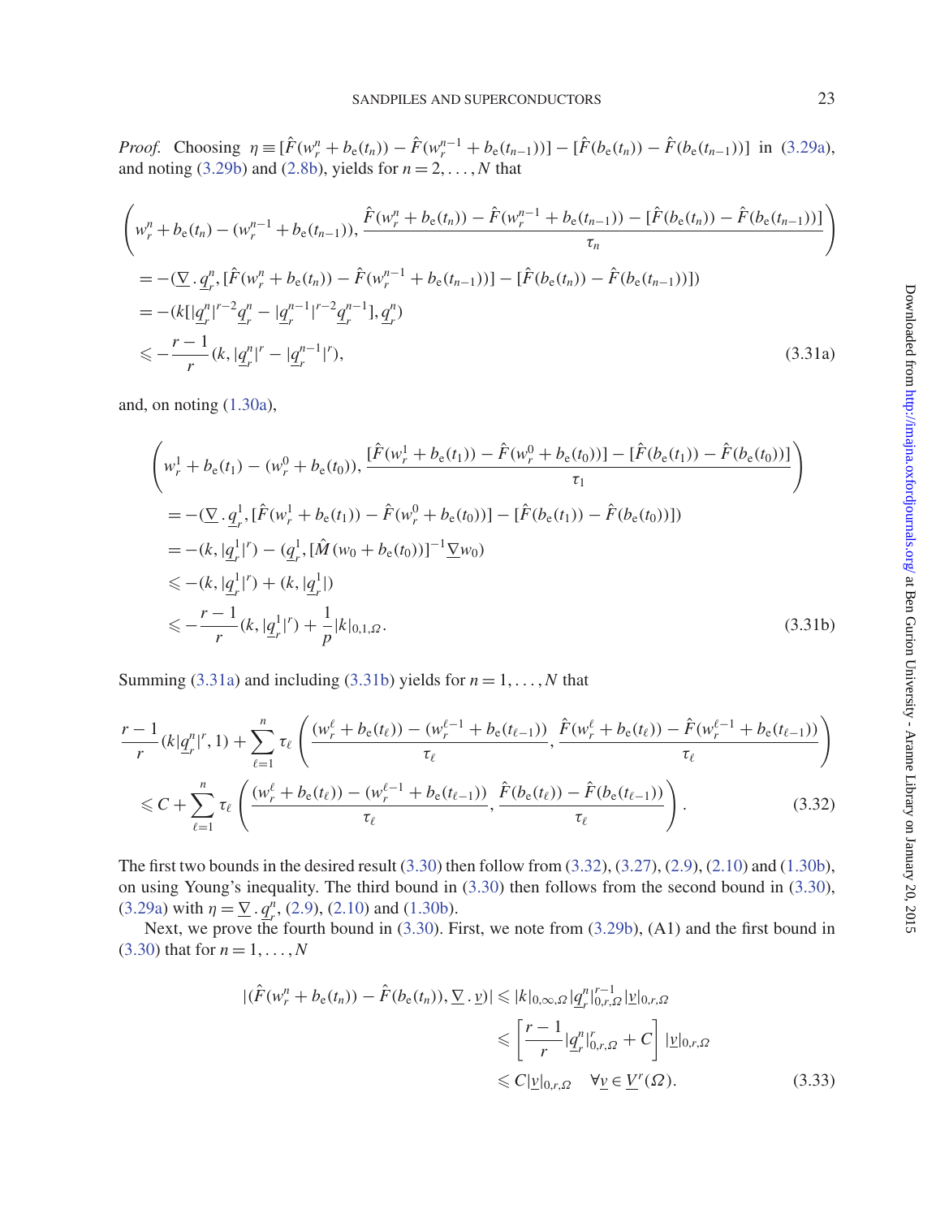*Proof.* Choosing $\eta \equiv [\hat{F}(w_r^n + b_e(t_n)) - \hat{F}(w_r^{n-1} + b_e(t_{n-1}))] - [\hat{F}(b_e(t_n)) - \hat{F}(b_e(t_{n-1}))]$ in (3.29a), and noting (3.29b) and (2.8b), yields for $n = 2, \ldots, N$ that

$$
\begin{aligned}
&\left( w_r^n + b_e(t_n) - (w_r^{n-1} + b_e(t_{n-1})), \frac{\hat{F}(w_r^n + b_e(t_n)) - \hat{F}(w_r^{n-1} + b_e(t_{n-1})) - [\hat{F}(b_e(t_n)) - \hat{F}(b_e(t_{n-1}))]}{\tau_n} \right) \\
&= -(\underline{\nabla} \cdot \underline{q}_r^n, [\hat{F}(w_r^n + b_e(t_n)) - \hat{F}(w_r^{n-1} + b_e(t_{n-1}))] - [\hat{F}(b_e(t_n)) - \hat{F}(b_e(t_{n-1}))]) \\
&= -(k[|\underline{q}_r^n|^{r-2}\underline{q}_r^n - |\underline{q}_r^{n-1}|^{r-2}\underline{q}_r^{n-1}], \underline{q}_r^n) \\
&\leqslant -\frac{r-1}{r}(k, |\underline{q}_r^n|^r - |\underline{q}_r^{n-1}|^r),
\end{aligned} \tag{3.31a}
$$

and, on noting (1.30a),

$$
\begin{aligned}
&\left( w_r^1 + b_e(t_1) - (w_r^0 + b_e(t_0)), \frac{[\hat{F}(w_r^1 + b_e(t_1)) - \hat{F}(w_r^0 + b_e(t_0))] - [\hat{F}(b_e(t_1)) - \hat{F}(b_e(t_0))]}{\tau_1} \right) \\
&= -(\underline{\nabla} \cdot \underline{q}_r^1, [\hat{F}(w_r^1 + b_e(t_1)) - \hat{F}(w_r^0 + b_e(t_0))] - [\hat{F}(b_e(t_1)) - \hat{F}(b_e(t_0))]) \\
&= -(k, |\underline{q}_r^1|^r) - (\underline{q}_r^1, [\hat{M}(w_0 + b_e(t_0))]^{-1}\underline{\nabla} w_0) \\
&\leqslant -(k, |\underline{q}_r^1|^r) + (k, |\underline{q}_r^1|) \\
&\leqslant -\frac{r-1}{r}(k, |\underline{q}_r^1|^r) + \frac{1}{p}|k|_{0,1,\Omega}.
\end{aligned} \tag{3.31b}
$$

Summing (3.31a) and including (3.31b) yields for $n = 1, \ldots, N$ that

$$
\begin{aligned}
&\frac{r-1}{r}(k|\underline{q}_r^n|^r, 1) + \sum_{\ell=1}^{n} \tau_\ell \left( \frac{(w_r^\ell + b_e(t_\ell)) - (w_r^{\ell-1} + b_e(t_{\ell-1}))}{\tau_\ell}, \frac{\hat{F}(w_r^\ell + b_e(t_\ell)) - \hat{F}(w_r^{\ell-1} + b_e(t_{\ell-1}))}{\tau_\ell} \right) \\
&\leqslant C + \sum_{\ell=1}^{n} \tau_\ell \left( \frac{(w_r^\ell + b_e(t_\ell)) - (w_r^{\ell-1} + b_e(t_{\ell-1}))}{\tau_\ell}, \frac{\hat{F}(b_e(t_\ell)) - \hat{F}(b_e(t_{\ell-1}))}{\tau_\ell} \right).
\end{aligned} \tag{3.32}
$$

The first two bounds in the desired result (3.30) then follow from (3.32), (3.27), (2.9), (2.10) and (1.30b), on using Young's inequality. The third bound in (3.30) then follows from the second bound in (3.30), (3.29a) with $\eta = \underline{\nabla} \cdot \underline{q}_r^n$, (2.9), (2.10) and (1.30b).

Next, we prove the fourth bound in (3.30). First, we note from (3.29b), (A1) and the first bound in (3.30) that for $n = 1, \ldots, N$

$$
\begin{aligned}
|(\hat{F}(w_r^n + b_e(t_n)) - \hat{F}(b_e(t_n)), \underline{\nabla} \cdot \underline{v})| &\leqslant |k|_{0,\infty,\Omega} |\underline{q}_r^n|_{0,r,\Omega}^{r-1} |\underline{v}|_{0,r,\Omega} \\
&\leqslant \left[ \frac{r-1}{r} |\underline{q}_r^n|_{0,r,\Omega}^r + C \right] |\underline{v}|_{0,r,\Omega} \\
&\leqslant C |\underline{v}|_{0,r,\Omega} \quad \forall \underline{v} \in \underline{V}^r(\Omega).
\end{aligned} \tag{3.33}
$$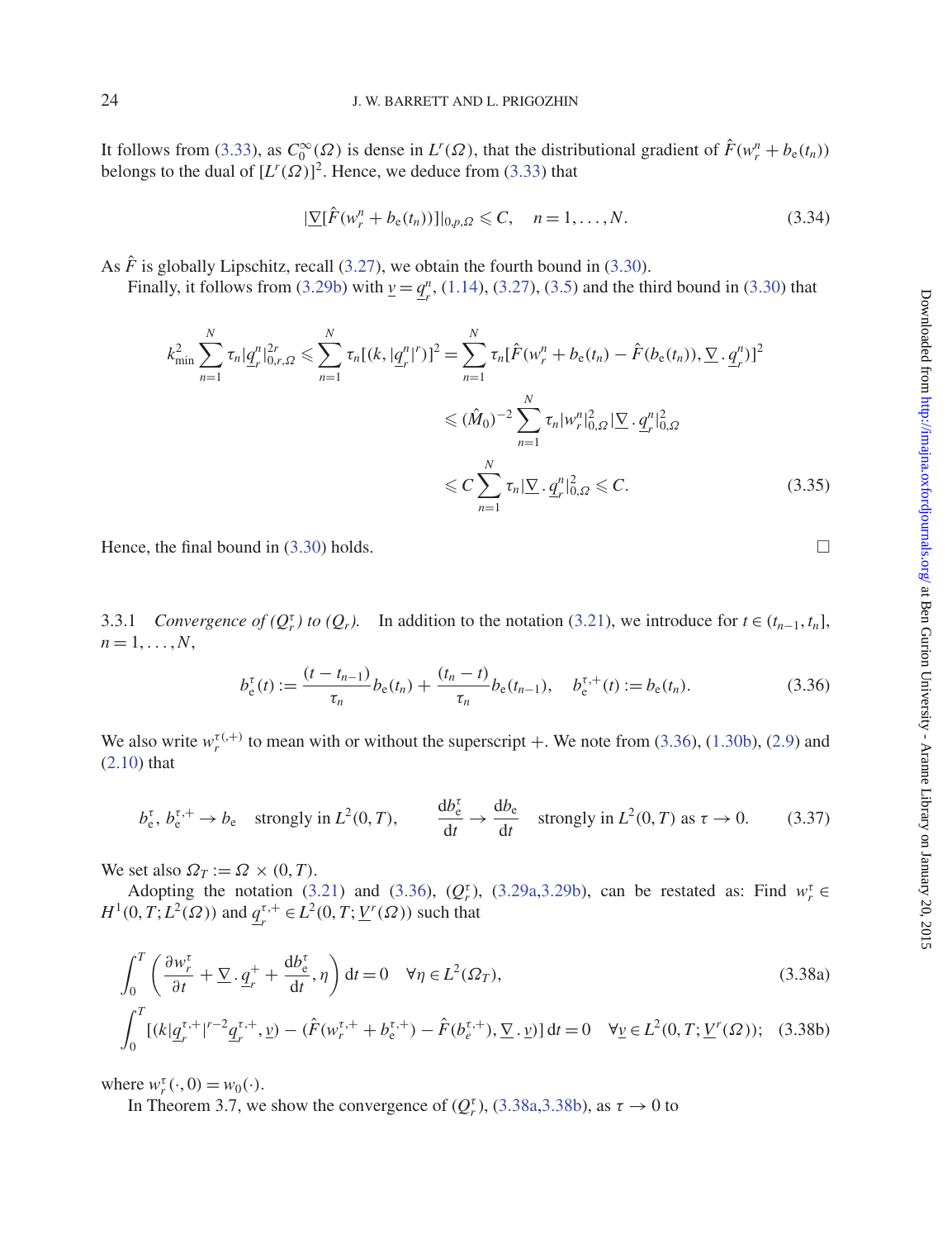It follows from (3.33), as $C_0^\infty(\Omega)$ is dense in $L^r(\Omega)$, that the distributional gradient of $\hat{F}(w_r^n + b_e(t_n))$ belongs to the dual of $[L^r(\Omega)]^2$. Hence, we deduce from (3.33) that

$$|\underline{\nabla}[\hat{F}(w_r^n + b_e(t_n))]|_{0,p,\Omega} \leqslant C, \quad n = 1, \ldots, N. \tag{3.34}$$

As $\hat{F}$ is globally Lipschitz, recall (3.27), we obtain the fourth bound in (3.30).

Finally, it follows from (3.29b) with $\underline{v} = \underline{q}_r^n$, (1.14), (3.27), (3.5) and the third bound in (3.30) that

$$\begin{aligned}
k_{\min}^2 \sum_{n=1}^N \tau_n |\underline{q}_r^n|_{0,r,\Omega}^{2r} \leqslant \sum_{n=1}^N \tau_n [(k, |\underline{q}_r^n|^r)]^2 &= \sum_{n=1}^N \tau_n [\hat{F}(w_r^n + b_e(t_n) - \hat{F}(b_e(t_n)), \underline{\nabla} \,.\, \underline{q}_r^n)]^2 \\
&\leqslant (\hat{M}_0)^{-2} \sum_{n=1}^N \tau_n |w_r^n|_{0,\Omega}^2 |\underline{\nabla} \,.\, \underline{q}_r^n|_{0,\Omega}^2 \\
&\leqslant C \sum_{n=1}^N \tau_n |\underline{\nabla} \,.\, \underline{q}_r^n|_{0,\Omega}^2 \leqslant C.
\end{aligned} \tag{3.35}$$

Hence, the final bound in (3.30) holds. □

3.3.1 *Convergence of $(Q_r^\tau)$ to $(Q_r)$.* In addition to the notation (3.21), we introduce for $t \in (t_{n-1}, t_n]$, $n = 1, \ldots, N$,

$$b_e^\tau(t) := \frac{(t - t_{n-1})}{\tau_n} b_e(t_n) + \frac{(t_n - t)}{\tau_n} b_e(t_{n-1}), \quad b_e^{\tau,+}(t) := b_e(t_n). \tag{3.36}$$

We also write $w_r^{\tau(,+)}$ to mean with or without the superscript $+$. We note from (3.36), (1.30b), (2.9) and (2.10) that

$$b_e^\tau,\, b_e^{\tau,+} \to b_e \quad \text{strongly in } L^2(0,T), \qquad \frac{\mathrm{d}b_e^\tau}{\mathrm{d}t} \to \frac{\mathrm{d}b_e}{\mathrm{d}t} \quad \text{strongly in } L^2(0,T) \text{ as } \tau \to 0. \tag{3.37}$$

We set also $\Omega_T := \Omega \times (0,T)$.

Adopting the notation (3.21) and (3.36), $(Q_r^\tau)$, (3.29a,3.29b), can be restated as: Find $w_r^\tau \in H^1(0,T; L^2(\Omega))$ and $\underline{q}_r^{\tau,+} \in L^2(0,T; \underline{V}^r(\Omega))$ such that

$$\int_0^T \left( \frac{\partial w_r^\tau}{\partial t} + \underline{\nabla} \,.\, \underline{q}_r^+ + \frac{\mathrm{d}b_e^\tau}{\mathrm{d}t}, \eta \right) \mathrm{d}t = 0 \quad \forall \eta \in L^2(\Omega_T), \tag{3.38a}$$

$$\int_0^T [(k|\underline{q}_r^{\tau,+}|^{r-2} \underline{q}_r^{\tau,+}, \underline{v}) - (\hat{F}(w_r^{\tau,+} + b_e^{\tau,+}) - \hat{F}(b_e^{\tau,+}), \underline{\nabla} \,.\, \underline{v})]\, \mathrm{d}t = 0 \quad \forall \underline{v} \in L^2(0,T; \underline{V}^r(\Omega)); \tag{3.38b}$$

where $w_r^\tau(\cdot, 0) = w_0(\cdot)$.

In Theorem 3.7, we show the convergence of $(Q_r^\tau)$, (3.38a,3.38b), as $\tau \to 0$ to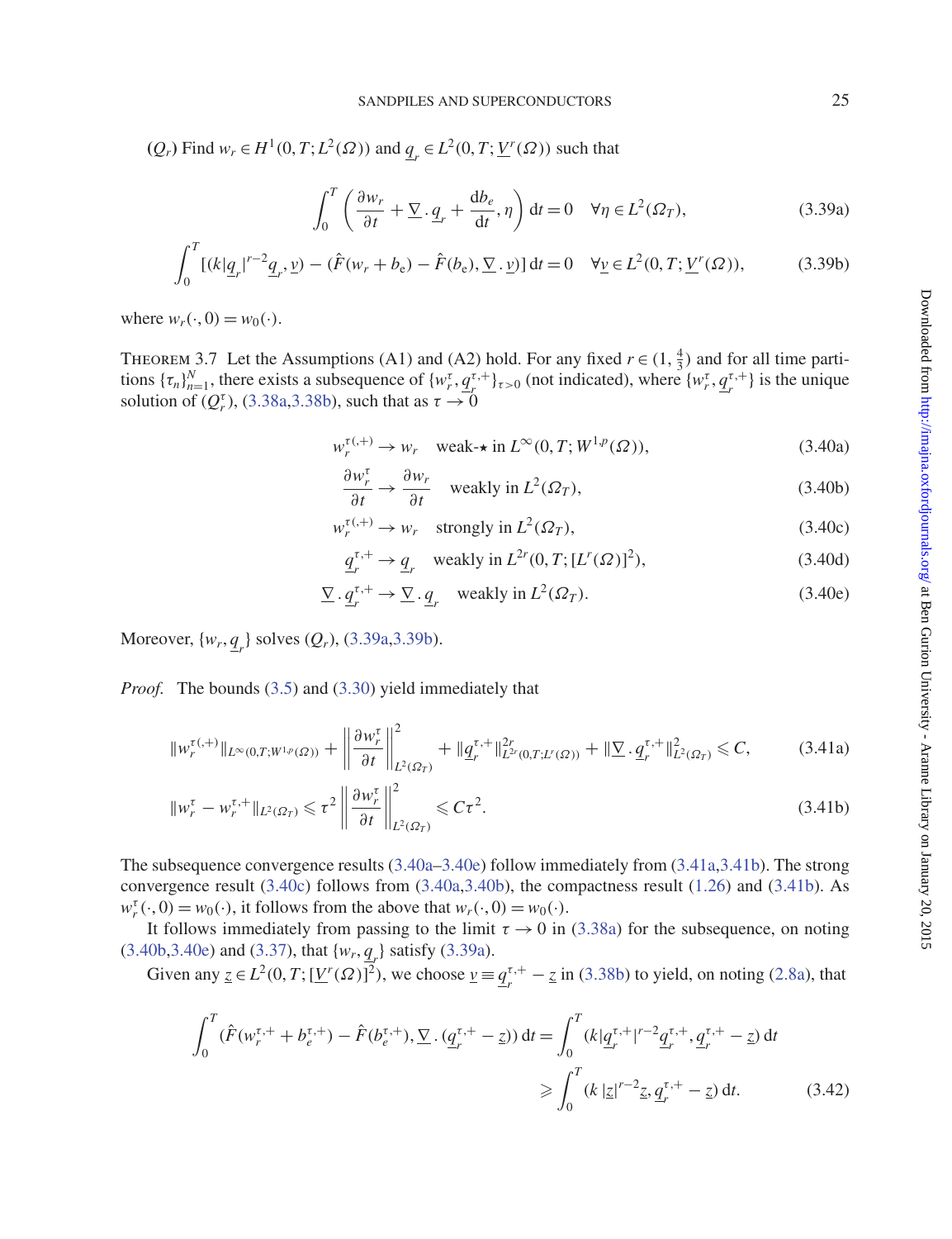$(Q_r)$ Find $w_r \in H^1(0,T;L^2(\Omega))$ and $\underline{q}_r \in L^2(0,T;\underline{V}^r(\Omega))$ such that

$$\int_0^T \left( \frac{\partial w_r}{\partial t} + \underline{\nabla} \,.\, \underline{q}_r + \frac{\mathrm{d}b_e}{\mathrm{d}t}, \eta \right) \mathrm{d}t = 0 \quad \forall \eta \in L^2(\Omega_T), \tag{3.39a}$$

$$\int_0^T [(k|\underline{q}_r|^{r-2}\underline{q}_r, \underline{v}) - (\hat{F}(w_r + b_e) - \hat{F}(b_e), \underline{\nabla} \,.\, \underline{v})] \,\mathrm{d}t = 0 \quad \forall \underline{v} \in L^2(0,T;\underline{V}^r(\Omega)), \tag{3.39b}$$

where $w_r(\cdot, 0) = w_0(\cdot)$.

Theorem 3.7 Let the Assumptions (A1) and (A2) hold. For any fixed $r \in (1, \frac{4}{3})$ and for all time partitions $\{\tau_n\}_{n=1}^N$, there exists a subsequence of $\{w_r^\tau, \underline{q}_r^{\tau,+}\}_{\tau>0}$ (not indicated), where $\{w_r^\tau, \underline{q}_r^{\tau,+}\}$ is the unique solution of $(Q_r^\tau)$, (3.38a,3.38b), such that as $\tau \to 0$

$$w_r^{\tau(,+)} \to w_r \quad \text{weak-}\star \text{ in } L^\infty(0,T;W^{1,p}(\Omega)), \tag{3.40a}$$

$$\frac{\partial w_r^\tau}{\partial t} \to \frac{\partial w_r}{\partial t} \quad \text{weakly in } L^2(\Omega_T), \tag{3.40b}$$

$$w_r^{\tau(,+)} \to w_r \quad \text{strongly in } L^2(\Omega_T), \tag{3.40c}$$

$$\underline{q}_r^{\tau,+} \to \underline{q}_r \quad \text{weakly in } L^{2r}(0,T;[L^r(\Omega)]^2), \tag{3.40d}$$

$$\underline{\nabla} \,.\, \underline{q}_r^{\tau,+} \to \underline{\nabla} \,.\, \underline{q}_r \quad \text{weakly in } L^2(\Omega_T). \tag{3.40e}$$

Moreover, $\{w_r, \underline{q}_r\}$ solves $(Q_r)$, (3.39a,3.39b).

*Proof.* The bounds (3.5) and (3.30) yield immediately that

$$\|w_r^{\tau(,+)}\|_{L^\infty(0,T;W^{1,p}(\Omega))} + \left\|\frac{\partial w_r^\tau}{\partial t}\right\|^2_{L^2(\Omega_T)} + \|\underline{q}_r^{\tau,+}\|^{2r}_{L^{2r}(0,T;L^r(\Omega))} + \|\underline{\nabla} \,.\, \underline{q}_r^{\tau,+}\|^2_{L^2(\Omega_T)} \leqslant C, \tag{3.41a}$$

$$\|w_r^\tau - w_r^{\tau,+}\|_{L^2(\Omega_T)} \leqslant \tau^2 \left\|\frac{\partial w_r^\tau}{\partial t}\right\|^2_{L^2(\Omega_T)} \leqslant C\tau^2. \tag{3.41b}$$

The subsequence convergence results (3.40a–3.40e) follow immediately from (3.41a,3.41b). The strong convergence result (3.40c) follows from (3.40a,3.40b), the compactness result (1.26) and (3.41b). As $w_r^\tau(\cdot,0) = w_0(\cdot)$, it follows from the above that $w_r(\cdot,0) = w_0(\cdot)$.

It follows immediately from passing to the limit $\tau \to 0$ in (3.38a) for the subsequence, on noting (3.40b,3.40e) and (3.37), that $\{w_r, \underline{q}_r\}$ satisfy (3.39a).

Given any $\underline{z} \in L^2(0,T;[\underline{V}^r(\Omega)]^2)$, we choose $\underline{v} \equiv \underline{q}_r^{\tau,+} - \underline{z}$ in (3.38b) to yield, on noting (2.8a), that

$$\begin{aligned}\int_0^T (\hat{F}(w_r^{\tau,+} + b_e^{\tau,+}) - \hat{F}(b_e^{\tau,+}), \underline{\nabla} \,.\, (\underline{q}_r^{\tau,+} - \underline{z}))\,\mathrm{d}t &= \int_0^T (k|\underline{q}_r^{\tau,+}|^{r-2}\underline{q}_r^{\tau,+}, \underline{q}_r^{\tau,+} - \underline{z})\,\mathrm{d}t \\ &\geqslant \int_0^T (k\,|\underline{z}|^{r-2}\underline{z}, \underline{q}_r^{\tau,+} - \underline{z})\,\mathrm{d}t.\end{aligned} \tag{3.42}$$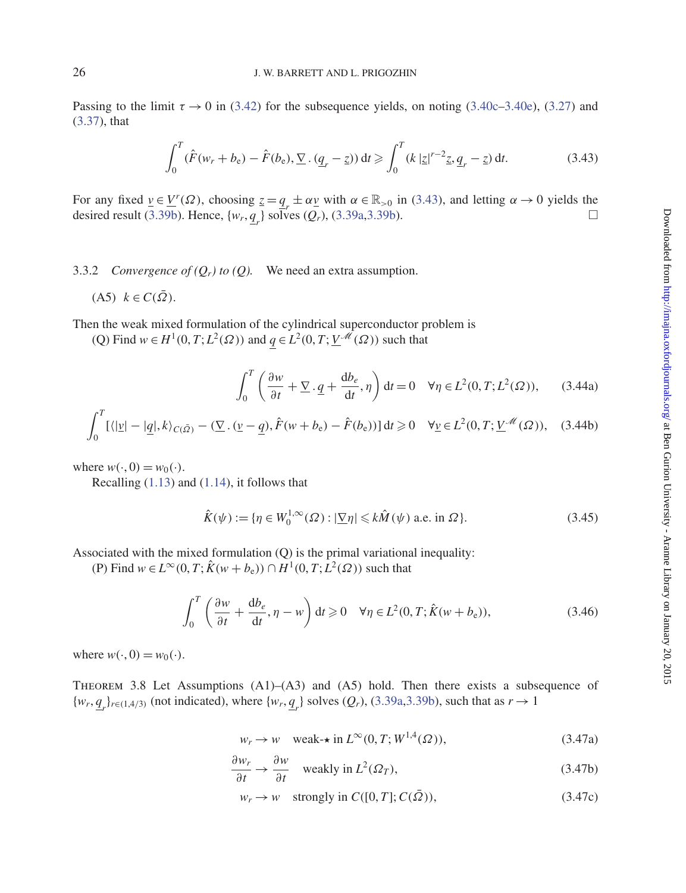Passing to the limit $\tau \to 0$ in (3.42) for the subsequence yields, on noting (3.40c–3.40e), (3.27) and (3.37), that

$$\int_0^T (\hat{F}(w_r + b_{\rm e}) - \hat{F}(b_{\rm e}), \underline{\nabla} \,.\, (\underline{q}_r - \underline{z}))\,{\rm d}t \geqslant \int_0^T (k\,|\underline{z}|^{r-2}\underline{z}, \underline{q}_r - \underline{z})\,{\rm d}t. \tag{3.43}$$

For any fixed $\underline{v} \in \underline{V}^r(\Omega)$, choosing $\underline{z} = \underline{q}_r \pm \alpha \underline{v}$ with $\alpha \in \mathbb{R}_{>0}$ in (3.43), and letting $\alpha \to 0$ yields the desired result (3.39b). Hence, $\{w_r, \underline{q}_r\}$ solves $(Q_r)$, (3.39a,3.39b). □

### 3.3.2 *Convergence of $(Q_r)$ to $(Q)$.*

We need an extra assumption.

(A5) $k \in C(\bar{\Omega})$.

Then the weak mixed formulation of the cylindrical superconductor problem is

(Q) Find $w \in H^1(0,T;L^2(\Omega))$ and $\underline{q} \in L^2(0,T;\underline{V}^{\mathscr{M}}(\Omega))$ such that

$$\int_0^T \left( \frac{\partial w}{\partial t} + \underline{\nabla} \,.\, \underline{q} + \frac{{\rm d}b_e}{{\rm d}t}, \eta \right) {\rm d}t = 0 \quad \forall \eta \in L^2(0,T;L^2(\Omega)), \tag{3.44a}$$

$$\int_0^T [\langle |\underline{v}| - |\underline{q}|, k \rangle_{C(\bar{\Omega})} - (\underline{\nabla} \,.\, (\underline{v} - \underline{q}), \hat{F}(w + b_{\rm e}) - \hat{F}(b_{\rm e}))]\,{\rm d}t \geqslant 0 \quad \forall \underline{v} \in L^2(0,T;\underline{V}^{\mathscr{M}}(\Omega)), \tag{3.44b}$$

where $w(\cdot,0) = w_0(\cdot)$.

Recalling (1.13) and (1.14), it follows that

$$\hat{K}(\psi) := \{\eta \in W_0^{1,\infty}(\Omega) : |\underline{\nabla} \eta| \leqslant k\hat{M}(\psi) \text{ a.e. in } \Omega\}. \tag{3.45}$$

Associated with the mixed formulation (Q) is the primal variational inequality:

(P) Find $w \in L^\infty(0,T;\hat{K}(w + b_{\rm e})) \cap H^1(0,T;L^2(\Omega))$ such that

$$\int_0^T \left( \frac{\partial w}{\partial t} + \frac{{\rm d}b_e}{{\rm d}t}, \eta - w \right) {\rm d}t \geqslant 0 \quad \forall \eta \in L^2(0,T;\hat{K}(w + b_{\rm e})), \tag{3.46}$$

where $w(\cdot,0) = w_0(\cdot)$.

THEOREM 3.8 Let Assumptions (A1)–(A3) and (A5) hold. Then there exists a subsequence of $\{w_r, \underline{q}_r\}_{r \in (1,4/3)}$ (not indicated), where $\{w_r, \underline{q}_r\}$ solves $(Q_r)$, (3.39a,3.39b), such that as $r \to 1$

$$w_r \to w \quad \text{weak-}\star \text{ in } L^\infty(0,T;W^{1,4}(\Omega)), \tag{3.47a}$$

$$\frac{\partial w_r}{\partial t} \to \frac{\partial w}{\partial t} \quad \text{weakly in } L^2(\Omega_T), \tag{3.47b}$$

$$w_r \to w \quad \text{strongly in } C([0,T];C(\bar{\Omega})), \tag{3.47c}$$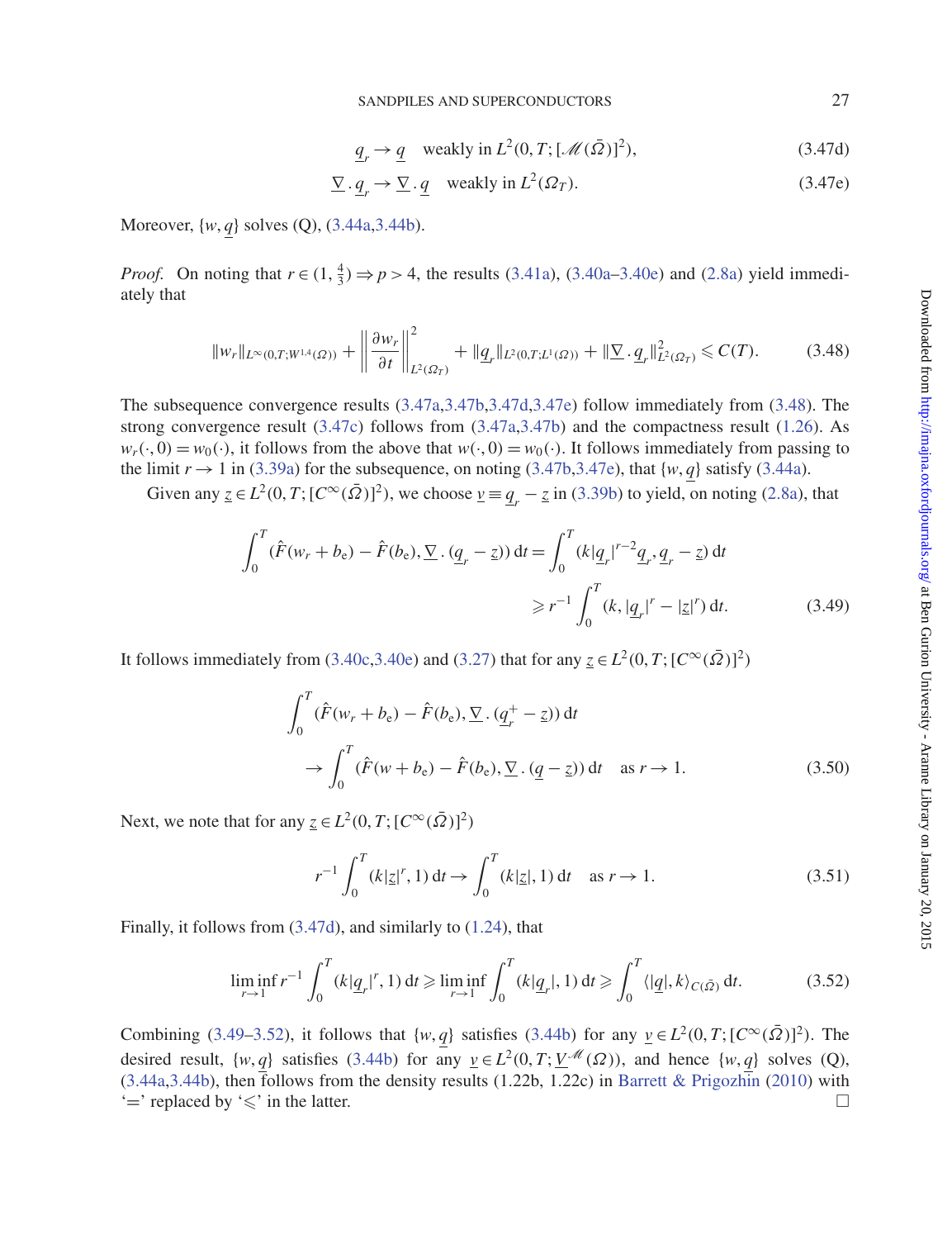$$\underline{q}_r \to \underline{q} \quad \text{weakly in } L^2(0,T;[\mathscr{M}(\bar{\Omega})]^2), \tag{3.47d}$$

$$\underline{\nabla} \,.\, \underline{q}_r \to \underline{\nabla} \,.\, \underline{q} \quad \text{weakly in } L^2(\Omega_T). \tag{3.47e}$$

Moreover, $\{w, \underline{q}\}$ solves (Q), (3.44a,3.44b).

*Proof.* On noting that $r \in (1, \frac{4}{3}) \Rightarrow p > 4$, the results (3.41a), (3.40a–3.40e) and (2.8a) yield immediately that

$$\|w_r\|_{L^\infty(0,T;W^{1,4}(\Omega))} + \left\| \frac{\partial w_r}{\partial t} \right\|^2_{L^2(\Omega_T)} + \|\underline{q}_r\|_{L^2(0,T;L^1(\Omega))} + \|\underline{\nabla} \,.\, \underline{q}_r\|^2_{L^2(\Omega_T)} \leqslant C(T). \tag{3.48}$$

The subsequence convergence results (3.47a,3.47b,3.47d,3.47e) follow immediately from (3.48). The strong convergence result (3.47c) follows from (3.47a,3.47b) and the compactness result (1.26). As $w_r(\cdot, 0) = w_0(\cdot)$, it follows from the above that $w(\cdot, 0) = w_0(\cdot)$. It follows immediately from passing to the limit $r \to 1$ in (3.39a) for the subsequence, on noting (3.47b,3.47e), that $\{w, \underline{q}\}$ satisfy (3.44a).

Given any $\underline{z} \in L^2(0,T;[C^\infty(\bar{\Omega})]^2)$, we choose $\underline{v} \equiv \underline{q}_r - \underline{z}$ in (3.39b) to yield, on noting (2.8a), that

$$\begin{aligned}
\int_0^T (\hat{F}(w_r + b_e) - \hat{F}(b_e), \underline{\nabla} \,.\, (\underline{q}_r - \underline{z}))\, dt &= \int_0^T (k|\underline{q}_r|^{r-2}\underline{q}_r, \underline{q}_r - \underline{z})\, dt \\
&\geqslant r^{-1} \int_0^T (k, |\underline{q}_r|^r - |\underline{z}|^r)\, dt.
\end{aligned} \tag{3.49}$$

It follows immediately from (3.40c,3.40e) and (3.27) that for any $\underline{z} \in L^2(0,T;[C^\infty(\bar{\Omega})]^2)$

$$\begin{aligned}
&\int_0^T (\hat{F}(w_r + b_e) - \hat{F}(b_e), \underline{\nabla} \,.\, (\underline{q}_r^+ - \underline{z}))\, dt \\
&\quad \to \int_0^T (\hat{F}(w + b_e) - \hat{F}(b_e), \underline{\nabla} \,.\, (\underline{q} - \underline{z}))\, dt \quad \text{as } r \to 1.
\end{aligned} \tag{3.50}$$

Next, we note that for any $\underline{z} \in L^2(0,T;[C^\infty(\bar{\Omega})]^2)$

$$r^{-1} \int_0^T (k|\underline{z}|^r, 1)\, dt \to \int_0^T (k|\underline{z}|, 1)\, dt \quad \text{as } r \to 1. \tag{3.51}$$

Finally, it follows from (3.47d), and similarly to (1.24), that

$$\liminf_{r \to 1} r^{-1} \int_0^T (k|\underline{q}_r|^r, 1)\, dt \geqslant \liminf_{r \to 1} \int_0^T (k|\underline{q}_r|, 1)\, dt \geqslant \int_0^T \langle |\underline{q}|, k \rangle_{C(\bar{\Omega})}\, dt. \tag{3.52}$$

Combining (3.49–3.52), it follows that $\{w, \underline{q}\}$ satisfies (3.44b) for any $\underline{v} \in L^2(0,T;[C^\infty(\bar{\Omega})]^2)$. The desired result, $\{w, \underline{q}\}$ satisfies (3.44b) for any $\underline{v} \in L^2(0,T;\underline{V}^{\mathscr{M}}(\Omega))$, and hence $\{w, \underline{q}\}$ solves (Q), (3.44a,3.44b), then follows from the density results (1.22b, 1.22c) in Barrett & Prigozhin (2010) with '$=$' replaced by '$\leqslant$' in the latter. $\square$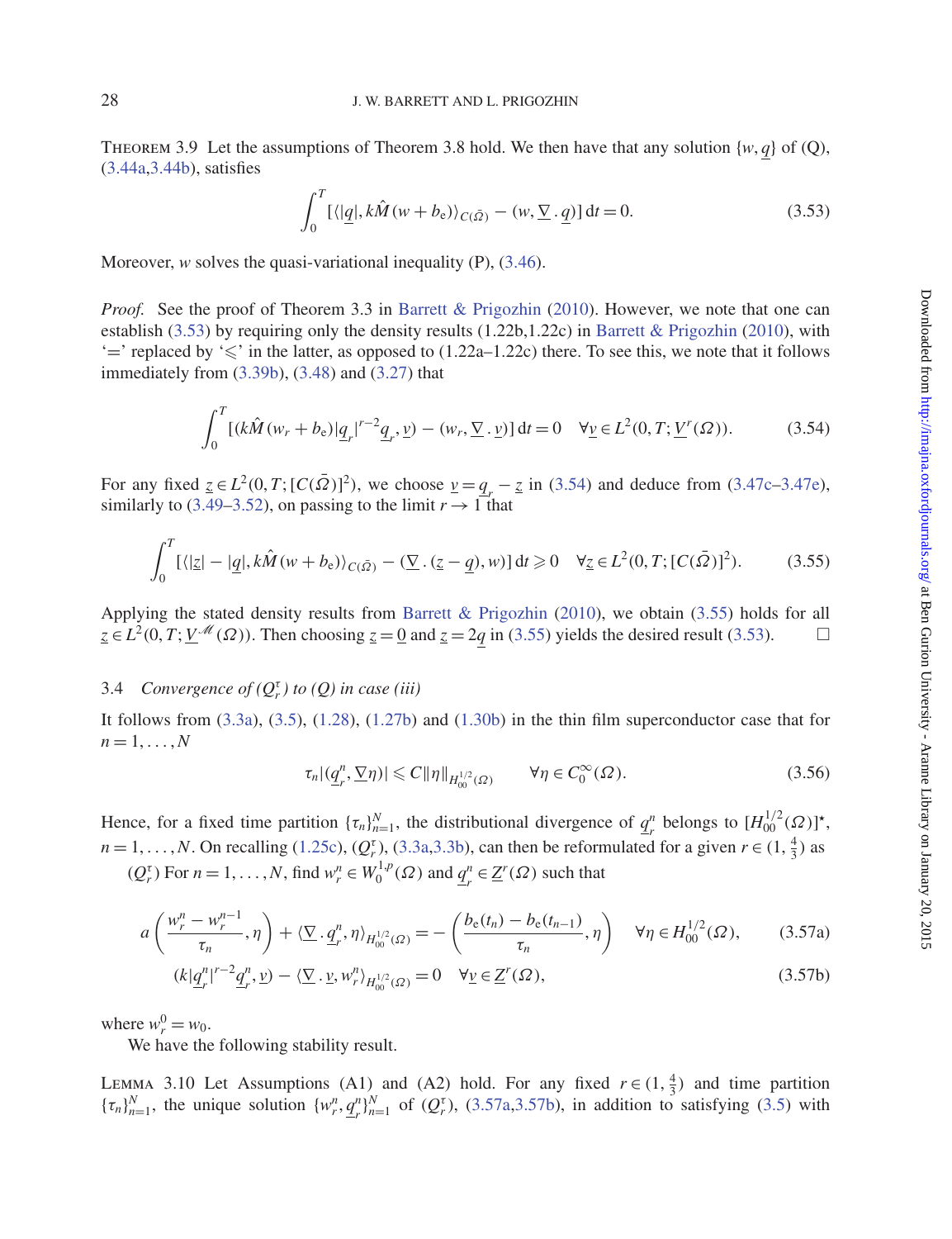THEOREM 3.9 Let the assumptions of Theorem 3.8 hold. We then have that any solution $\{w, \underline{q}\}$ of (Q), (3.44a,3.44b), satisfies

$$\int_0^T [\langle|\underline{q}|, k\hat{M}(w+b_e)\rangle_{C(\bar{\Omega})} - (w, \underline{\nabla} \, . \, \underline{q})] \, dt = 0. \tag{3.53}$$

Moreover, $w$ solves the quasi-variational inequality (P), (3.46).

*Proof.* See the proof of Theorem 3.3 in Barrett & Prigozhin (2010). However, we note that one can establish (3.53) by requiring only the density results (1.22b,1.22c) in Barrett & Prigozhin (2010), with '=' replaced by '$\leqslant$' in the latter, as opposed to (1.22a–1.22c) there. To see this, we note that it follows immediately from (3.39b), (3.48) and (3.27) that

$$\int_0^T [(k\hat{M}(w_r+b_e)|\underline{q}_r|^{r-2}\underline{q}_r, \underline{v}) - (w_r, \underline{\nabla} \, . \, \underline{v})] \, dt = 0 \quad \forall \underline{v} \in L^2(0,T; \underline{V}^r(\Omega)). \tag{3.54}$$

For any fixed $\underline{z} \in L^2(0,T;[C(\bar{\Omega})]^2)$, we choose $\underline{v} = \underline{q}_r - \underline{z}$ in (3.54) and deduce from (3.47c–3.47e), similarly to (3.49–3.52), on passing to the limit $r \to 1$ that

$$\int_0^T [\langle|\underline{z}| - |\underline{q}|, k\hat{M}(w+b_e)\rangle_{C(\bar{\Omega})} - (\underline{\nabla} \, . \, (\underline{z} - \underline{q}), w)] \, dt \geqslant 0 \quad \forall \underline{z} \in L^2(0,T;[C(\bar{\Omega})]^2). \tag{3.55}$$

Applying the stated density results from Barrett & Prigozhin (2010), we obtain (3.55) holds for all $\underline{z} \in L^2(0,T;\underline{V}^{\mathscr{M}}(\Omega))$. Then choosing $\underline{z} = \underline{0}$ and $\underline{z} = 2\underline{q}$ in (3.55) yields the desired result (3.53). $\square$

### 3.4 *Convergence of $(Q_r^\tau)$ to (Q) in case (iii)*

It follows from (3.3a), (3.5), (1.28), (1.27b) and (1.30b) in the thin film superconductor case that for $n = 1, \ldots, N$

$$\tau_n |(\underline{q}_r^n, \underline{\nabla} \eta)| \leqslant C \|\eta\|_{H_{00}^{1/2}(\Omega)} \qquad \forall \eta \in C_0^\infty(\Omega). \tag{3.56}$$

Hence, for a fixed time partition $\{\tau_n\}_{n=1}^N$, the distributional divergence of $\underline{q}_r^n$ belongs to $[H_{00}^{1/2}(\Omega)]^\star$, $n = 1, \ldots, N$. On recalling (1.25c), $(Q_r^\tau)$, (3.3a,3.3b), can then be reformulated for a given $r \in (1, \frac{4}{3})$ as

$(Q_r^\tau)$ For $n = 1, \ldots, N$, find $w_r^n \in W_0^{1,p}(\Omega)$ and $\underline{q}_r^n \in \underline{Z}^r(\Omega)$ such that

$$a\left(\frac{w_r^n - w_r^{n-1}}{\tau_n}, \eta\right) + \langle \underline{\nabla} \, . \, \underline{q}_r^n, \eta\rangle_{H_{00}^{1/2}(\Omega)} = -\left(\frac{b_e(t_n) - b_e(t_{n-1})}{\tau_n}, \eta\right) \quad \forall \eta \in H_{00}^{1/2}(\Omega), \tag{3.57a}$$

$$(k|\underline{q}_r^n|^{r-2}\underline{q}_r^n, \underline{v}) - \langle \underline{\nabla} \, . \, \underline{v}, w_r^n\rangle_{H_{00}^{1/2}(\Omega)} = 0 \quad \forall \underline{v} \in \underline{Z}^r(\Omega), \tag{3.57b}$$

where $w_r^0 = w_0$.

We have the following stability result.

LEMMA 3.10 Let Assumptions (A1) and (A2) hold. For any fixed $r \in (1, \frac{4}{3})$ and time partition $\{\tau_n\}_{n=1}^N$, the unique solution $\{w_r^n, \underline{q}_r^n\}_{n=1}^N$ of $(Q_r^\tau)$, (3.57a,3.57b), in addition to satisfying (3.5) with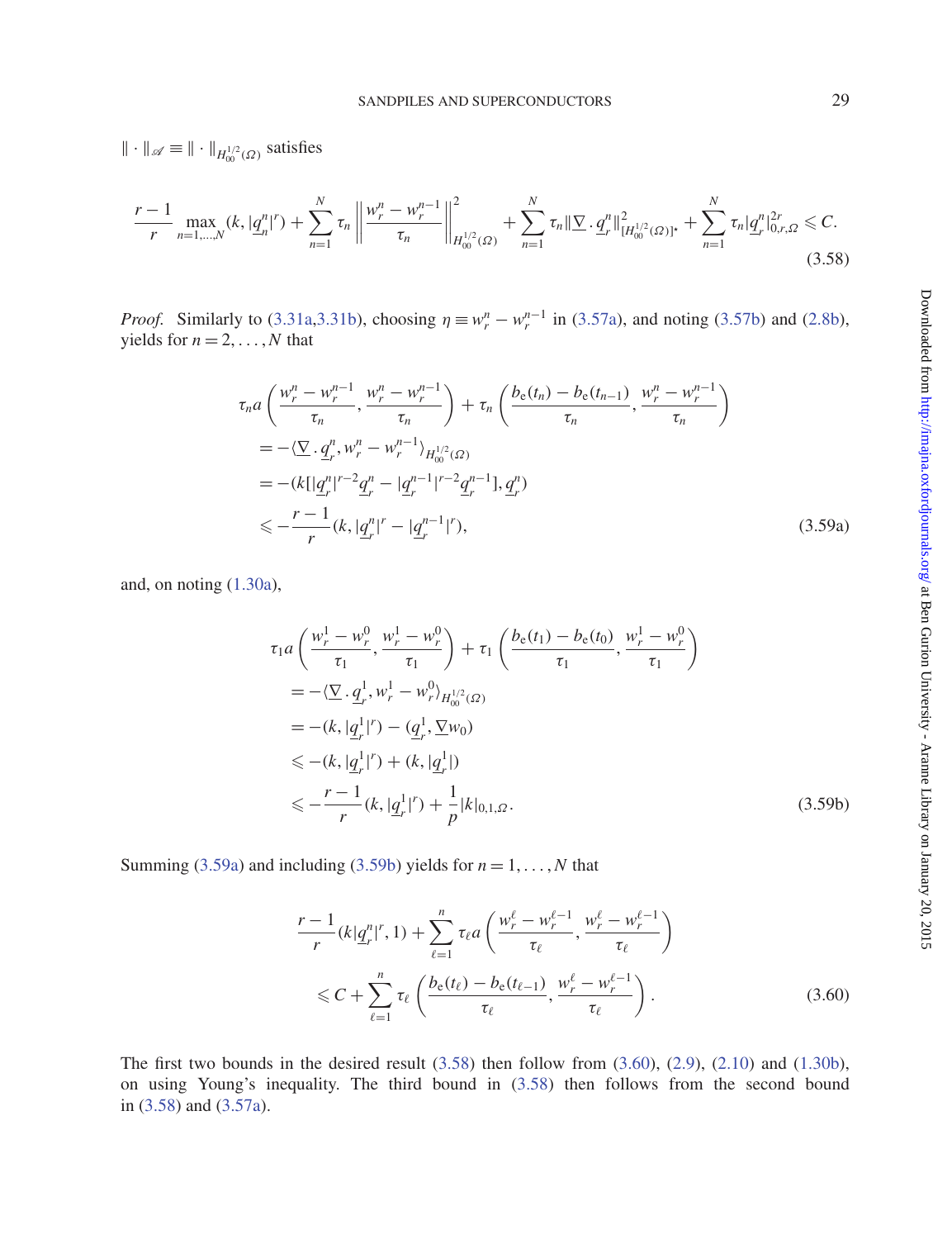$\| \cdot \|_{\mathscr{A}} \equiv \| \cdot \|_{H^{1/2}_{00}(\Omega)}$ satisfies

$$\frac{r-1}{r} \max_{n=1,\ldots,N} (k, |\underline{q}_n^n|^r) + \sum_{n=1}^{N} \tau_n \left\| \frac{w_r^n - w_r^{n-1}}{\tau_n} \right\|^2_{H^{1/2}_{00}(\Omega)} + \sum_{n=1}^{N} \tau_n \| \underline{\nabla} \,.\, \underline{q}_r^n \|^2_{[H^{1/2}_{00}(\Omega)]^\star} + \sum_{n=1}^{N} \tau_n |\underline{q}_r^n|^{2r}_{0,r,\Omega} \leqslant C. \tag{3.58}$$

*Proof.* Similarly to (3.31a,3.31b), choosing $\eta \equiv w_r^n - w_r^{n-1}$ in (3.57a), and noting (3.57b) and (2.8b), yields for $n = 2, \ldots, N$ that

$$\begin{aligned}
&\tau_n a\left(\frac{w_r^n - w_r^{n-1}}{\tau_n}, \frac{w_r^n - w_r^{n-1}}{\tau_n}\right) + \tau_n \left(\frac{b_{\mathrm{e}}(t_n) - b_{\mathrm{e}}(t_{n-1})}{\tau_n}, \frac{w_r^n - w_r^{n-1}}{\tau_n}\right) \\
&= -\langle \underline{\nabla} \,.\, \underline{q}_r^n, w_r^n - w_r^{n-1} \rangle_{H^{1/2}_{00}(\Omega)} \\
&= -(k[|\underline{q}_r^n|^{r-2}\underline{q}_r^n - |\underline{q}_r^{n-1}|^{r-2}\underline{q}_r^{n-1}], \underline{q}_r^n) \\
&\leqslant -\frac{r-1}{r}(k, |\underline{q}_r^n|^r - |\underline{q}_r^{n-1}|^r),
\end{aligned} \tag{3.59a}$$

and, on noting (1.30a),

$$\begin{aligned}
&\tau_1 a\left(\frac{w_r^1 - w_r^0}{\tau_1}, \frac{w_r^1 - w_r^0}{\tau_1}\right) + \tau_1 \left(\frac{b_{\mathrm{e}}(t_1) - b_{\mathrm{e}}(t_0)}{\tau_1}, \frac{w_r^1 - w_r^0}{\tau_1}\right) \\
&= -\langle \underline{\nabla} \,.\, \underline{q}_r^1, w_r^1 - w_r^0 \rangle_{H^{1/2}_{00}(\Omega)} \\
&= -(k, |\underline{q}_r^1|^r) - (\underline{q}_r^1, \underline{\nabla} w_0) \\
&\leqslant -(k, |\underline{q}_r^1|^r) + (k, |\underline{q}_r^1|) \\
&\leqslant -\frac{r-1}{r}(k, |\underline{q}_r^1|^r) + \frac{1}{p}|k|_{0,1,\Omega}.
\end{aligned} \tag{3.59b}$$

Summing (3.59a) and including (3.59b) yields for $n = 1, \ldots, N$ that

$$\begin{aligned}
&\frac{r-1}{r}(k|\underline{q}_r^n|^r, 1) + \sum_{\ell=1}^{n} \tau_\ell a\left(\frac{w_r^\ell - w_r^{\ell-1}}{\tau_\ell}, \frac{w_r^\ell - w_r^{\ell-1}}{\tau_\ell}\right) \\
&\qquad \leqslant C + \sum_{\ell=1}^{n} \tau_\ell \left(\frac{b_{\mathrm{e}}(t_\ell) - b_{\mathrm{e}}(t_{\ell-1})}{\tau_\ell}, \frac{w_r^\ell - w_r^{\ell-1}}{\tau_\ell}\right).
\end{aligned} \tag{3.60}$$

The first two bounds in the desired result (3.58) then follow from (3.60), (2.9), (2.10) and (1.30b), on using Young's inequality. The third bound in (3.58) then follows from the second bound in (3.58) and (3.57a).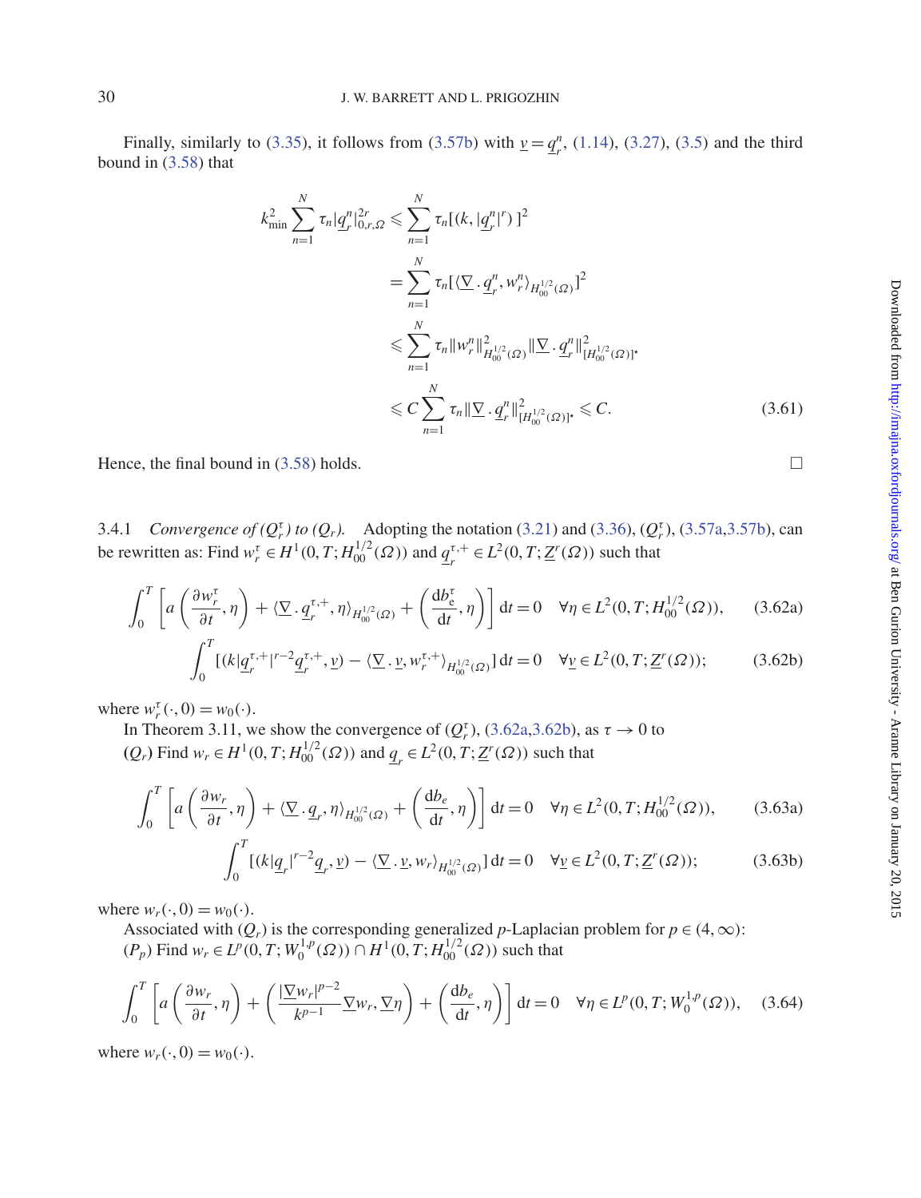Finally, similarly to (3.35), it follows from (3.57b) with $\underline{v} = \underline{q}_r^n$, (1.14), (3.27), (3.5) and the third bound in (3.58) that

$$
\begin{aligned}
k_{\min}^2 \sum_{n=1}^{N} \tau_n |\underline{q}_r^n|_{0,r,\Omega}^{2r} &\leqslant \sum_{n=1}^{N} \tau_n [(k, |\underline{q}_r^n|^r)\,]^2 \\
&= \sum_{n=1}^{N} \tau_n [\langle \underline{\nabla}\,.\,\underline{q}_r^n, w_r^n \rangle_{H_{00}^{1/2}(\Omega)}]^2 \\
&\leqslant \sum_{n=1}^{N} \tau_n \|w_r^n\|_{H_{00}^{1/2}(\Omega)}^2 \|\underline{\nabla}\,.\,\underline{q}_r^n\|_{[H_{00}^{1/2}(\Omega)]^\star}^2 \\
&\leqslant C \sum_{n=1}^{N} \tau_n \|\underline{\nabla}\,.\,\underline{q}_r^n\|_{[H_{00}^{1/2}(\Omega)]^\star}^2 \leqslant C.
\end{aligned} \tag{3.61}
$$

Hence, the final bound in (3.58) holds. $\square$

3.4.1 *Convergence of $(Q_r^\tau)$ to $(Q_r)$.* Adopting the notation (3.21) and (3.36), $(Q_r^\tau)$, (3.57a,3.57b), can be rewritten as: Find $w_r^\tau \in H^1(0,T; H_{00}^{1/2}(\Omega))$ and $\underline{q}_r^{\tau,+} \in L^2(0,T; \underline{Z}^r(\Omega))$ such that

$$
\int_0^T \left[ a\left(\frac{\partial w_r^\tau}{\partial t}, \eta\right) + \langle \underline{\nabla}\,.\,\underline{q}_r^{\tau,+}, \eta \rangle_{H_{00}^{1/2}(\Omega)} + \left(\frac{\mathrm{d}b_e^\tau}{\mathrm{d}t}, \eta\right) \right] \mathrm{d}t = 0 \quad \forall \eta \in L^2(0,T; H_{00}^{1/2}(\Omega)), \tag{3.62a}
$$

$$
\int_0^T [(k|\underline{q}_r^{\tau,+}|^{r-2}\underline{q}_r^{\tau,+}, \underline{v}) - \langle \underline{\nabla}\,.\,\underline{v}, w_r^{\tau,+} \rangle_{H_{00}^{1/2}(\Omega)}]\,\mathrm{d}t = 0 \quad \forall \underline{v} \in L^2(0,T; \underline{Z}^r(\Omega)); \tag{3.62b}
$$

where $w_r^\tau(\cdot, 0) = w_0(\cdot)$.

In Theorem 3.11, we show the convergence of $(Q_r^\tau)$, (3.62a,3.62b), as $\tau \to 0$ to

$(Q_r)$ Find $w_r \in H^1(0,T; H_{00}^{1/2}(\Omega))$ and $\underline{q}_r \in L^2(0,T; \underline{Z}^r(\Omega))$ such that

$$
\int_0^T \left[ a\left(\frac{\partial w_r}{\partial t}, \eta\right) + \langle \underline{\nabla}\,.\,\underline{q}_r, \eta \rangle_{H_{00}^{1/2}(\Omega)} + \left(\frac{\mathrm{d}b_e}{\mathrm{d}t}, \eta\right) \right] \mathrm{d}t = 0 \quad \forall \eta \in L^2(0,T; H_{00}^{1/2}(\Omega)), \tag{3.63a}
$$

$$
\int_0^T [(k|\underline{q}_r|^{r-2}\underline{q}_r, \underline{v}) - \langle \underline{\nabla}\,.\,\underline{v}, w_r \rangle_{H_{00}^{1/2}(\Omega)}]\,\mathrm{d}t = 0 \quad \forall \underline{v} \in L^2(0,T; \underline{Z}^r(\Omega)); \tag{3.63b}
$$

where $w_r(\cdot, 0) = w_0(\cdot)$.

Associated with $(Q_r)$ is the corresponding generalized $p$-Laplacian problem for $p \in (4, \infty)$:

$(P_p)$ Find $w_r \in L^p(0,T; W_0^{1,p}(\Omega)) \cap H^1(0,T; H_{00}^{1/2}(\Omega))$ such that

$$
\int_0^T \left[ a\left(\frac{\partial w_r}{\partial t}, \eta\right) + \left(\frac{|\underline{\nabla} w_r|^{p-2}}{k^{p-1}} \underline{\nabla} w_r, \underline{\nabla} \eta\right) + \left(\frac{\mathrm{d}b_e}{\mathrm{d}t}, \eta\right) \right] \mathrm{d}t = 0 \quad \forall \eta \in L^p(0,T; W_0^{1,p}(\Omega)), \tag{3.64}
$$

where $w_r(\cdot, 0) = w_0(\cdot)$.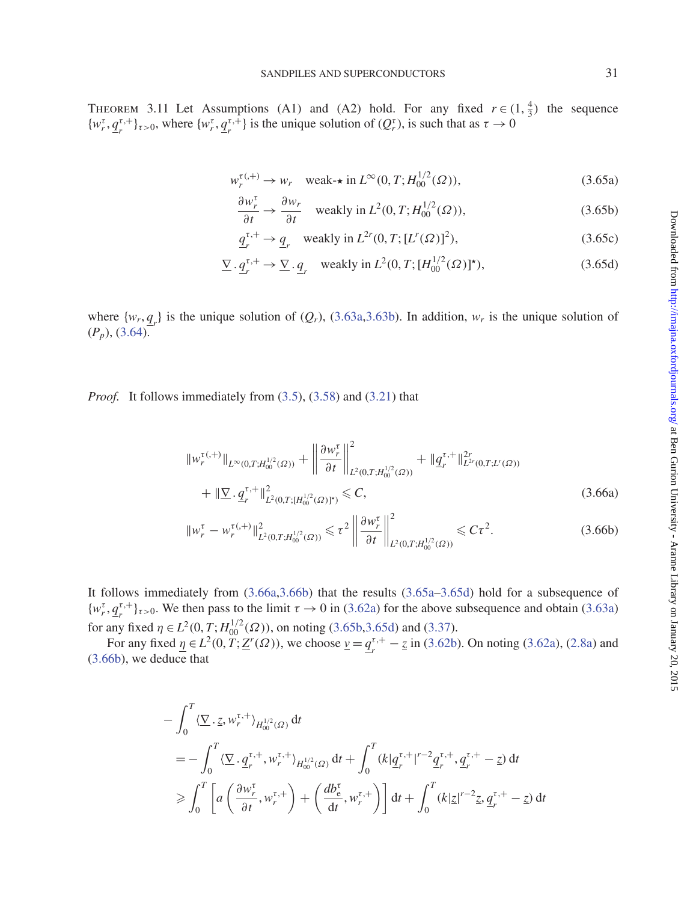THEOREM 3.11 Let Assumptions (A1) and (A2) hold. For any fixed $r \in (1, \frac{4}{3})$ the sequence $\{w_r^\tau, \underline{q}_r^{\tau,+}\}_{\tau>0}$, where $\{w_r^\tau, \underline{q}_r^{\tau,+}\}$ is the unique solution of $(Q_r^\tau)$, is such that as $\tau \to 0$

$$w_r^{\tau(,+)} \to w_r \quad \text{weak-}\star \text{ in } L^\infty(0,T;H_{00}^{1/2}(\Omega)), \tag{3.65a}$$

$$\frac{\partial w_r^\tau}{\partial t} \to \frac{\partial w_r}{\partial t} \quad \text{weakly in } L^2(0,T;H_{00}^{1/2}(\Omega)), \tag{3.65b}$$

$$\underline{q}_r^{\tau,+} \to \underline{q}_r \quad \text{weakly in } L^{2r}(0,T;[L^r(\Omega)]^2), \tag{3.65c}$$

$$\underline{\nabla} \cdot \underline{q}_r^{\tau,+} \to \underline{\nabla} \cdot \underline{q}_r \quad \text{weakly in } L^2(0,T;[H_{00}^{1/2}(\Omega)]^\star), \tag{3.65d}$$

where $\{w_r, \underline{q}_r\}$ is the unique solution of $(Q_r)$, (3.63a,3.63b). In addition, $w_r$ is the unique solution of $(P_p)$, (3.64).

*Proof.* It follows immediately from (3.5), (3.58) and (3.21) that

$$\|w_r^{\tau(,+)}\|_{L^\infty(0,T;H_{00}^{1/2}(\Omega))} + \left\|\frac{\partial w_r^\tau}{\partial t}\right\|^2_{L^2(0,T;H_{00}^{1/2}(\Omega))} + \|\underline{q}_r^{\tau,+}\|^{2r}_{L^{2r}(0,T;L^r(\Omega))}$$
$$+ \|\underline{\nabla} \cdot \underline{q}_r^{\tau,+}\|^2_{L^2(0,T;[H_{00}^{1/2}(\Omega)]^\star)} \leqslant C, \tag{3.66a}$$

$$\|w_r^\tau - w_r^{\tau(,+)}\|^2_{L^2(0,T;H_{00}^{1/2}(\Omega))} \leqslant \tau^2 \left\|\frac{\partial w_r^\tau}{\partial t}\right\|^2_{L^2(0,T;H_{00}^{1/2}(\Omega))} \leqslant C\tau^2. \tag{3.66b}$$

It follows immediately from (3.66a,3.66b) that the results (3.65a–3.65d) hold for a subsequence of $\{w_r^\tau, \underline{q}_r^{\tau,+}\}_{\tau>0}$. We then pass to the limit $\tau \to 0$ in (3.62a) for the above subsequence and obtain (3.63a) for any fixed $\eta \in L^2(0,T;H_{00}^{1/2}(\Omega))$, on noting (3.65b,3.65d) and (3.37).

For any fixed $\underline{\eta} \in L^2(0,T;\underline{Z}^r(\Omega))$, we choose $\underline{v} = \underline{q}_r^{\tau,+} - \underline{z}$ in (3.62b). On noting (3.62a), (2.8a) and (3.66b), we deduce that

$$-\int_0^T \langle \underline{\nabla} \cdot \underline{z}, w_r^{\tau,+}\rangle_{H_{00}^{1/2}(\Omega)} \,\mathrm{d}t$$
$$= -\int_0^T \langle \underline{\nabla} \cdot \underline{q}_r^{\tau,+}, w_r^{\tau,+}\rangle_{H_{00}^{1/2}(\Omega)} \,\mathrm{d}t + \int_0^T (k|\underline{q}_r^{\tau,+}|^{r-2}\underline{q}_r^{\tau,+}, \underline{q}_r^{\tau,+} - \underline{z}) \,\mathrm{d}t$$
$$\geqslant \int_0^T \left[a\left(\frac{\partial w_r^\tau}{\partial t}, w_r^{\tau,+}\right) + \left(\frac{db_\mathrm{e}^\tau}{\mathrm{d}t}, w_r^{\tau,+}\right)\right] \mathrm{d}t + \int_0^T (k|\underline{z}|^{r-2}\underline{z}, \underline{q}_r^{\tau,+} - \underline{z}) \,\mathrm{d}t$$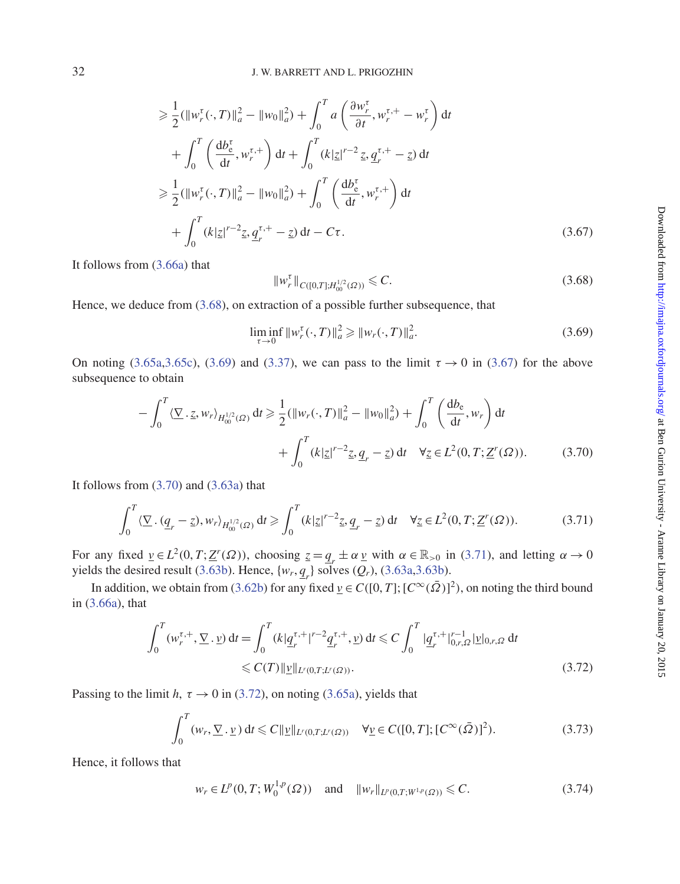$$
\begin{aligned}
&\geqslant \frac{1}{2}(\|w_r^\tau(\cdot,T)\|_a^2 - \|w_0\|_a^2) + \int_0^T a\left(\frac{\partial w_r^\tau}{\partial t}, w_r^{\tau,+} - w_r^\tau\right) \mathrm{d}t \\
&\quad + \int_0^T \left(\frac{\mathrm{d}b_\mathrm{e}^\tau}{\mathrm{d}t}, w_r^{\tau,+}\right) \mathrm{d}t + \int_0^T (k|\underline{z}|^{r-2}\,\underline{z}, \underline{q}_r^{\tau,+} - \underline{z})\,\mathrm{d}t \\
&\geqslant \frac{1}{2}(\|w_r^\tau(\cdot,T)\|_a^2 - \|w_0\|_a^2) + \int_0^T \left(\frac{\mathrm{d}b_\mathrm{e}^\tau}{\mathrm{d}t}, w_r^{\tau,+}\right) \mathrm{d}t \\
&\quad + \int_0^T (k|\underline{z}|^{r-2}\underline{z}, \underline{q}_r^{\tau,+} - \underline{z})\,\mathrm{d}t - C\tau.
\end{aligned} \tag{3.67}
$$

It follows from (3.66a) that

$$
\|w_r^\tau\|_{C([0,T];H_{00}^{1/2}(\Omega))} \leqslant C. \tag{3.68}
$$

Hence, we deduce from (3.68), on extraction of a possible further subsequence, that

$$
\liminf_{\tau\to 0} \|w_r^\tau(\cdot,T)\|_a^2 \geqslant \|w_r(\cdot,T)\|_a^2. \tag{3.69}
$$

On noting (3.65a,3.65c), (3.69) and (3.37), we can pass to the limit $\tau \to 0$ in (3.67) for the above subsequence to obtain

$$
\begin{aligned}
-\int_0^T \langle \underline{\nabla}\,.\,\underline{z}, w_r\rangle_{H_{00}^{1/2}(\Omega)}\,\mathrm{d}t \geqslant \frac{1}{2}(\|w_r(\cdot,T)\|_a^2 - \|w_0\|_a^2) + \int_0^T \left(\frac{\mathrm{d}b_\mathrm{e}}{\mathrm{d}t}, w_r\right) \mathrm{d}t \\
+ \int_0^T (k|\underline{z}|^{r-2}\underline{z}, \underline{q}_r - \underline{z})\,\mathrm{d}t \quad \forall \underline{z} \in L^2(0,T;\underline{Z}^r(\Omega)).
\end{aligned} \tag{3.70}
$$

It follows from (3.70) and (3.63a) that

$$
\int_0^T \langle \underline{\nabla}\,.\,(\underline{q}_r - \underline{z}), w_r\rangle_{H_{00}^{1/2}(\Omega)}\,\mathrm{d}t \geqslant \int_0^T (k|\underline{z}|^{r-2}\underline{z}, \underline{q}_r - \underline{z})\,\mathrm{d}t \quad \forall \underline{z} \in L^2(0,T;\underline{Z}^r(\Omega)). \tag{3.71}
$$

For any fixed $\underline{v} \in L^2(0,T;\underline{Z}^r(\Omega))$, choosing $\underline{z} = \underline{q}_r \pm \alpha\,\underline{v}$ with $\alpha \in \mathbb{R}_{>0}$ in (3.71), and letting $\alpha \to 0$ yields the desired result (3.63b). Hence, $\{w_r, \underline{q}_r\}$ solves $(Q_r)$, (3.63a,3.63b).

In addition, we obtain from (3.62b) for any fixed $\underline{v} \in C([0,T];[C^\infty(\bar{\Omega})]^2)$, on noting the third bound in (3.66a), that

$$
\begin{aligned}
\int_0^T (w_r^{\tau,+}, \underline{\nabla}\,.\,\underline{v})\,\mathrm{d}t = \int_0^T (k|\underline{q}_r^{\tau,+}|^{r-2}\underline{q}_r^{\tau,+}, \underline{v})\,\mathrm{d}t \leqslant C\int_0^T |\underline{q}_r^{\tau,+}|_{0,r,\Omega}^{r-1}|\underline{v}|_{0,r,\Omega}\,\mathrm{d}t \\
\leqslant C(T)\|\underline{v}\|_{L^r(0,T;L^r(\Omega))}.
\end{aligned} \tag{3.72}
$$

Passing to the limit $h$, $\tau \to 0$ in (3.72), on noting (3.65a), yields that

$$
\int_0^T (w_r, \underline{\nabla}\,.\,\underline{v})\,\mathrm{d}t \leqslant C\|\underline{v}\|_{L^r(0,T;L^r(\Omega))} \quad \forall \underline{v} \in C([0,T];[C^\infty(\bar{\Omega})]^2). \tag{3.73}
$$

Hence, it follows that

$$
w_r \in L^p(0,T;W_0^{1,p}(\Omega)) \quad \text{and} \quad \|w_r\|_{L^p(0,T;W^{1,p}(\Omega))} \leqslant C. \tag{3.74}
$$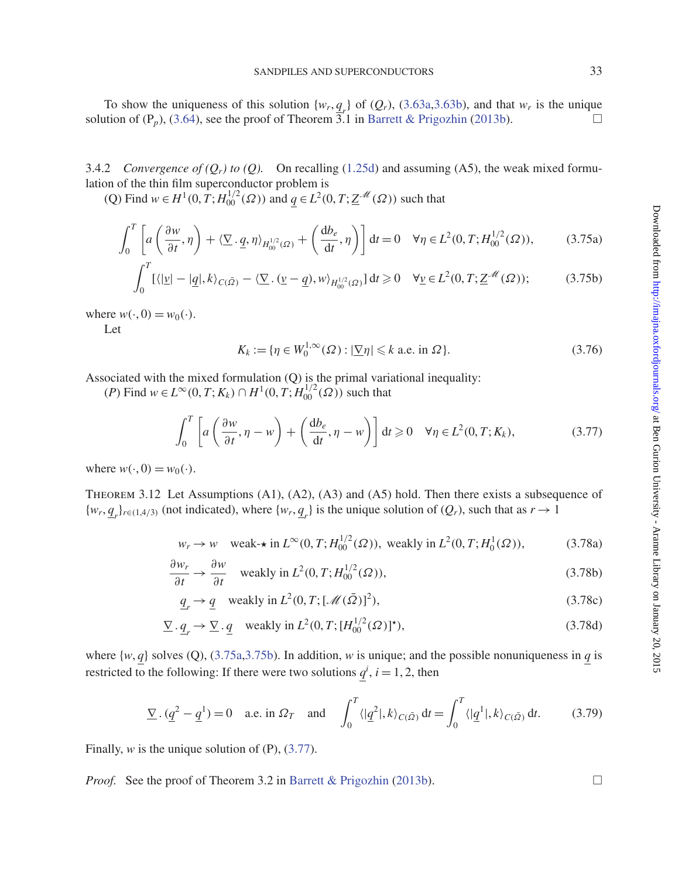To show the uniqueness of this solution $\{w_r, \underline{q}_r\}$ of $(Q_r)$, (3.63a,3.63b), and that $w_r$ is the unique solution of $(P_p)$, (3.64), see the proof of Theorem 3.1 in Barrett & Prigozhin (2013b). □

3.4.2 *Convergence of $(Q_r)$ to $(Q)$.* On recalling (1.25d) and assuming (A5), the weak mixed formulation of the thin film superconductor problem is

(Q) Find $w \in H^1(0,T; H^{1/2}_{00}(\Omega))$ and $\underline{q} \in L^2(0,T; \underline{Z}^{\mathscr{M}}(\Omega))$ such that

$$\int_0^T \left[ a\left(\frac{\partial w}{\partial t}, \eta\right) + \langle \underline{\nabla} \,.\, \underline{q}, \eta \rangle_{H^{1/2}_{00}(\Omega)} + \left(\frac{\mathrm{d}b_e}{\mathrm{d}t}, \eta\right) \right] \mathrm{d}t = 0 \quad \forall \eta \in L^2(0,T; H^{1/2}_{00}(\Omega)), \tag{3.75a}$$

$$\int_0^T [\langle |\underline{v}| - |\underline{q}|, k \rangle_{C(\bar{\Omega})} - \langle \underline{\nabla} \,.\, (\underline{v} - \underline{q}), w \rangle_{H^{1/2}_{00}(\Omega)}] \,\mathrm{d}t \geqslant 0 \quad \forall \underline{v} \in L^2(0,T; \underline{Z}^{\mathscr{M}}(\Omega)); \tag{3.75b}$$

where $w(\cdot, 0) = w_0(\cdot)$.

Let

$$K_k := \{\eta \in W^{1,\infty}_0(\Omega) : |\underline{\nabla} \eta| \leqslant k \text{ a.e. in } \Omega\}. \tag{3.76}$$

Associated with the mixed formulation (Q) is the primal variational inequality:

$(P)$ Find $w \in L^\infty(0,T; K_k) \cap H^1(0,T; H^{1/2}_{00}(\Omega))$ such that

$$\int_0^T \left[ a\left(\frac{\partial w}{\partial t}, \eta - w\right) + \left(\frac{\mathrm{d}b_e}{\mathrm{d}t}, \eta - w\right) \right] \mathrm{d}t \geqslant 0 \quad \forall \eta \in L^2(0,T; K_k), \tag{3.77}$$

where $w(\cdot, 0) = w_0(\cdot)$.

Theorem 3.12 Let Assumptions (A1), (A2), (A3) and (A5) hold. Then there exists a subsequence of $\{w_r, \underline{q}_r\}_{r \in (1,4/3)}$ (not indicated), where $\{w_r, \underline{q}_r\}$ is the unique solution of $(Q_r)$, such that as $r \to 1$

$$w_r \to w \quad \text{weak-}\star \text{ in } L^\infty(0,T; H^{1/2}_{00}(\Omega)), \text{ weakly in } L^2(0,T; H^1_0(\Omega)), \tag{3.78a}$$

$$\frac{\partial w_r}{\partial t} \to \frac{\partial w}{\partial t} \quad \text{weakly in } L^2(0,T; H^{1/2}_{00}(\Omega)), \tag{3.78b}$$

$$\underline{q}_r \to \underline{q} \quad \text{weakly in } L^2(0,T; [\mathscr{M}(\bar{\Omega})]^2), \tag{3.78c}$$

$$\underline{\nabla} \,.\, \underline{q}_r \to \underline{\nabla} \,.\, \underline{q} \quad \text{weakly in } L^2(0,T; [H^{1/2}_{00}(\Omega)]^\star), \tag{3.78d}$$

where $\{w, \underline{q}\}$ solves (Q), (3.75a,3.75b). In addition, $w$ is unique; and the possible nonuniqueness in $\underline{q}$ is restricted to the following: If there were two solutions $\underline{q}^i$, $i = 1, 2$, then

$$\underline{\nabla} \,.\, (\underline{q}^2 - \underline{q}^1) = 0 \quad \text{a.e. in } \Omega_T \quad \text{and} \quad \int_0^T \langle |\underline{q}^2|, k \rangle_{C(\bar{\Omega})} \,\mathrm{d}t = \int_0^T \langle |\underline{q}^1|, k \rangle_{C(\bar{\Omega})} \,\mathrm{d}t. \tag{3.79}$$

Finally, $w$ is the unique solution of (P), (3.77).

*Proof.* See the proof of Theorem 3.2 in Barrett & Prigozhin (2013b). □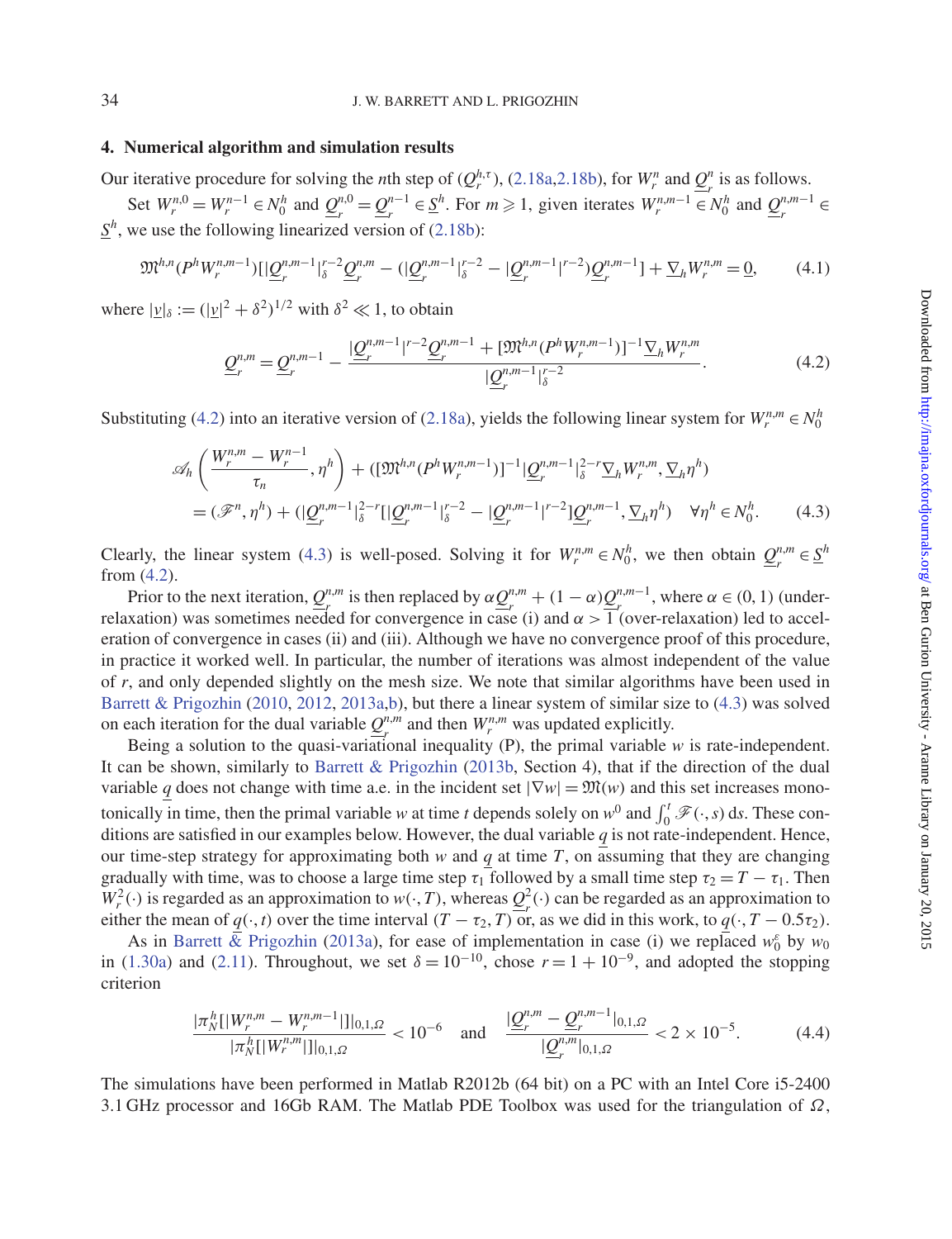## 4. Numerical algorithm and simulation results

Our iterative procedure for solving the $n$th step of $(Q_r^{h,\tau})$, (2.18a,2.18b), for $W_r^n$ and $\underline{Q}_r^n$ is as follows.

Set $W_r^{n,0} = W_r^{n-1} \in N_0^h$ and $\underline{Q}_r^{n,0} = \underline{Q}_r^{n-1} \in \underline{S}^h$. For $m \geqslant 1$, given iterates $W_r^{n,m-1} \in N_0^h$ and $\underline{Q}_r^{n,m-1} \in \underline{S}^h$, we use the following linearized version of (2.18b):

$$\mathfrak{M}^{h,n}(P^h W_r^{n,m-1})[|\underline{Q}_r^{n,m-1}|_\delta^{r-2}\underline{Q}_r^{n,m} - (|\underline{Q}_r^{n,m-1}|_\delta^{r-2} - |\underline{Q}_r^{n,m-1}|^{r-2})\underline{Q}_r^{n,m-1}] + \underline{\nabla}_h W_r^{n,m} = \underline{0}, \tag{4.1}$$

where $|\underline{v}|_\delta := (|\underline{v}|^2 + \delta^2)^{1/2}$ with $\delta^2 \ll 1$, to obtain

$$\underline{Q}_r^{n,m} = \underline{Q}_r^{n,m-1} - \frac{|\underline{Q}_r^{n,m-1}|^{r-2}\underline{Q}_r^{n,m-1} + [\mathfrak{M}^{h,n}(P^h W_r^{n,m-1})]^{-1}\underline{\nabla}_h W_r^{n,m}}{|\underline{Q}_r^{n,m-1}|_\delta^{r-2}}. \tag{4.2}$$

Substituting (4.2) into an iterative version of (2.18a), yields the following linear system for $W_r^{n,m} \in N_0^h$

$$\begin{aligned}
&\mathscr{A}_h\left(\frac{W_r^{n,m} - W_r^{n-1}}{\tau_n}, \eta^h\right) + ([\mathfrak{M}^{h,n}(P^h W_r^{n,m-1})]^{-1}|\underline{Q}_r^{n,m-1}|_\delta^{2-r}\underline{\nabla}_h W_r^{n,m}, \underline{\nabla}_h \eta^h) \\
&= (\mathscr{F}^n, \eta^h) + (|\underline{Q}_r^{n,m-1}|_\delta^{2-r}[|\underline{Q}_r^{n,m-1}|_\delta^{r-2} - |\underline{Q}_r^{n,m-1}|^{r-2}]\underline{Q}_r^{n,m-1}, \underline{\nabla}_h \eta^h) \quad \forall \eta^h \in N_0^h.
\end{aligned} \tag{4.3}$$

Clearly, the linear system (4.3) is well-posed. Solving it for $W_r^{n,m} \in N_0^h$, we then obtain $\underline{Q}_r^{n,m} \in \underline{S}^h$ from (4.2).

Prior to the next iteration, $\underline{Q}_r^{n,m}$ is then replaced by $\alpha \underline{Q}_r^{n,m} + (1-\alpha)\underline{Q}_r^{n,m-1}$, where $\alpha \in (0,1)$ (under-relaxation) was sometimes needed for convergence in case (i) and $\alpha > 1$ (over-relaxation) led to acceleration of convergence in cases (ii) and (iii). Although we have no convergence proof of this procedure, in practice it worked well. In particular, the number of iterations was almost independent of the value of $r$, and only depended slightly on the mesh size. We note that similar algorithms have been used in Barrett & Prigozhin (2010, 2012, 2013a,b), but there a linear system of similar size to (4.3) was solved on each iteration for the dual variable $\underline{Q}_r^{n,m}$ and then $W_r^{n,m}$ was updated explicitly.

Being a solution to the quasi-variational inequality (P), the primal variable $w$ is rate-independent. It can be shown, similarly to Barrett & Prigozhin (2013b, Section 4), that if the direction of the dual variable $\underline{q}$ does not change with time a.e. in the incident set $|\nabla w| = \mathfrak{M}(w)$ and this set increases monotonically in time, then the primal variable $w$ at time $t$ depends solely on $w^0$ and $\int_0^t \mathscr{F}(\cdot, s)\,\mathrm{d}s$. These conditions are satisfied in our examples below. However, the dual variable $\underline{q}$ is not rate-independent. Hence, our time-step strategy for approximating both $w$ and $\underline{q}$ at time $T$, on assuming that they are changing gradually with time, was to choose a large time step $\tau_1$ followed by a small time step $\tau_2 = T - \tau_1$. Then $W_r^2(\cdot)$ is regarded as an approximation to $w(\cdot, T)$, whereas $\underline{Q}_r^2(\cdot)$ can be regarded as an approximation to either the mean of $\underline{q}(\cdot, t)$ over the time interval $(T - \tau_2, T)$ or, as we did in this work, to $\underline{q}(\cdot, T - 0.5\tau_2)$.

As in Barrett & Prigozhin (2013a), for ease of implementation in case (i) we replaced $w_0^\varepsilon$ by $w_0$ in (1.30a) and (2.11). Throughout, we set $\delta = 10^{-10}$, chose $r = 1 + 10^{-9}$, and adopted the stopping criterion

$$\frac{|\pi_N^h[|W_r^{n,m} - W_r^{n,m-1}|]|_{0,1,\Omega}}{|\pi_N^h[|W_r^{n,m}|]|_{0,1,\Omega}} < 10^{-6} \quad \text{and} \quad \frac{|\underline{Q}_r^{n,m} - \underline{Q}_r^{n,m-1}|_{0,1,\Omega}}{|\underline{Q}_r^{n,m}|_{0,1,\Omega}} < 2 \times 10^{-5}. \tag{4.4}$$

The simulations have been performed in Matlab R2012b (64 bit) on a PC with an Intel Core i5-2400 3.1 GHz processor and 16Gb RAM. The Matlab PDE Toolbox was used for the triangulation of $\Omega$,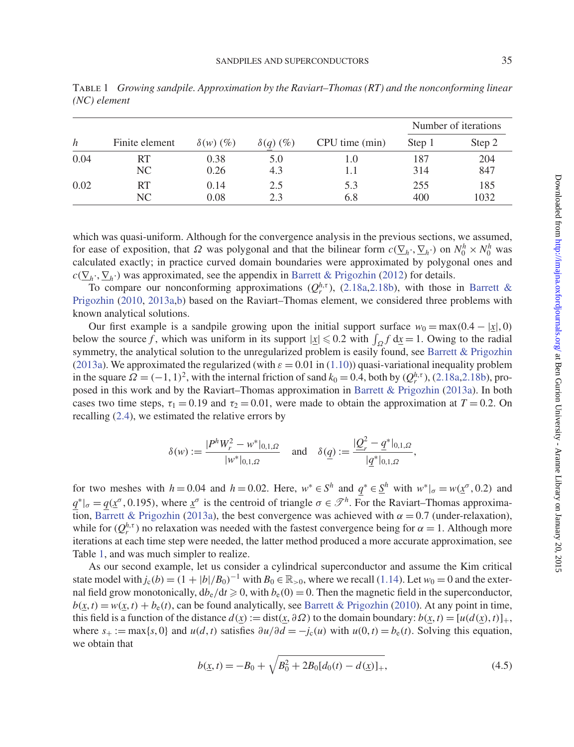TABLE 1 *Growing sandpile. Approximation by the Raviart–Thomas (RT) and the nonconforming linear (NC) element*

| $h$ | Finite element | $\delta(w)$ (%) | $\delta(\underline{q})$ (%) | CPU time (min) | Number of iterations | |
|---|---|---|---|---|---|---|
| | | | | | Step 1 | Step 2 |
| 0.04 | RT | 0.38 | 5.0 | 1.0 | 187 | 204 |
| | NC | 0.26 | 4.3 | 1.1 | 314 | 847 |
| 0.02 | RT | 0.14 | 2.5 | 5.3 | 255 | 185 |
| | NC | 0.08 | 2.3 | 6.8 | 400 | 1032 |

which was quasi-uniform. Although for the convergence analysis in the previous sections, we assumed, for ease of exposition, that $\Omega$ was polygonal and that the bilinear form $c(\underline{\nabla}_h\cdot, \underline{\nabla}_h\cdot)$ on $N_0^h \times N_0^h$ was calculated exactly; in practice curved domain boundaries were approximated by polygonal ones and $c(\underline{\nabla}_h\cdot, \underline{\nabla}_h\cdot)$ was approximated, see the appendix in Barrett & Prigozhin (2012) for details.

To compare our nonconforming approximations $(Q_r^{h,\tau})$, (2.18a,2.18b), with those in Barrett & Prigozhin (2010, 2013a,b) based on the Raviart–Thomas element, we considered three problems with known analytical solutions.

Our first example is a sandpile growing upon the initial support surface $w_0 = \max(0.4 - |\underline{x}|, 0)$ below the source $f$, which was uniform in its support $|\underline{x}| \leqslant 0.2$ with $\int_\Omega f \, d\underline{x} = 1$. Owing to the radial symmetry, the analytical solution to the unregularized problem is easily found, see Barrett & Prigozhin (2013a). We approximated the regularized (with $\varepsilon = 0.01$ in (1.10)) quasi-variational inequality problem in the square $\Omega = (-1, 1)^2$, with the internal friction of sand $k_0 = 0.4$, both by $(Q_r^{h,\tau})$, (2.18a,2.18b), proposed in this work and by the Raviart–Thomas approximation in Barrett & Prigozhin (2013a). In both cases two time steps, $\tau_1 = 0.19$ and $\tau_2 = 0.01$, were made to obtain the approximation at $T = 0.2$. On recalling (2.4), we estimated the relative errors by

$$\delta(w) := \frac{|P^h W_r^2 - w^*|_{0,1,\Omega}}{|w^*|_{0,1,\Omega}} \quad \text{and} \quad \delta(\underline{q}) := \frac{|\underline{Q}_r^2 - \underline{q}^*|_{0,1,\Omega}}{|\underline{q}^*|_{0,1,\Omega}},$$

for two meshes with $h = 0.04$ and $h = 0.02$. Here, $w^* \in S^h$ and $\underline{q}^* \in \underline{S}^h$ with $w^*|_\sigma = w(\underline{x}^\sigma, 0.2)$ and $\underline{q}^*|_\sigma = \underline{q}(\underline{x}^\sigma, 0.195)$, where $\underline{x}^\sigma$ is the centroid of triangle $\sigma \in \mathscr{T}^h$. For the Raviart–Thomas approximation, Barrett & Prigozhin (2013a), the best convergence was achieved with $\alpha = 0.7$ (under-relaxation), while for $(Q_r^{h,\tau})$ no relaxation was needed with the fastest convergence being for $\alpha = 1$. Although more iterations at each time step were needed, the latter method produced a more accurate approximation, see Table 1, and was much simpler to realize.

As our second example, let us consider a cylindrical superconductor and assume the Kim critical state model with $j_c(b) = (1 + |b|/B_0)^{-1}$ with $B_0 \in \mathbb{R}_{>0}$, where we recall (1.14). Let $w_0 = 0$ and the external field grow monotonically, $db_e/dt \geqslant 0$, with $b_e(0) = 0$. Then the magnetic field in the superconductor, $b(\underline{x}, t) = w(\underline{x}, t) + b_e(t)$, can be found analytically, see Barrett & Prigozhin (2010). At any point in time, this field is a function of the distance $d(\underline{x}) := \text{dist}(\underline{x}, \partial\Omega)$ to the domain boundary: $b(\underline{x}, t) = [u(d(\underline{x}), t)]_+$, where $s_+ := \max\{s, 0\}$ and $u(d, t)$ satisfies $\partial u/\partial d = -j_c(u)$ with $u(0, t) = b_e(t)$. Solving this equation, we obtain that

$$b(\underline{x}, t) = -B_0 + \sqrt{B_0^2 + 2B_0[d_0(t) - d(\underline{x})]_+}, \tag{4.5}$$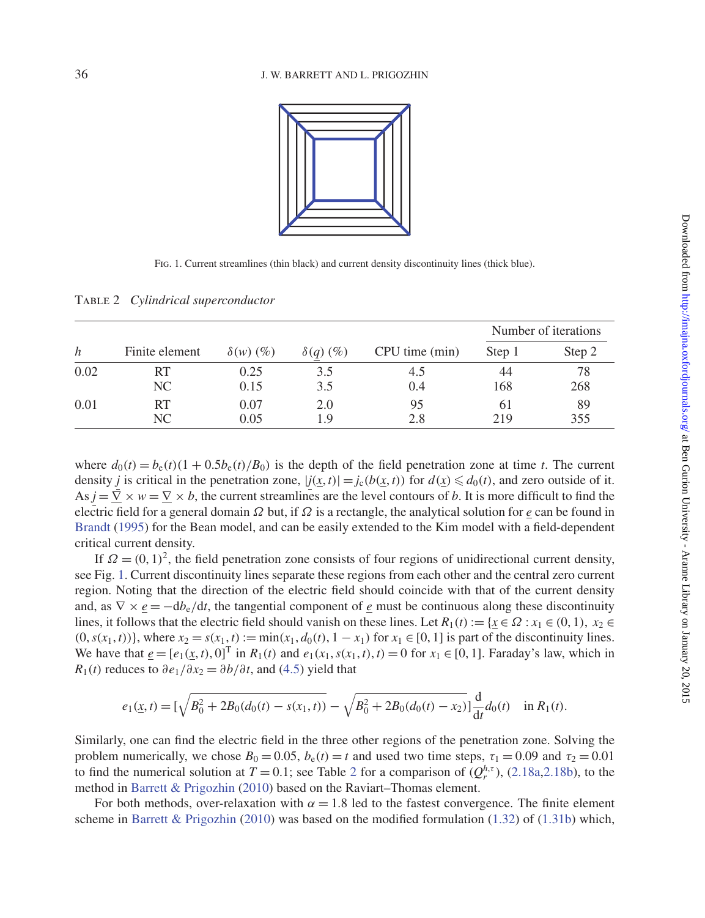FIG. 1. Current streamlines (thin black) and current density discontinuity lines (thick blue).

TABLE 2 *Cylindrical superconductor*

| $h$ | Finite element | $\delta(w)$ (%) | $\delta(\underline{q})$ (%) | CPU time (min) | Number of iterations | |
|---|---|---|---|---|---|---|
| | | | | | Step 1 | Step 2 |
| 0.02 | RT | 0.25 | 3.5 | 4.5 | 44 | 78 |
| | NC | 0.15 | 3.5 | 0.4 | 168 | 268 |
| 0.01 | RT | 0.07 | 2.0 | 95 | 61 | 89 |
| | NC | 0.05 | 1.9 | 2.8 | 219 | 355 |

where $d_0(t) = b_e(t)(1 + 0.5b_e(t)/B_0)$ is the depth of the field penetration zone at time $t$. The current density $\underline{j}$ is critical in the penetration zone, $|\underline{j}(\underline{x}, t)| = j_c(b(\underline{x}, t))$ for $d(\underline{x}) \leqslant d_0(t)$, and zero outside of it. As $\underline{j} = \underline{\nabla} \times w = \underline{\nabla} \times b$, the current streamlines are the level contours of $b$. It is more difficult to find the electric field for a general domain $\Omega$ but, if $\Omega$ is a rectangle, the analytical solution for $\underline{e}$ can be found in Brandt (1995) for the Bean model, and can be easily extended to the Kim model with a field-dependent critical current density.

If $\Omega = (0, 1)^2$, the field penetration zone consists of four regions of unidirectional current density, see Fig. 1. Current discontinuity lines separate these regions from each other and the central zero current region. Noting that the direction of the electric field should coincide with that of the current density and, as $\nabla \times \underline{e} = -\mathrm{d}b_e/\mathrm{d}t$, the tangential component of $\underline{e}$ must be continuous along these discontinuity lines, it follows that the electric field should vanish on these lines. Let $R_1(t) := \{\underline{x} \in \Omega : x_1 \in (0, 1),\ x_2 \in (0, s(x_1, t))\}$, where $x_2 = s(x_1, t) := \min(x_1, d_0(t), 1 - x_1)$ for $x_1 \in [0, 1]$ is part of the discontinuity lines. We have that $\underline{e} = [e_1(\underline{x}, t), 0]^{\mathrm{T}}$ in $R_1(t)$ and $e_1(x_1, s(x_1, t), t) = 0$ for $x_1 \in [0, 1]$. Faraday's law, which in $R_1(t)$ reduces to $\partial e_1/\partial x_2 = \partial b/\partial t$, and (4.5) yield that

$$e_1(\underline{x}, t) = \left[\sqrt{B_0^2 + 2B_0(d_0(t) - s(x_1, t))} - \sqrt{B_0^2 + 2B_0(d_0(t) - x_2)}\right]\frac{\mathrm{d}}{\mathrm{d}t}d_0(t) \quad \text{in } R_1(t).$$

Similarly, one can find the electric field in the three other regions of the penetration zone. Solving the problem numerically, we chose $B_0 = 0.05$, $b_e(t) = t$ and used two time steps, $\tau_1 = 0.09$ and $\tau_2 = 0.01$ to find the numerical solution at $T = 0.1$; see Table 2 for a comparison of $(Q_r^{h,\tau})$, (2.18a,2.18b), to the method in Barrett & Prigozhin (2010) based on the Raviart–Thomas element.

For both methods, over-relaxation with $\alpha = 1.8$ led to the fastest convergence. The finite element scheme in Barrett & Prigozhin (2010) was based on the modified formulation (1.32) of (1.31b) which,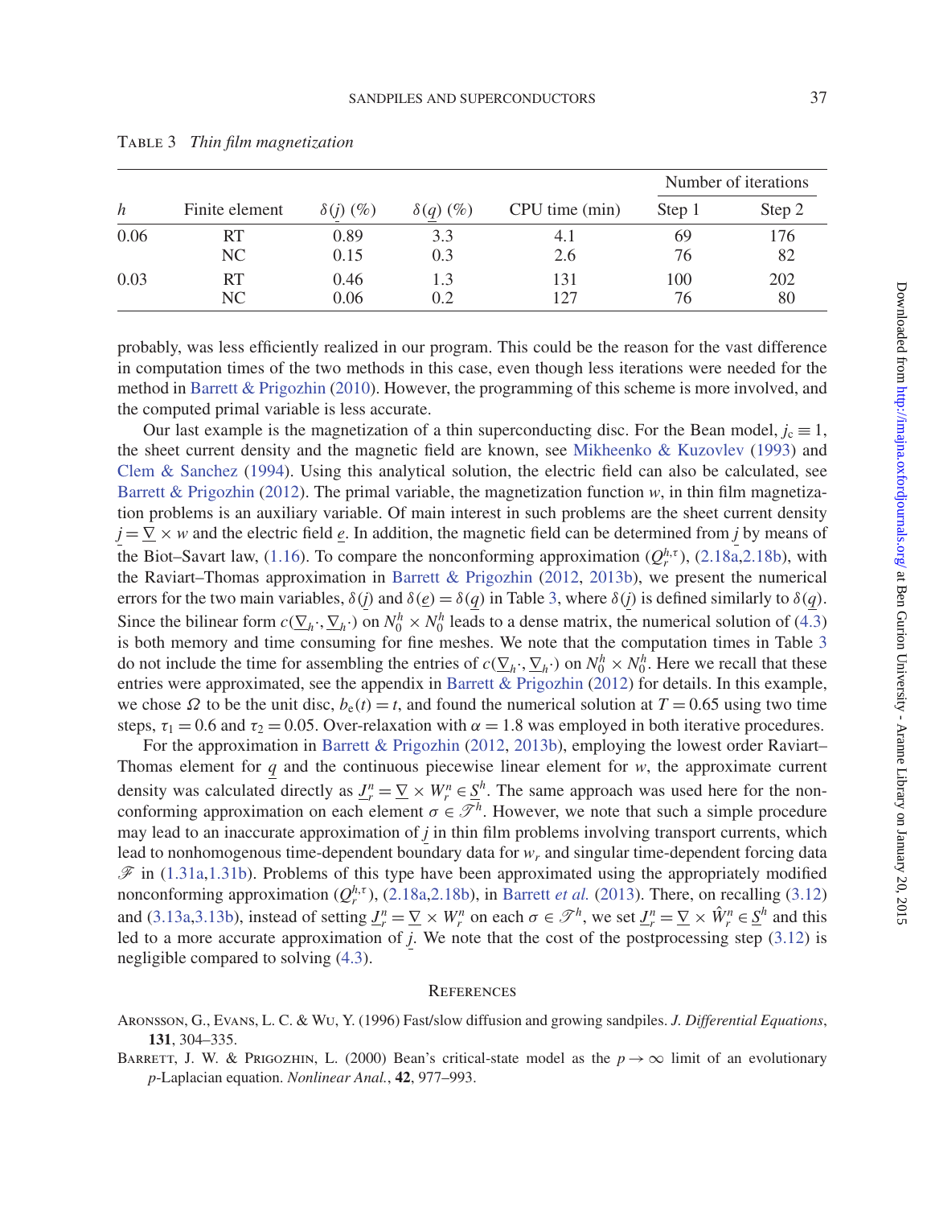TABLE 3 *Thin film magnetization*

| $h$ | Finite element | $\delta(\underline{j})$ (%) | $\delta(\underline{q})$ (%) | CPU time (min) | Number of iterations | |
|---|---|---|---|---|---|---|
| | | | | | Step 1 | Step 2 |
| 0.06 | RT | 0.89 | 3.3 | 4.1 | 69 | 176 |
| | NC | 0.15 | 0.3 | 2.6 | 76 | 82 |
| 0.03 | RT | 0.46 | 1.3 | 131 | 100 | 202 |
| | NC | 0.06 | 0.2 | 127 | 76 | 80 |

probably, was less efficiently realized in our program. This could be the reason for the vast difference in computation times of the two methods in this case, even though less iterations were needed for the method in Barrett & Prigozhin (2010). However, the programming of this scheme is more involved, and the computed primal variable is less accurate.

Our last example is the magnetization of a thin superconducting disc. For the Bean model, $j_c \equiv 1$, the sheet current density and the magnetic field are known, see Mikheenko & Kuzovlev (1993) and Clem & Sanchez (1994). Using this analytical solution, the electric field can also be calculated, see Barrett & Prigozhin (2012). The primal variable, the magnetization function $w$, in thin film magnetization problems is an auxiliary variable. Of main interest in such problems are the sheet current density $\underline{j} = \underline{\nabla} \times w$ and the electric field $\underline{e}$. In addition, the magnetic field can be determined from $\underline{j}$ by means of the Biot–Savart law, (1.16). To compare the nonconforming approximation $(Q_r^{h,\tau})$, (2.18a,2.18b), with the Raviart–Thomas approximation in Barrett & Prigozhin (2012, 2013b), we present the numerical errors for the two main variables, $\delta(\underline{j})$ and $\delta(\underline{e}) = \delta(\underline{q})$ in Table 3, where $\delta(\underline{j})$ is defined similarly to $\delta(\underline{q})$. Since the bilinear form $c(\underline{\nabla}_h \cdot, \underline{\nabla}_h \cdot)$ on $N_0^h \times N_0^h$ leads to a dense matrix, the numerical solution of (4.3) is both memory and time consuming for fine meshes. We note that the computation times in Table 3 do not include the time for assembling the entries of $c(\underline{\nabla}_h \cdot, \underline{\nabla}_h \cdot)$ on $N_0^h \times N_0^h$. Here we recall that these entries were approximated, see the appendix in Barrett & Prigozhin (2012) for details. In this example, we chose $\Omega$ to be the unit disc, $b_e(t) = t$, and found the numerical solution at $T = 0.65$ using two time steps, $\tau_1 = 0.6$ and $\tau_2 = 0.05$. Over-relaxation with $\alpha = 1.8$ was employed in both iterative procedures.

For the approximation in Barrett & Prigozhin (2012, 2013b), employing the lowest order Raviart–Thomas element for $\underline{q}$ and the continuous piecewise linear element for $w$, the approximate current density was calculated directly as $\underline{J}_r^n = \underline{\nabla} \times W_r^n \in \underline{S}^h$. The same approach was used here for the nonconforming approximation on each element $\sigma \in \mathscr{T}^h$. However, we note that such a simple procedure may lead to an inaccurate approximation of $\underline{j}$ in thin film problems involving transport currents, which lead to nonhomogenous time-dependent boundary data for $w_r$ and singular time-dependent forcing data $\mathscr{F}$ in (1.31a,1.31b). Problems of this type have been approximated using the appropriately modified nonconforming approximation $(Q_r^{h,\tau})$, (2.18a,2.18b), in Barrett *et al.* (2013). There, on recalling (3.12) and (3.13a,3.13b), instead of setting $\underline{J}_r^n = \underline{\nabla} \times W_r^n$ on each $\sigma \in \mathscr{T}^h$, we set $\underline{J}_r^n = \underline{\nabla} \times \hat{W}_r^n \in \underline{S}^h$ and this led to a more accurate approximation of $\underline{j}$. We note that the cost of the postprocessing step (3.12) is negligible compared to solving (4.3).

## REFERENCES

ARONSSON, G., EVANS, L. C. & WU, Y. (1996) Fast/slow diffusion and growing sandpiles. *J. Differential Equations*, **131**, 304–335.

BARRETT, J. W. & PRIGOZHIN, L. (2000) Bean's critical-state model as the $p \to \infty$ limit of an evolutionary $p$-Laplacian equation. *Nonlinear Anal.*, **42**, 977–993.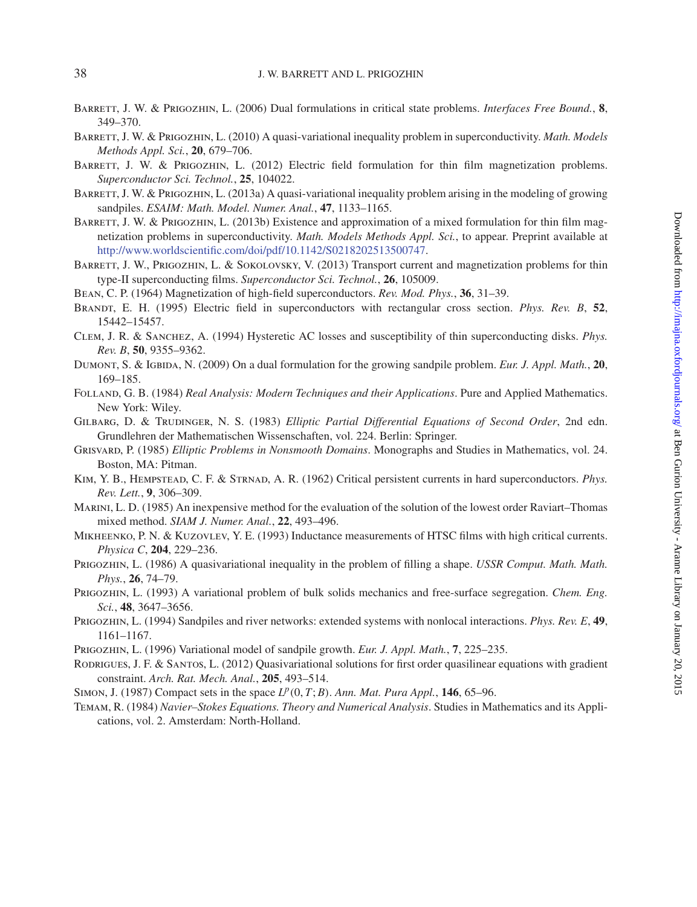Barrett, J. W. & Prigozhin, L. (2006) Dual formulations in critical state problems. *Interfaces Free Bound.*, **8**, 349–370.

Barrett, J. W. & Prigozhin, L. (2010) A quasi-variational inequality problem in superconductivity. *Math. Models Methods Appl. Sci.*, **20**, 679–706.

Barrett, J. W. & Prigozhin, L. (2012) Electric field formulation for thin film magnetization problems. *Superconductor Sci. Technol.*, **25**, 104022.

Barrett, J. W. & Prigozhin, L. (2013a) A quasi-variational inequality problem arising in the modeling of growing sandpiles. *ESAIM: Math. Model. Numer. Anal.*, **47**, 1133–1165.

Barrett, J. W. & Prigozhin, L. (2013b) Existence and approximation of a mixed formulation for thin film magnetization problems in superconductivity. *Math. Models Methods Appl. Sci.*, to appear. Preprint available at http://www.worldscientific.com/doi/pdf/10.1142/S0218202513500747.

Barrett, J. W., Prigozhin, L. & Sokolovsky, V. (2013) Transport current and magnetization problems for thin type-II superconducting films. *Superconductor Sci. Technol.*, **26**, 105009.

Bean, C. P. (1964) Magnetization of high-field superconductors. *Rev. Mod. Phys.*, **36**, 31–39.

Brandt, E. H. (1995) Electric field in superconductors with rectangular cross section. *Phys. Rev. B*, **52**, 15442–15457.

Clem, J. R. & Sanchez, A. (1994) Hysteretic AC losses and susceptibility of thin superconducting disks. *Phys. Rev. B*, **50**, 9355–9362.

Dumont, S. & Igbida, N. (2009) On a dual formulation for the growing sandpile problem. *Eur. J. Appl. Math.*, **20**, 169–185.

Folland, G. B. (1984) *Real Analysis: Modern Techniques and their Applications*. Pure and Applied Mathematics. New York: Wiley.

Gilbarg, D. & Trudinger, N. S. (1983) *Elliptic Partial Differential Equations of Second Order*, 2nd edn. Grundlehren der Mathematischen Wissenschaften, vol. 224. Berlin: Springer.

Grisvard, P. (1985) *Elliptic Problems in Nonsmooth Domains*. Monographs and Studies in Mathematics, vol. 24. Boston, MA: Pitman.

Kim, Y. B., Hempstead, C. F. & Strnad, A. R. (1962) Critical persistent currents in hard superconductors. *Phys. Rev. Lett.*, **9**, 306–309.

Marini, L. D. (1985) An inexpensive method for the evaluation of the solution of the lowest order Raviart–Thomas mixed method. *SIAM J. Numer. Anal.*, **22**, 493–496.

Mikheenko, P. N. & Kuzovlev, Y. E. (1993) Inductance measurements of HTSC films with high critical currents. *Physica C*, **204**, 229–236.

Prigozhin, L. (1986) A quasivariational inequality in the problem of filling a shape. *USSR Comput. Math. Math. Phys.*, **26**, 74–79.

Prigozhin, L. (1993) A variational problem of bulk solids mechanics and free-surface segregation. *Chem. Eng. Sci.*, **48**, 3647–3656.

Prigozhin, L. (1994) Sandpiles and river networks: extended systems with nonlocal interactions. *Phys. Rev. E*, **49**, 1161–1167.

Prigozhin, L. (1996) Variational model of sandpile growth. *Eur. J. Appl. Math.*, **7**, 225–235.

Rodrigues, J. F. & Santos, L. (2012) Quasivariational solutions for first order quasilinear equations with gradient constraint. *Arch. Rat. Mech. Anal.*, **205**, 493–514.

Simon, J. (1987) Compact sets in the space $L^p(0, T; B)$. *Ann. Mat. Pura Appl.*, **146**, 65–96.

Temam, R. (1984) *Navier–Stokes Equations. Theory and Numerical Analysis*. Studies in Mathematics and its Applications, vol. 2. Amsterdam: North-Holland.